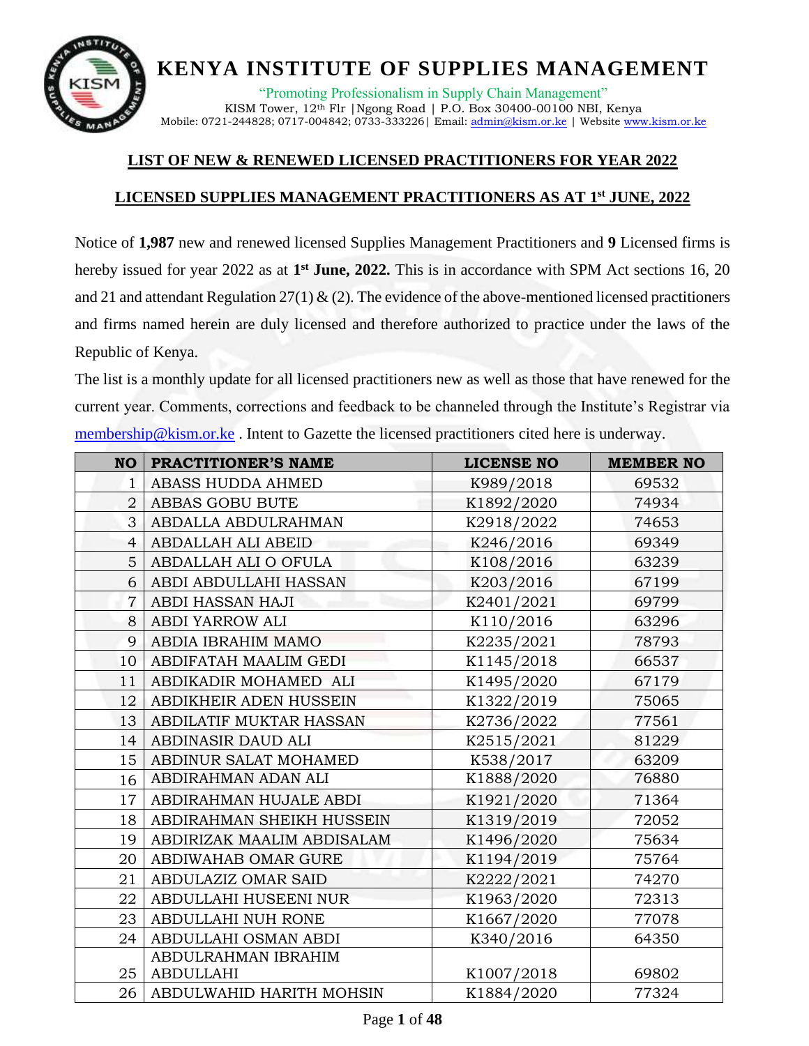# KENYA INSTITUTE OF SUPPLIES MANAGEMENT

"Promoting Professionalism in Supply Chain Management"
KISM Tower, 12th Flr |Ngong Road | P.O. Box 30400-00100 NBI, Kenya
Mobile: 0721-244828; 0717-004842; 0733-333226| Email: admin@kism.or.ke | Website www.kism.or.ke

## LIST OF NEW & RENEWED LICENSED PRACTITIONERS FOR YEAR 2022

## LICENSED SUPPLIES MANAGEMENT PRACTITIONERS AS AT 1st JUNE, 2022

Notice of **1,987** new and renewed licensed Supplies Management Practitioners and **9** Licensed firms is hereby issued for year 2022 as at **1st June, 2022.** This is in accordance with SPM Act sections 16, 20 and 21 and attendant Regulation 27(1) & (2). The evidence of the above-mentioned licensed practitioners and firms named herein are duly licensed and therefore authorized to practice under the laws of the Republic of Kenya.

The list is a monthly update for all licensed practitioners new as well as those that have renewed for the current year. Comments, corrections and feedback to be channeled through the Institute's Registrar via membership@kism.or.ke . Intent to Gazette the licensed practitioners cited here is underway.

| NO | PRACTITIONER'S NAME | LICENSE NO | MEMBER NO |
|---|---|---|---|
| 1 | ABASS HUDDA AHMED | K989/2018 | 69532 |
| 2 | ABBAS GOBU BUTE | K1892/2020 | 74934 |
| 3 | ABDALLA ABDULRAHMAN | K2918/2022 | 74653 |
| 4 | ABDALLAH ALI ABEID | K246/2016 | 69349 |
| 5 | ABDALLAH ALI O OFULA | K108/2016 | 63239 |
| 6 | ABDI ABDULLAHI HASSAN | K203/2016 | 67199 |
| 7 | ABDI HASSAN HAJI | K2401/2021 | 69799 |
| 8 | ABDI YARROW ALI | K110/2016 | 63296 |
| 9 | ABDIA IBRAHIM MAMO | K2235/2021 | 78793 |
| 10 | ABDIFATAH MAALIM GEDI | K1145/2018 | 66537 |
| 11 | ABDIKADIR MOHAMED ALI | K1495/2020 | 67179 |
| 12 | ABDIKHEIR ADEN HUSSEIN | K1322/2019 | 75065 |
| 13 | ABDILATIF MUKTAR HASSAN | K2736/2022 | 77561 |
| 14 | ABDINASIR DAUD ALI | K2515/2021 | 81229 |
| 15 | ABDINUR SALAT MOHAMED | K538/2017 | 63209 |
| 16 | ABDIRAHMAN ADAN ALI | K1888/2020 | 76880 |
| 17 | ABDIRAHMAN HUJALE ABDI | K1921/2020 | 71364 |
| 18 | ABDIRAHMAN SHEIKH HUSSEIN | K1319/2019 | 72052 |
| 19 | ABDIRIZAK MAALIM ABDISALAM | K1496/2020 | 75634 |
| 20 | ABDIWAHAB OMAR GURE | K1194/2019 | 75764 |
| 21 | ABDULAZIZ OMAR SAID | K2222/2021 | 74270 |
| 22 | ABDULLAHI HUSEENI NUR | K1963/2020 | 72313 |
| 23 | ABDULLAHI NUH RONE | K1667/2020 | 77078 |
| 24 | ABDULLAHI OSMAN ABDI | K340/2016 | 64350 |
| 25 | ABDULRAHMAN IBRAHIM ABDULLAHI | K1007/2018 | 69802 |
| 26 | ABDULWAHID HARITH MOHSIN | K1884/2020 | 77324 |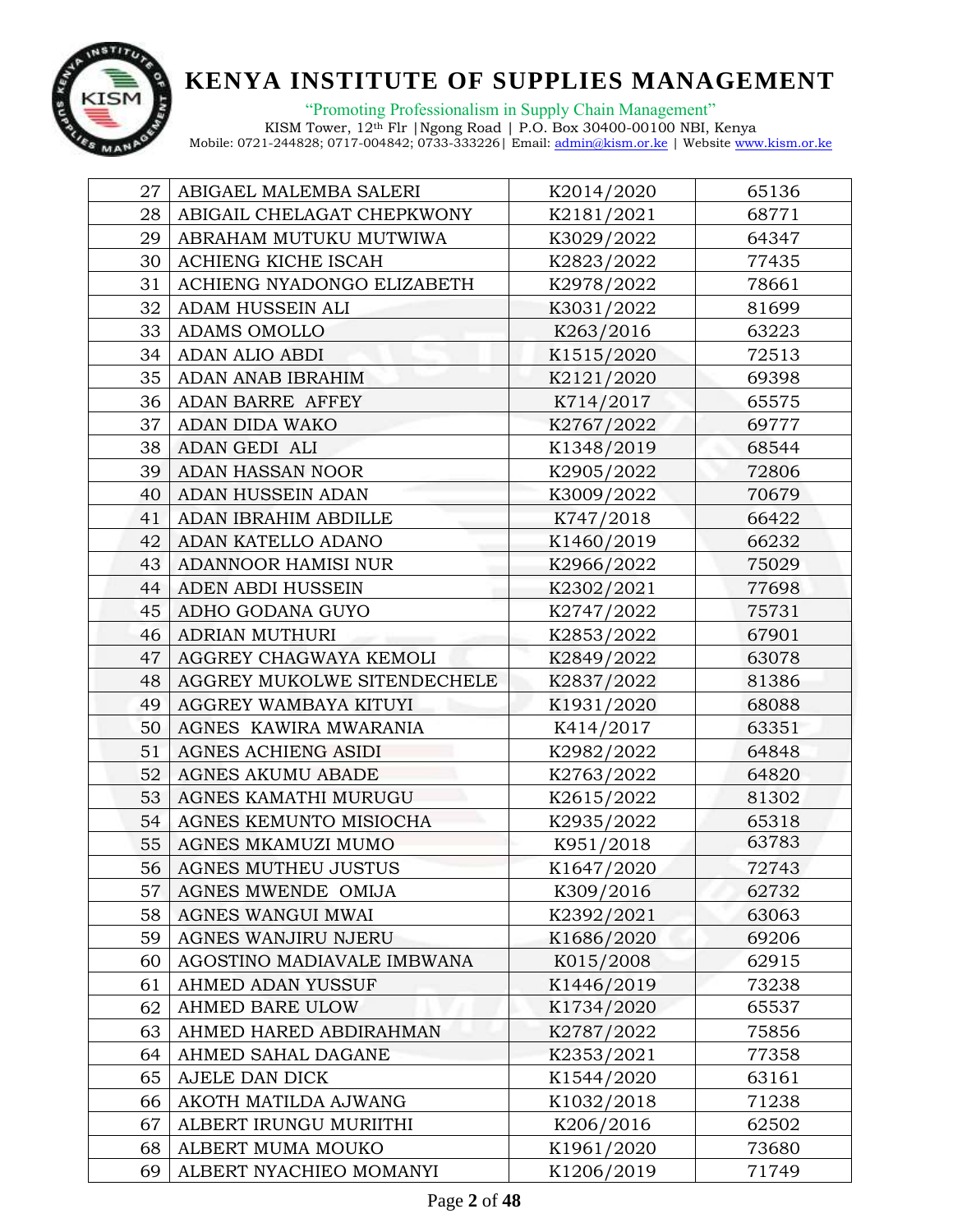# KENYA INSTITUTE OF SUPPLIES MANAGEMENT

"Promoting Professionalism in Supply Chain Management"

KISM Tower, 12th Flr |Ngong Road | P.O. Box 30400-00100 NBI, Kenya

Mobile: 0721-244828; 0717-004842; 0733-333226| Email: admin@kism.or.ke | Website www.kism.or.ke

| | | | |
|---|---|---|---|
| 27 | ABIGAEL MALEMBA SALERI | K2014/2020 | 65136 |
| 28 | ABIGAIL CHELAGAT CHEPKWONY | K2181/2021 | 68771 |
| 29 | ABRAHAM MUTUKU MUTWIWA | K3029/2022 | 64347 |
| 30 | ACHIENG KICHE ISCAH | K2823/2022 | 77435 |
| 31 | ACHIENG NYADONGO ELIZABETH | K2978/2022 | 78661 |
| 32 | ADAM HUSSEIN ALI | K3031/2022 | 81699 |
| 33 | ADAMS OMOLLO | K263/2016 | 63223 |
| 34 | ADAN ALIO ABDI | K1515/2020 | 72513 |
| 35 | ADAN ANAB IBRAHIM | K2121/2020 | 69398 |
| 36 | ADAN BARRE AFFEY | K714/2017 | 65575 |
| 37 | ADAN DIDA WAKO | K2767/2022 | 69777 |
| 38 | ADAN GEDI ALI | K1348/2019 | 68544 |
| 39 | ADAN HASSAN NOOR | K2905/2022 | 72806 |
| 40 | ADAN HUSSEIN ADAN | K3009/2022 | 70679 |
| 41 | ADAN IBRAHIM ABDILLE | K747/2018 | 66422 |
| 42 | ADAN KATELLO ADANO | K1460/2019 | 66232 |
| 43 | ADANNOOR HAMISI NUR | K2966/2022 | 75029 |
| 44 | ADEN ABDI HUSSEIN | K2302/2021 | 77698 |
| 45 | ADHO GODANA GUYO | K2747/2022 | 75731 |
| 46 | ADRIAN MUTHURI | K2853/2022 | 67901 |
| 47 | AGGREY CHAGWAYA KEMOLI | K2849/2022 | 63078 |
| 48 | AGGREY MUKOLWE SITENDECHELE | K2837/2022 | 81386 |
| 49 | AGGREY WAMBAYA KITUYI | K1931/2020 | 68088 |
| 50 | AGNES KAWIRA MWARANIA | K414/2017 | 63351 |
| 51 | AGNES ACHIENG ASIDI | K2982/2022 | 64848 |
| 52 | AGNES AKUMU ABADE | K2763/2022 | 64820 |
| 53 | AGNES KAMATHI MURUGU | K2615/2022 | 81302 |
| 54 | AGNES KEMUNTO MISIOCHA | K2935/2022 | 65318 |
| 55 | AGNES MKAMUZI MUMO | K951/2018 | 63783 |
| 56 | AGNES MUTHEU JUSTUS | K1647/2020 | 72743 |
| 57 | AGNES MWENDE OMIJA | K309/2016 | 62732 |
| 58 | AGNES WANGUI MWAI | K2392/2021 | 63063 |
| 59 | AGNES WANJIRU NJERU | K1686/2020 | 69206 |
| 60 | AGOSTINO MADIAVALE IMBWANA | K015/2008 | 62915 |
| 61 | AHMED ADAN YUSSUF | K1446/2019 | 73238 |
| 62 | AHMED BARE ULOW | K1734/2020 | 65537 |
| 63 | AHMED HARED ABDIRAHMAN | K2787/2022 | 75856 |
| 64 | AHMED SAHAL DAGANE | K2353/2021 | 77358 |
| 65 | AJELE DAN DICK | K1544/2020 | 63161 |
| 66 | AKOTH MATILDA AJWANG | K1032/2018 | 71238 |
| 67 | ALBERT IRUNGU MURIITHI | K206/2016 | 62502 |
| 68 | ALBERT MUMA MOUKO | K1961/2020 | 73680 |
| 69 | ALBERT NYACHIEO MOMANYI | K1206/2019 | 71749 |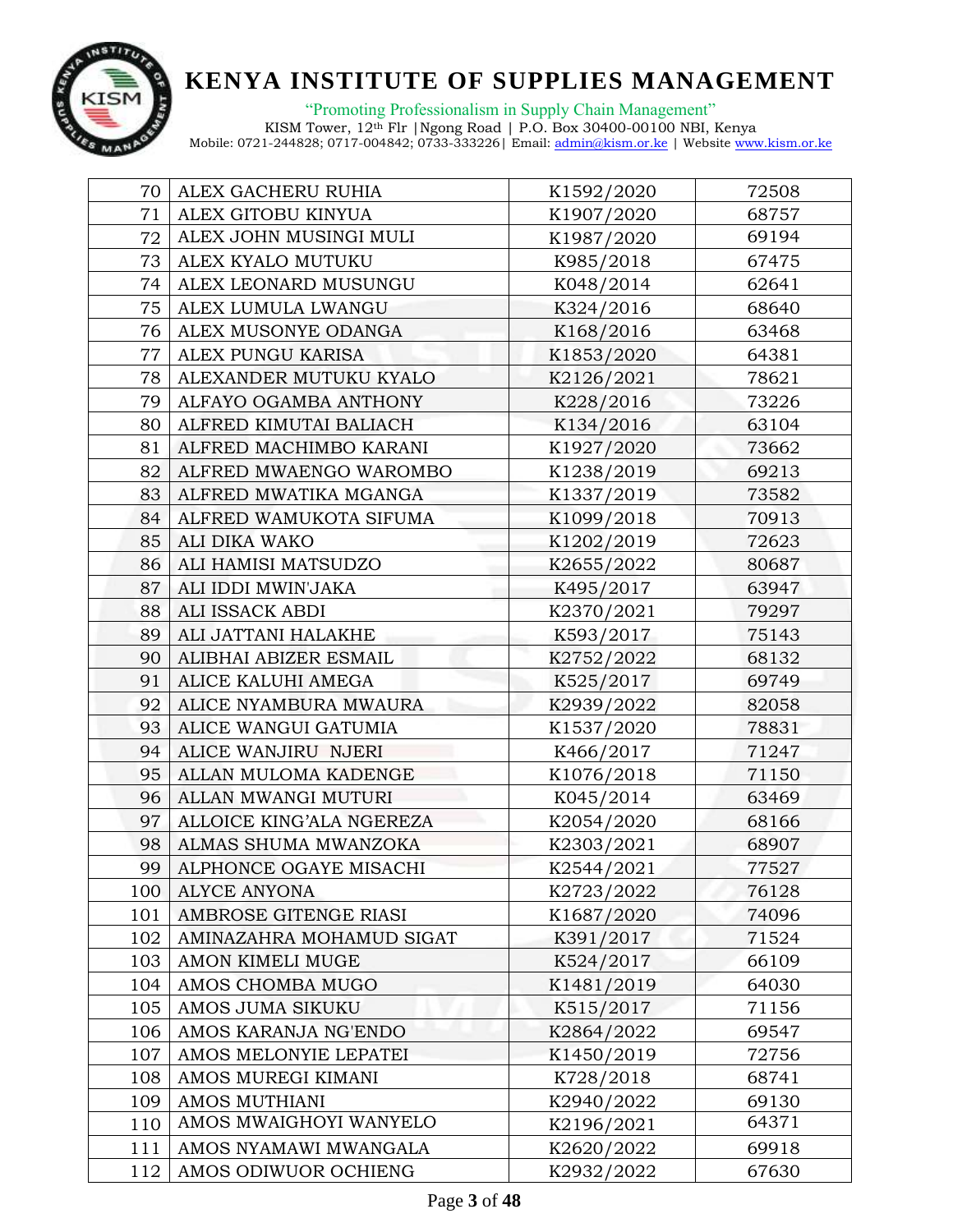# KENYA INSTITUTE OF SUPPLIES MANAGEMENT

"Promoting Professionalism in Supply Chain Management"

KISM Tower, 12th Flr |Ngong Road | P.O. Box 30400-00100 NBI, Kenya

Mobile: 0721-244828; 0717-004842; 0733-333226| Email: admin@kism.or.ke | Website www.kism.or.ke

| | | | |
|---|---|---|---|
| 70 | ALEX GACHERU RUHIA | K1592/2020 | 72508 |
| 71 | ALEX GITOBU KINYUA | K1907/2020 | 68757 |
| 72 | ALEX JOHN MUSINGI MULI | K1987/2020 | 69194 |
| 73 | ALEX KYALO MUTUKU | K985/2018 | 67475 |
| 74 | ALEX LEONARD MUSUNGU | K048/2014 | 62641 |
| 75 | ALEX LUMULA LWANGU | K324/2016 | 68640 |
| 76 | ALEX MUSONYE ODANGA | K168/2016 | 63468 |
| 77 | ALEX PUNGU KARISA | K1853/2020 | 64381 |
| 78 | ALEXANDER MUTUKU KYALO | K2126/2021 | 78621 |
| 79 | ALFAYO OGAMBA ANTHONY | K228/2016 | 73226 |
| 80 | ALFRED KIMUTAI BALIACH | K134/2016 | 63104 |
| 81 | ALFRED MACHIMBO KARANI | K1927/2020 | 73662 |
| 82 | ALFRED MWAENGO WAROMBO | K1238/2019 | 69213 |
| 83 | ALFRED MWATIKA MGANGA | K1337/2019 | 73582 |
| 84 | ALFRED WAMUKOTA SIFUMA | K1099/2018 | 70913 |
| 85 | ALI DIKA WAKO | K1202/2019 | 72623 |
| 86 | ALI HAMISI MATSUDZO | K2655/2022 | 80687 |
| 87 | ALI IDDI MWIN'JAKA | K495/2017 | 63947 |
| 88 | ALI ISSACK ABDI | K2370/2021 | 79297 |
| 89 | ALI JATTANI HALAKHE | K593/2017 | 75143 |
| 90 | ALIBHAI ABIZER ESMAIL | K2752/2022 | 68132 |
| 91 | ALICE KALUHI AMEGA | K525/2017 | 69749 |
| 92 | ALICE NYAMBURA MWAURA | K2939/2022 | 82058 |
| 93 | ALICE WANGUI GATUMIA | K1537/2020 | 78831 |
| 94 | ALICE WANJIRU NJERI | K466/2017 | 71247 |
| 95 | ALLAN MULOMA KADENGE | K1076/2018 | 71150 |
| 96 | ALLAN MWANGI MUTURI | K045/2014 | 63469 |
| 97 | ALLOICE KING'ALA NGEREZA | K2054/2020 | 68166 |
| 98 | ALMAS SHUMA MWANZOKA | K2303/2021 | 68907 |
| 99 | ALPHONCE OGAYE MISACHI | K2544/2021 | 77527 |
| 100 | ALYCE ANYONA | K2723/2022 | 76128 |
| 101 | AMBROSE GITENGE RIASI | K1687/2020 | 74096 |
| 102 | AMINAZAHRA MOHAMUD SIGAT | K391/2017 | 71524 |
| 103 | AMON KIMELI MUGE | K524/2017 | 66109 |
| 104 | AMOS CHOMBA MUGO | K1481/2019 | 64030 |
| 105 | AMOS JUMA SIKUKU | K515/2017 | 71156 |
| 106 | AMOS KARANJA NG'ENDO | K2864/2022 | 69547 |
| 107 | AMOS MELONYIE LEPATEI | K1450/2019 | 72756 |
| 108 | AMOS MUREGI KIMANI | K728/2018 | 68741 |
| 109 | AMOS MUTHIANI | K2940/2022 | 69130 |
| 110 | AMOS MWAIGHOYI WANYELO | K2196/2021 | 64371 |
| 111 | AMOS NYAMAWI MWANGALA | K2620/2022 | 69918 |
| 112 | AMOS ODIWUOR OCHIENG | K2932/2022 | 67630 |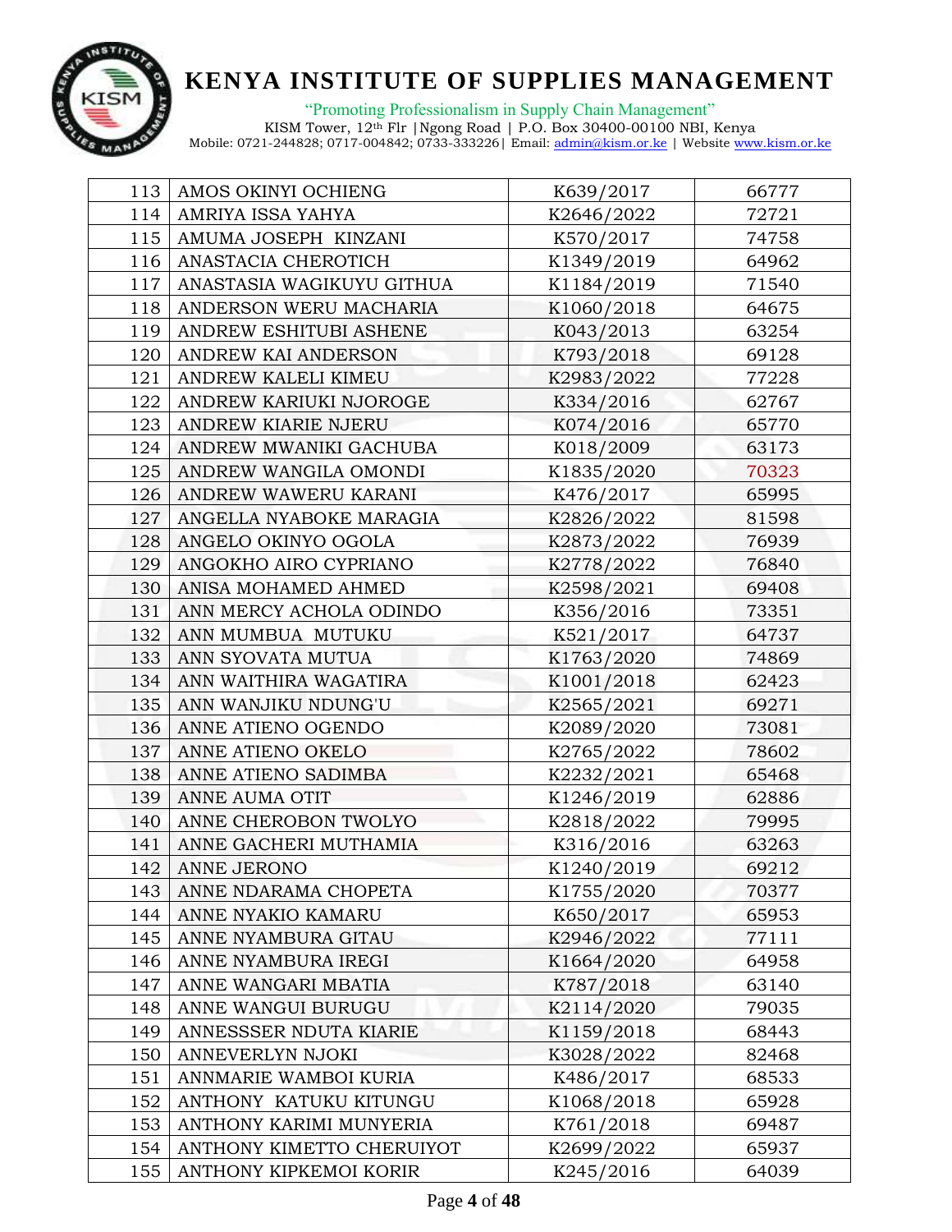| 113 | AMOS OKINYI OCHIENG | K639/2017 | 66777 |
|---|---|---|---|
| 114 | AMRIYA ISSA YAHYA | K2646/2022 | 72721 |
| 115 | AMUMA JOSEPH KINZANI | K570/2017 | 74758 |
| 116 | ANASTACIA CHEROTICH | K1349/2019 | 64962 |
| 117 | ANASTASIA WAGIKUYU GITHUA | K1184/2019 | 71540 |
| 118 | ANDERSON WERU MACHARIA | K1060/2018 | 64675 |
| 119 | ANDREW ESHITUBI ASHENE | K043/2013 | 63254 |
| 120 | ANDREW KAI ANDERSON | K793/2018 | 69128 |
| 121 | ANDREW KALELI KIMEU | K2983/2022 | 77228 |
| 122 | ANDREW KARIUKI NJOROGE | K334/2016 | 62767 |
| 123 | ANDREW KIARIE NJERU | K074/2016 | 65770 |
| 124 | ANDREW MWANIKI GACHUBA | K018/2009 | 63173 |
| 125 | ANDREW WANGILA OMONDI | K1835/2020 | 70323 |
| 126 | ANDREW WAWERU KARANI | K476/2017 | 65995 |
| 127 | ANGELLA NYABOKE MARAGIA | K2826/2022 | 81598 |
| 128 | ANGELO OKINYO OGOLA | K2873/2022 | 76939 |
| 129 | ANGOKHO AIRO CYPRIANO | K2778/2022 | 76840 |
| 130 | ANISA MOHAMED AHMED | K2598/2021 | 69408 |
| 131 | ANN MERCY ACHOLA ODINDO | K356/2016 | 73351 |
| 132 | ANN MUMBUA MUTUKU | K521/2017 | 64737 |
| 133 | ANN SYOVATA MUTUA | K1763/2020 | 74869 |
| 134 | ANN WAITHIRA WAGATIRA | K1001/2018 | 62423 |
| 135 | ANN WANJIKU NDUNG'U | K2565/2021 | 69271 |
| 136 | ANNE ATIENO OGENDO | K2089/2020 | 73081 |
| 137 | ANNE ATIENO OKELO | K2765/2022 | 78602 |
| 138 | ANNE ATIENO SADIMBA | K2232/2021 | 65468 |
| 139 | ANNE AUMA OTIT | K1246/2019 | 62886 |
| 140 | ANNE CHEROBON TWOLYO | K2818/2022 | 79995 |
| 141 | ANNE GACHERI MUTHAMIA | K316/2016 | 63263 |
| 142 | ANNE JERONO | K1240/2019 | 69212 |
| 143 | ANNE NDARAMA CHOPETA | K1755/2020 | 70377 |
| 144 | ANNE NYAKIO KAMARU | K650/2017 | 65953 |
| 145 | ANNE NYAMBURA GITAU | K2946/2022 | 77111 |
| 146 | ANNE NYAMBURA IREGI | K1664/2020 | 64958 |
| 147 | ANNE WANGARI MBATIA | K787/2018 | 63140 |
| 148 | ANNE WANGUI BURUGU | K2114/2020 | 79035 |
| 149 | ANNESSSER NDUTA KIARIE | K1159/2018 | 68443 |
| 150 | ANNEVERLYN NJOKI | K3028/2022 | 82468 |
| 151 | ANNMARIE WAMBOI KURIA | K486/2017 | 68533 |
| 152 | ANTHONY KATUKU KITUNGU | K1068/2018 | 65928 |
| 153 | ANTHONY KARIMI MUNYERIA | K761/2018 | 69487 |
| 154 | ANTHONY KIMETTO CHERUIYOT | K2699/2022 | 65937 |
| 155 | ANTHONY KIPKEMOI KORIR | K245/2016 | 64039 |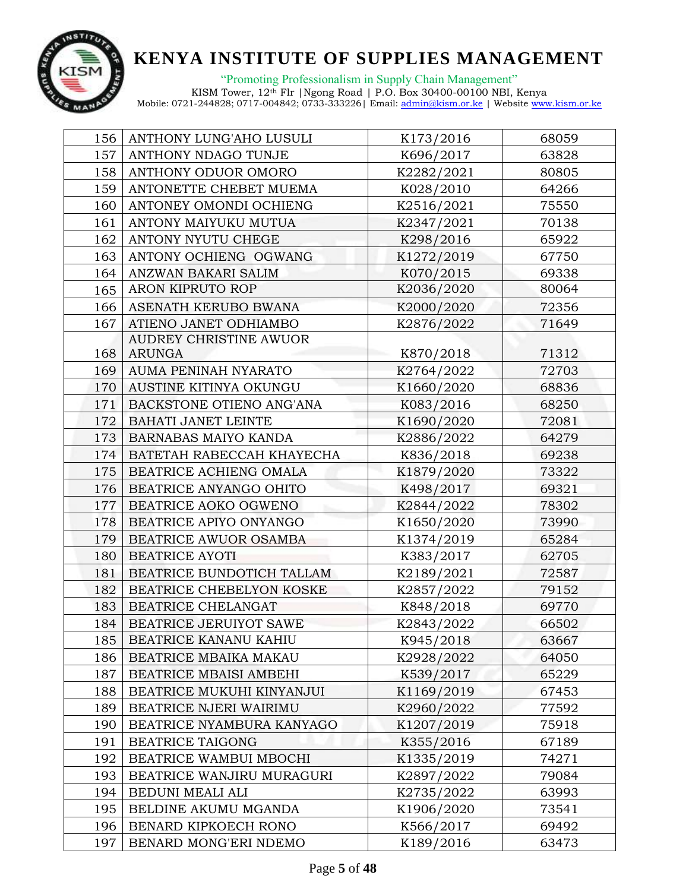| 156 | ANTHONY LUNG'AHO LUSULI | K173/2016 | 68059 |
|---|---|---|---|
| 157 | ANTHONY NDAGO TUNJE | K696/2017 | 63828 |
| 158 | ANTHONY ODUOR OMORO | K2282/2021 | 80805 |
| 159 | ANTONETTE CHEBET MUEMA | K028/2010 | 64266 |
| 160 | ANTONEY OMONDI OCHIENG | K2516/2021 | 75550 |
| 161 | ANTONY MAIYUKU MUTUA | K2347/2021 | 70138 |
| 162 | ANTONY NYUTU CHEGE | K298/2016 | 65922 |
| 163 | ANTONY OCHIENG OGWANG | K1272/2019 | 67750 |
| 164 | ANZWAN BAKARI SALIM | K070/2015 | 69338 |
| 165 | ARON KIPRUTO ROP | K2036/2020 | 80064 |
| 166 | ASENATH KERUBO BWANA | K2000/2020 | 72356 |
| 167 | ATIENO JANET ODHIAMBO | K2876/2022 | 71649 |
| 168 | AUDREY CHRISTINE AWUOR ARUNGA | K870/2018 | 71312 |
| 169 | AUMA PENINAH NYARATO | K2764/2022 | 72703 |
| 170 | AUSTINE KITINYA OKUNGU | K1660/2020 | 68836 |
| 171 | BACKSTONE OTIENO ANG'ANA | K083/2016 | 68250 |
| 172 | BAHATI JANET LEINTE | K1690/2020 | 72081 |
| 173 | BARNABAS MAIYO KANDA | K2886/2022 | 64279 |
| 174 | BATETAH RABECCAH KHAYECHA | K836/2018 | 69238 |
| 175 | BEATRICE ACHIENG OMALA | K1879/2020 | 73322 |
| 176 | BEATRICE ANYANGO OHITO | K498/2017 | 69321 |
| 177 | BEATRICE AOKO OGWENO | K2844/2022 | 78302 |
| 178 | BEATRICE APIYO ONYANGO | K1650/2020 | 73990 |
| 179 | BEATRICE AWUOR OSAMBA | K1374/2019 | 65284 |
| 180 | BEATRICE AYOTI | K383/2017 | 62705 |
| 181 | BEATRICE BUNDOTICH TALLAM | K2189/2021 | 72587 |
| 182 | BEATRICE CHEBELYON KOSKE | K2857/2022 | 79152 |
| 183 | BEATRICE CHELANGAT | K848/2018 | 69770 |
| 184 | BEATRICE JERUIYOT SAWE | K2843/2022 | 66502 |
| 185 | BEATRICE KANANU KAHIU | K945/2018 | 63667 |
| 186 | BEATRICE MBAIKA MAKAU | K2928/2022 | 64050 |
| 187 | BEATRICE MBAISI AMBEHI | K539/2017 | 65229 |
| 188 | BEATRICE MUKUHI KINYANJUI | K1169/2019 | 67453 |
| 189 | BEATRICE NJERI WAIRIMU | K2960/2022 | 77592 |
| 190 | BEATRICE NYAMBURA KANYAGO | K1207/2019 | 75918 |
| 191 | BEATRICE TAIGONG | K355/2016 | 67189 |
| 192 | BEATRICE WAMBUI MBOCHI | K1335/2019 | 74271 |
| 193 | BEATRICE WANJIRU MURAGURI | K2897/2022 | 79084 |
| 194 | BEDUNI MEALI ALI | K2735/2022 | 63993 |
| 195 | BELDINE AKUMU MGANDA | K1906/2020 | 73541 |
| 196 | BENARD KIPKOECH RONO | K566/2017 | 69492 |
| 197 | BENARD MONG'ERI NDEMO | K189/2016 | 63473 |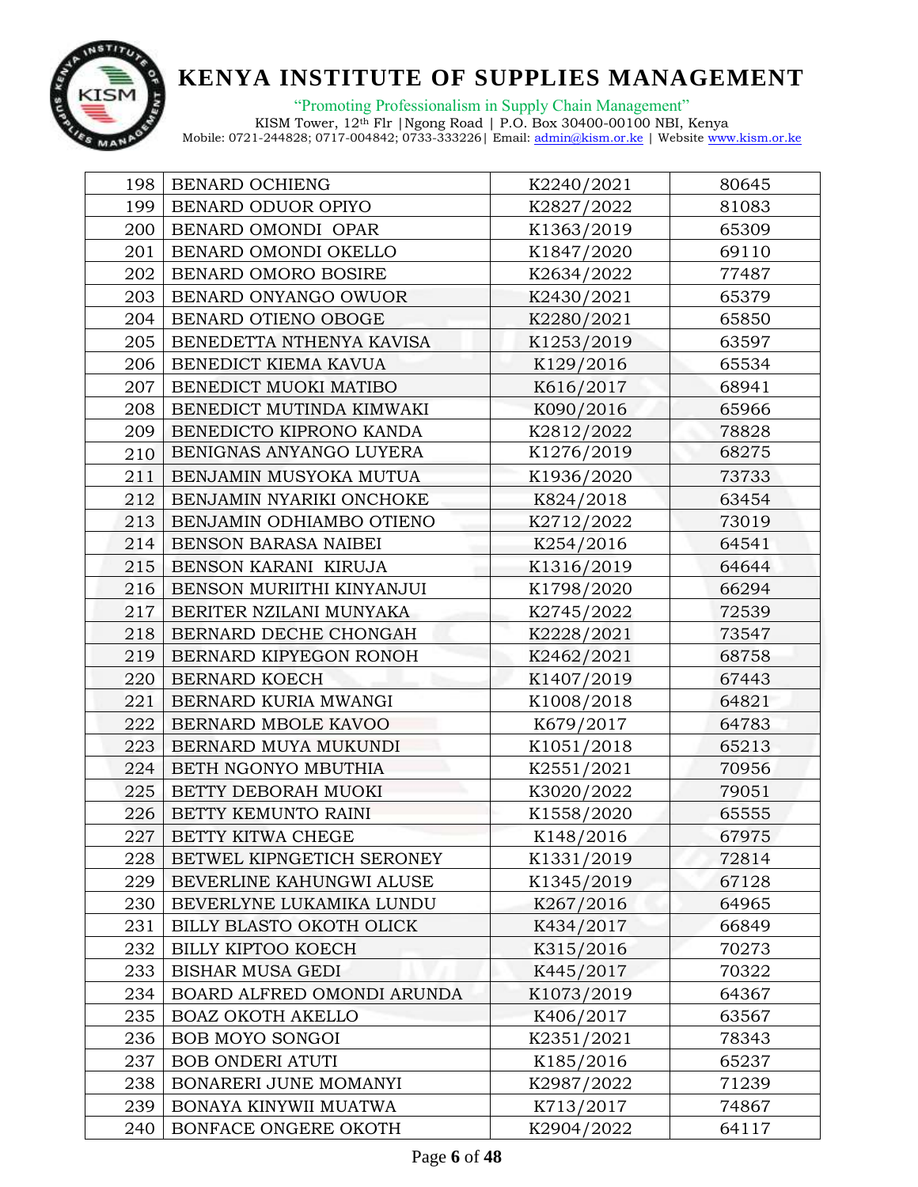| 198 | BENARD OCHIENG | K2240/2021 | 80645 |
|---|---|---|---|
| 199 | BENARD ODUOR OPIYO | K2827/2022 | 81083 |
| 200 | BENARD OMONDI OPAR | K1363/2019 | 65309 |
| 201 | BENARD OMONDI OKELLO | K1847/2020 | 69110 |
| 202 | BENARD OMORO BOSIRE | K2634/2022 | 77487 |
| 203 | BENARD ONYANGO OWUOR | K2430/2021 | 65379 |
| 204 | BENARD OTIENO OBOGE | K2280/2021 | 65850 |
| 205 | BENEDETTA NTHENYA KAVISA | K1253/2019 | 63597 |
| 206 | BENEDICT KIEMA KAVUA | K129/2016 | 65534 |
| 207 | BENEDICT MUOKI MATIBO | K616/2017 | 68941 |
| 208 | BENEDICT MUTINDA KIMWAKI | K090/2016 | 65966 |
| 209 | BENEDICTO KIPRONO KANDA | K2812/2022 | 78828 |
| 210 | BENIGNAS ANYANGO LUYERA | K1276/2019 | 68275 |
| 211 | BENJAMIN MUSYOKA MUTUA | K1936/2020 | 73733 |
| 212 | BENJAMIN NYARIKI ONCHOKE | K824/2018 | 63454 |
| 213 | BENJAMIN ODHIAMBO OTIENO | K2712/2022 | 73019 |
| 214 | BENSON BARASA NAIBEI | K254/2016 | 64541 |
| 215 | BENSON KARANI KIRUJA | K1316/2019 | 64644 |
| 216 | BENSON MURIITHI KINYANJUI | K1798/2020 | 66294 |
| 217 | BERITER NZILANI MUNYAKA | K2745/2022 | 72539 |
| 218 | BERNARD DECHE CHONGAH | K2228/2021 | 73547 |
| 219 | BERNARD KIPYEGON RONOH | K2462/2021 | 68758 |
| 220 | BERNARD KOECH | K1407/2019 | 67443 |
| 221 | BERNARD KURIA MWANGI | K1008/2018 | 64821 |
| 222 | BERNARD MBOLE KAVOO | K679/2017 | 64783 |
| 223 | BERNARD MUYA MUKUNDI | K1051/2018 | 65213 |
| 224 | BETH NGONYO MBUTHIA | K2551/2021 | 70956 |
| 225 | BETTY DEBORAH MUOKI | K3020/2022 | 79051 |
| 226 | BETTY KEMUNTO RAINI | K1558/2020 | 65555 |
| 227 | BETTY KITWA CHEGE | K148/2016 | 67975 |
| 228 | BETWEL KIPNGETICH SERONEY | K1331/2019 | 72814 |
| 229 | BEVERLINE KAHUNGWI ALUSE | K1345/2019 | 67128 |
| 230 | BEVERLYNE LUKAMIKA LUNDU | K267/2016 | 64965 |
| 231 | BILLY BLASTO OKOTH OLICK | K434/2017 | 66849 |
| 232 | BILLY KIPTOO KOECH | K315/2016 | 70273 |
| 233 | BISHAR MUSA GEDI | K445/2017 | 70322 |
| 234 | BOARD ALFRED OMONDI ARUNDA | K1073/2019 | 64367 |
| 235 | BOAZ OKOTH AKELLO | K406/2017 | 63567 |
| 236 | BOB MOYO SONGOI | K2351/2021 | 78343 |
| 237 | BOB ONDERI ATUTI | K185/2016 | 65237 |
| 238 | BONARERI JUNE MOMANYI | K2987/2022 | 71239 |
| 239 | BONAYA KINYWII MUATWA | K713/2017 | 74867 |
| 240 | BONFACE ONGERE OKOTH | K2904/2022 | 64117 |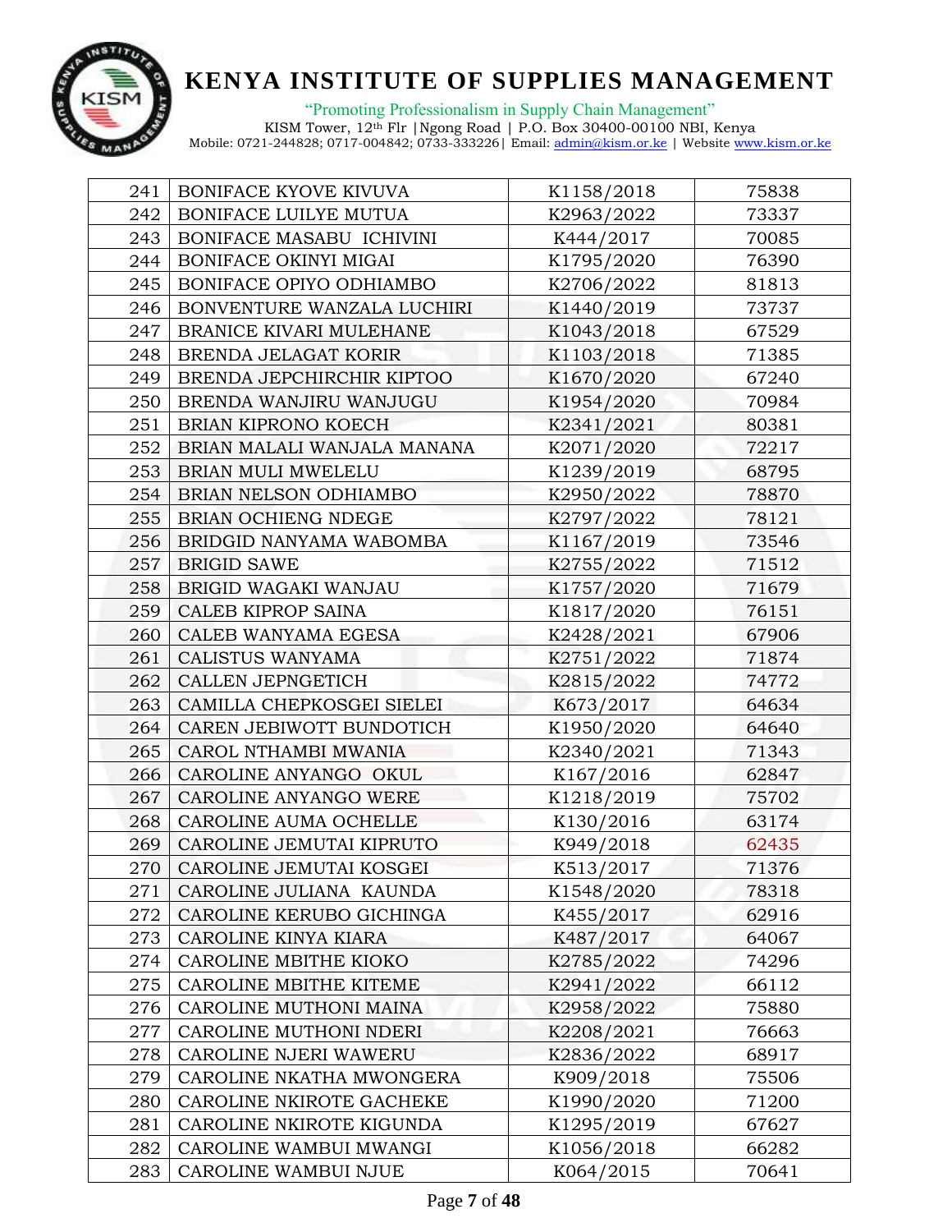# KENYA INSTITUTE OF SUPPLIES MANAGEMENT

"Promoting Professionalism in Supply Chain Management"
KISM Tower, 12th Flr |Ngong Road | P.O. Box 30400-00100 NBI, Kenya
Mobile: 0721-244828; 0717-004842; 0733-333226| Email: admin@kism.or.ke | Website www.kism.or.ke

| | | | |
|---|---|---|---|
| 241 | BONIFACE KYOVE KIVUVA | K1158/2018 | 75838 |
| 242 | BONIFACE LUILYE MUTUA | K2963/2022 | 73337 |
| 243 | BONIFACE MASABU ICHIVINI | K444/2017 | 70085 |
| 244 | BONIFACE OKINYI MIGAI | K1795/2020 | 76390 |
| 245 | BONIFACE OPIYO ODHIAMBO | K2706/2022 | 81813 |
| 246 | BONVENTURE WANZALA LUCHIRI | K1440/2019 | 73737 |
| 247 | BRANICE KIVARI MULEHANE | K1043/2018 | 67529 |
| 248 | BRENDA JELAGAT KORIR | K1103/2018 | 71385 |
| 249 | BRENDA JEPCHIRCHIR KIPTOO | K1670/2020 | 67240 |
| 250 | BRENDA WANJIRU WANJUGU | K1954/2020 | 70984 |
| 251 | BRIAN KIPRONO KOECH | K2341/2021 | 80381 |
| 252 | BRIAN MALALI WANJALA MANANA | K2071/2020 | 72217 |
| 253 | BRIAN MULI MWELELU | K1239/2019 | 68795 |
| 254 | BRIAN NELSON ODHIAMBO | K2950/2022 | 78870 |
| 255 | BRIAN OCHIENG NDEGE | K2797/2022 | 78121 |
| 256 | BRIDGID NANYAMA WABOMBA | K1167/2019 | 73546 |
| 257 | BRIGID SAWE | K2755/2022 | 71512 |
| 258 | BRIGID WAGAKI WANJAU | K1757/2020 | 71679 |
| 259 | CALEB KIPROP SAINA | K1817/2020 | 76151 |
| 260 | CALEB WANYAMA EGESA | K2428/2021 | 67906 |
| 261 | CALISTUS WANYAMA | K2751/2022 | 71874 |
| 262 | CALLEN JEPNGETICH | K2815/2022 | 74772 |
| 263 | CAMILLA CHEPKOSGEI SIELEI | K673/2017 | 64634 |
| 264 | CAREN JEBIWOTT BUNDOTICH | K1950/2020 | 64640 |
| 265 | CAROL NTHAMBI MWANIA | K2340/2021 | 71343 |
| 266 | CAROLINE ANYANGO OKUL | K167/2016 | 62847 |
| 267 | CAROLINE ANYANGO WERE | K1218/2019 | 75702 |
| 268 | CAROLINE AUMA OCHELLE | K130/2016 | 63174 |
| 269 | CAROLINE JEMUTAI KIPRUTO | K949/2018 | 62435 |
| 270 | CAROLINE JEMUTAI KOSGEI | K513/2017 | 71376 |
| 271 | CAROLINE JULIANA KAUNDA | K1548/2020 | 78318 |
| 272 | CAROLINE KERUBO GICHINGA | K455/2017 | 62916 |
| 273 | CAROLINE KINYA KIARA | K487/2017 | 64067 |
| 274 | CAROLINE MBITHE KIOKO | K2785/2022 | 74296 |
| 275 | CAROLINE MBITHE KITEME | K2941/2022 | 66112 |
| 276 | CAROLINE MUTHONI MAINA | K2958/2022 | 75880 |
| 277 | CAROLINE MUTHONI NDERI | K2208/2021 | 76663 |
| 278 | CAROLINE NJERI WAWERU | K2836/2022 | 68917 |
| 279 | CAROLINE NKATHA MWONGERA | K909/2018 | 75506 |
| 280 | CAROLINE NKIROTE GACHEKE | K1990/2020 | 71200 |
| 281 | CAROLINE NKIROTE KIGUNDA | K1295/2019 | 67627 |
| 282 | CAROLINE WAMBUI MWANGI | K1056/2018 | 66282 |
| 283 | CAROLINE WAMBUI NJUE | K064/2015 | 70641 |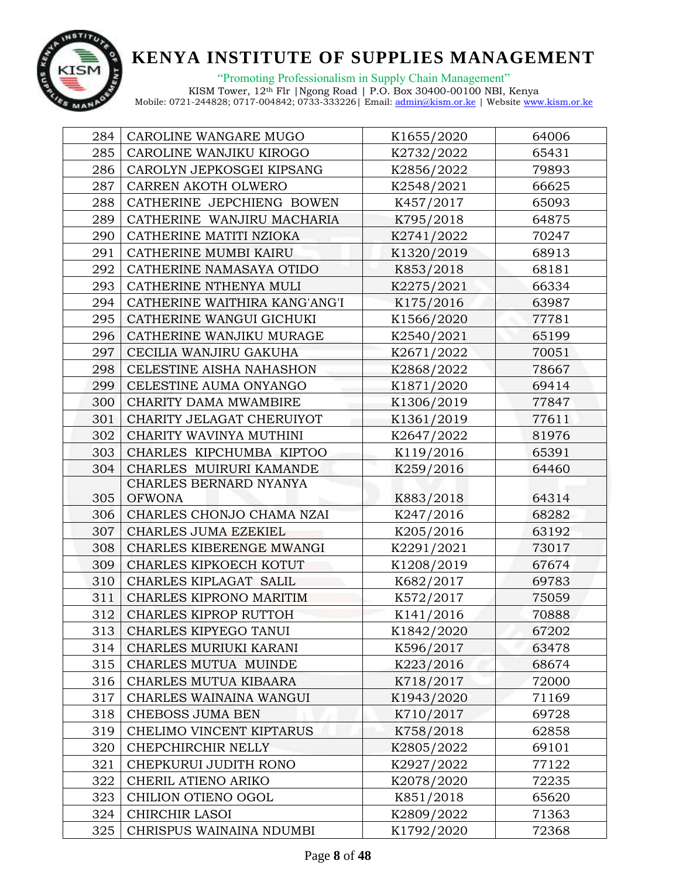| 284 | CAROLINE WANGARE MUGO | K1655/2020 | 64006 |
|---|---|---|---|
| 285 | CAROLINE WANJIKU KIROGO | K2732/2022 | 65431 |
| 286 | CAROLYN JEPKOSGEI KIPSANG | K2856/2022 | 79893 |
| 287 | CARREN AKOTH OLWERO | K2548/2021 | 66625 |
| 288 | CATHERINE JEPCHIENG BOWEN | K457/2017 | 65093 |
| 289 | CATHERINE WANJIRU MACHARIA | K795/2018 | 64875 |
| 290 | CATHERINE MATITI NZIOKA | K2741/2022 | 70247 |
| 291 | CATHERINE MUMBI KAIRU | K1320/2019 | 68913 |
| 292 | CATHERINE NAMASAYA OTIDO | K853/2018 | 68181 |
| 293 | CATHERINE NTHENYA MULI | K2275/2021 | 66334 |
| 294 | CATHERINE WAITHIRA KANG'ANG'I | K175/2016 | 63987 |
| 295 | CATHERINE WANGUI GICHUKI | K1566/2020 | 77781 |
| 296 | CATHERINE WANJIKU MURAGE | K2540/2021 | 65199 |
| 297 | CECILIA WANJIRU GAKUHA | K2671/2022 | 70051 |
| 298 | CELESTINE AISHA NAHASHON | K2868/2022 | 78667 |
| 299 | CELESTINE AUMA ONYANGO | K1871/2020 | 69414 |
| 300 | CHARITY DAMA MWAMBIRE | K1306/2019 | 77847 |
| 301 | CHARITY JELAGAT CHERUIYOT | K1361/2019 | 77611 |
| 302 | CHARITY WAVINYA MUTHINI | K2647/2022 | 81976 |
| 303 | CHARLES KIPCHUMBA KIPTOO | K119/2016 | 65391 |
| 304 | CHARLES MUIRURI KAMANDE | K259/2016 | 64460 |
| 305 | CHARLES BERNARD NYANYA OFWONA | K883/2018 | 64314 |
| 306 | CHARLES CHONJO CHAMA NZAI | K247/2016 | 68282 |
| 307 | CHARLES JUMA EZEKIEL | K205/2016 | 63192 |
| 308 | CHARLES KIBERENGE MWANGI | K2291/2021 | 73017 |
| 309 | CHARLES KIPKOECH KOTUT | K1208/2019 | 67674 |
| 310 | CHARLES KIPLAGAT SALIL | K682/2017 | 69783 |
| 311 | CHARLES KIPRONO MARITIM | K572/2017 | 75059 |
| 312 | CHARLES KIPROP RUTTOH | K141/2016 | 70888 |
| 313 | CHARLES KIPYEGO TANUI | K1842/2020 | 67202 |
| 314 | CHARLES MURIUKI KARANI | K596/2017 | 63478 |
| 315 | CHARLES MUTUA MUINDE | K223/2016 | 68674 |
| 316 | CHARLES MUTUA KIBAARA | K718/2017 | 72000 |
| 317 | CHARLES WAINAINA WANGUI | K1943/2020 | 71169 |
| 318 | CHEBOSS JUMA BEN | K710/2017 | 69728 |
| 319 | CHELIMO VINCENT KIPTARUS | K758/2018 | 62858 |
| 320 | CHEPCHIRCHIR NELLY | K2805/2022 | 69101 |
| 321 | CHEPKURUI JUDITH RONO | K2927/2022 | 77122 |
| 322 | CHERIL ATIENO ARIKO | K2078/2020 | 72235 |
| 323 | CHILION OTIENO OGOL | K851/2018 | 65620 |
| 324 | CHIRCHIR LASOI | K2809/2022 | 71363 |
| 325 | CHRISPUS WAINAINA NDUMBI | K1792/2020 | 72368 |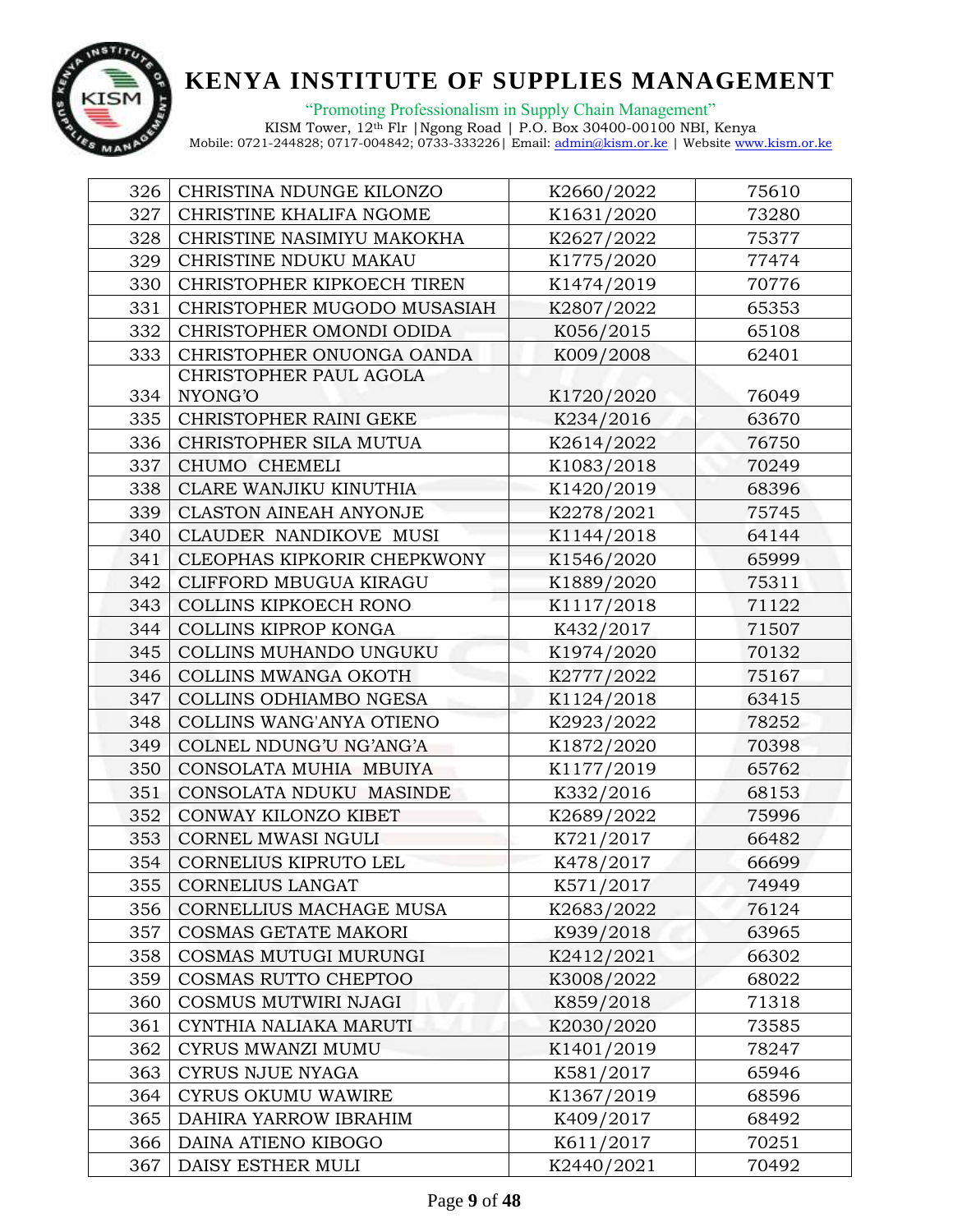# KENYA INSTITUTE OF SUPPLIES MANAGEMENT

"Promoting Professionalism in Supply Chain Management"

KISM Tower, 12th Flr |Ngong Road | P.O. Box 30400-00100 NBI, Kenya
Mobile: 0721-244828; 0717-004842; 0733-333226| Email: admin@kism.or.ke | Website www.kism.or.ke

| | | | |
|---|---|---|---|
| 326 | CHRISTINA NDUNGE KILONZO | K2660/2022 | 75610 |
| 327 | CHRISTINE KHALIFA NGOME | K1631/2020 | 73280 |
| 328 | CHRISTINE NASIMIYU MAKOKHA | K2627/2022 | 75377 |
| 329 | CHRISTINE NDUKU MAKAU | K1775/2020 | 77474 |
| 330 | CHRISTOPHER KIPKOECH TIREN | K1474/2019 | 70776 |
| 331 | CHRISTOPHER MUGODO MUSASIAH | K2807/2022 | 65353 |
| 332 | CHRISTOPHER OMONDI ODIDA | K056/2015 | 65108 |
| 333 | CHRISTOPHER ONUONGA OANDA | K009/2008 | 62401 |
| 334 | CHRISTOPHER PAUL AGOLA NYONG'O | K1720/2020 | 76049 |
| 335 | CHRISTOPHER RAINI GEKE | K234/2016 | 63670 |
| 336 | CHRISTOPHER SILA MUTUA | K2614/2022 | 76750 |
| 337 | CHUMO CHEMELI | K1083/2018 | 70249 |
| 338 | CLARE WANJIKU KINUTHIA | K1420/2019 | 68396 |
| 339 | CLASTON AINEAH ANYONJE | K2278/2021 | 75745 |
| 340 | CLAUDER NANDIKOVE MUSI | K1144/2018 | 64144 |
| 341 | CLEOPHAS KIPKORIR CHEPKWONY | K1546/2020 | 65999 |
| 342 | CLIFFORD MBUGUA KIRAGU | K1889/2020 | 75311 |
| 343 | COLLINS KIPKOECH RONO | K1117/2018 | 71122 |
| 344 | COLLINS KIPROP KONGA | K432/2017 | 71507 |
| 345 | COLLINS MUHANDO UNGUKU | K1974/2020 | 70132 |
| 346 | COLLINS MWANGA OKOTH | K2777/2022 | 75167 |
| 347 | COLLINS ODHIAMBO NGESA | K1124/2018 | 63415 |
| 348 | COLLINS WANG'ANYA OTIENO | K2923/2022 | 78252 |
| 349 | COLNEL NDUNG'U NG'ANG'A | K1872/2020 | 70398 |
| 350 | CONSOLATA MUHIA MBUIYA | K1177/2019 | 65762 |
| 351 | CONSOLATA NDUKU MASINDE | K332/2016 | 68153 |
| 352 | CONWAY KILONZO KIBET | K2689/2022 | 75996 |
| 353 | CORNEL MWASI NGULI | K721/2017 | 66482 |
| 354 | CORNELIUS KIPRUTO LEL | K478/2017 | 66699 |
| 355 | CORNELIUS LANGAT | K571/2017 | 74949 |
| 356 | CORNELLIUS MACHAGE MUSA | K2683/2022 | 76124 |
| 357 | COSMAS GETATE MAKORI | K939/2018 | 63965 |
| 358 | COSMAS MUTUGI MURUNGI | K2412/2021 | 66302 |
| 359 | COSMAS RUTTO CHEPTOO | K3008/2022 | 68022 |
| 360 | COSMUS MUTWIRI NJAGI | K859/2018 | 71318 |
| 361 | CYNTHIA NALIAKA MARUTI | K2030/2020 | 73585 |
| 362 | CYRUS MWANZI MUMU | K1401/2019 | 78247 |
| 363 | CYRUS NJUE NYAGA | K581/2017 | 65946 |
| 364 | CYRUS OKUMU WAWIRE | K1367/2019 | 68596 |
| 365 | DAHIRA YARROW IBRAHIM | K409/2017 | 68492 |
| 366 | DAINA ATIENO KIBOGO | K611/2017 | 70251 |
| 367 | DAISY ESTHER MULI | K2440/2021 | 70492 |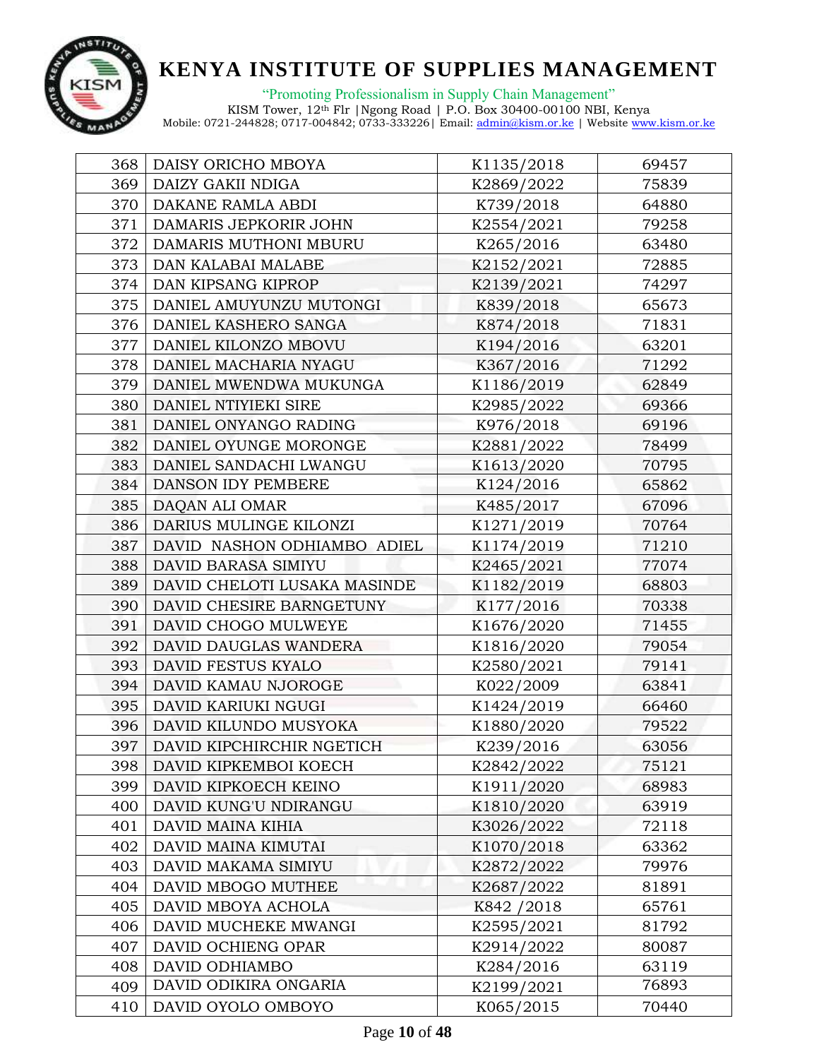# KENYA INSTITUTE OF SUPPLIES MANAGEMENT

"Promoting Professionalism in Supply Chain Management"

KISM Tower, 12th Flr |Ngong Road | P.O. Box 30400-00100 NBI, Kenya
Mobile: 0721-244828; 0717-004842; 0733-333226| Email: admin@kism.or.ke | Website www.kism.or.ke

| | | | |
|---|---|---|---|
| 368 | DAISY ORICHO MBOYA | K1135/2018 | 69457 |
| 369 | DAIZY GAKII NDIGA | K2869/2022 | 75839 |
| 370 | DAKANE RAMLA ABDI | K739/2018 | 64880 |
| 371 | DAMARIS JEPKORIR JOHN | K2554/2021 | 79258 |
| 372 | DAMARIS MUTHONI MBURU | K265/2016 | 63480 |
| 373 | DAN KALABAI MALABE | K2152/2021 | 72885 |
| 374 | DAN KIPSANG KIPROP | K2139/2021 | 74297 |
| 375 | DANIEL AMUYUNZU MUTONGI | K839/2018 | 65673 |
| 376 | DANIEL KASHERO SANGA | K874/2018 | 71831 |
| 377 | DANIEL KILONZO MBOVU | K194/2016 | 63201 |
| 378 | DANIEL MACHARIA NYAGU | K367/2016 | 71292 |
| 379 | DANIEL MWENDWA MUKUNGA | K1186/2019 | 62849 |
| 380 | DANIEL NTIYIEKI SIRE | K2985/2022 | 69366 |
| 381 | DANIEL ONYANGO RADING | K976/2018 | 69196 |
| 382 | DANIEL OYUNGE MORONGE | K2881/2022 | 78499 |
| 383 | DANIEL SANDACHI LWANGU | K1613/2020 | 70795 |
| 384 | DANSON IDY PEMBERE | K124/2016 | 65862 |
| 385 | DAQAN ALI OMAR | K485/2017 | 67096 |
| 386 | DARIUS MULINGE KILONZI | K1271/2019 | 70764 |
| 387 | DAVID NASHON ODHIAMBO ADIEL | K1174/2019 | 71210 |
| 388 | DAVID BARASA SIMIYU | K2465/2021 | 77074 |
| 389 | DAVID CHELOTI LUSAKA MASINDE | K1182/2019 | 68803 |
| 390 | DAVID CHESIRE BARNGETUNY | K177/2016 | 70338 |
| 391 | DAVID CHOGO MULWEYE | K1676/2020 | 71455 |
| 392 | DAVID DAUGLAS WANDERA | K1816/2020 | 79054 |
| 393 | DAVID FESTUS KYALO | K2580/2021 | 79141 |
| 394 | DAVID KAMAU NJOROGE | K022/2009 | 63841 |
| 395 | DAVID KARIUKI NGUGI | K1424/2019 | 66460 |
| 396 | DAVID KILUNDO MUSYOKA | K1880/2020 | 79522 |
| 397 | DAVID KIPCHIRCHIR NGETICH | K239/2016 | 63056 |
| 398 | DAVID KIPKEMBOI KOECH | K2842/2022 | 75121 |
| 399 | DAVID KIPKOECH KEINO | K1911/2020 | 68983 |
| 400 | DAVID KUNG'U NDIRANGU | K1810/2020 | 63919 |
| 401 | DAVID MAINA KIHIA | K3026/2022 | 72118 |
| 402 | DAVID MAINA KIMUTAI | K1070/2018 | 63362 |
| 403 | DAVID MAKAMA SIMIYU | K2872/2022 | 79976 |
| 404 | DAVID MBOGO MUTHEE | K2687/2022 | 81891 |
| 405 | DAVID MBOYA ACHOLA | K842 /2018 | 65761 |
| 406 | DAVID MUCHEKE MWANGI | K2595/2021 | 81792 |
| 407 | DAVID OCHIENG OPAR | K2914/2022 | 80087 |
| 408 | DAVID ODHIAMBO | K284/2016 | 63119 |
| 409 | DAVID ODIKIRA ONGARIA | K2199/2021 | 76893 |
| 410 | DAVID OYOLO OMBOYO | K065/2015 | 70440 |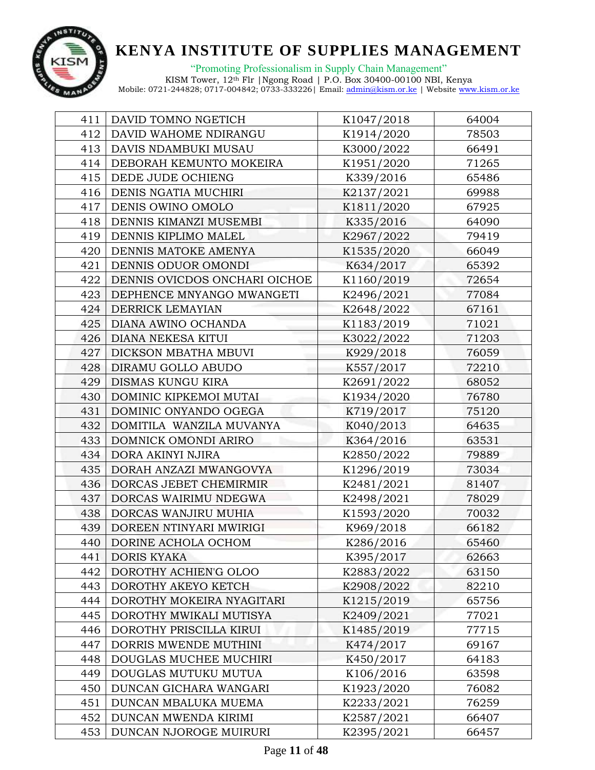# KENYA INSTITUTE OF SUPPLIES MANAGEMENT

"Promoting Professionalism in Supply Chain Management"

KISM Tower, 12th Flr |Ngong Road | P.O. Box 30400-00100 NBI, Kenya
Mobile: 0721-244828; 0717-004842; 0733-333226| Email: admin@kism.or.ke | Website www.kism.or.ke

| | | | |
|---|---|---|---|
| 411 | DAVID TOMNO NGETICH | K1047/2018 | 64004 |
| 412 | DAVID WAHOME NDIRANGU | K1914/2020 | 78503 |
| 413 | DAVIS NDAMBUKI MUSAU | K3000/2022 | 66491 |
| 414 | DEBORAH KEMUNTO MOKEIRA | K1951/2020 | 71265 |
| 415 | DEDE JUDE OCHIENG | K339/2016 | 65486 |
| 416 | DENIS NGATIA MUCHIRI | K2137/2021 | 69988 |
| 417 | DENIS OWINO OMOLO | K1811/2020 | 67925 |
| 418 | DENNIS KIMANZI MUSEMBI | K335/2016 | 64090 |
| 419 | DENNIS KIPLIMO MALEL | K2967/2022 | 79419 |
| 420 | DENNIS MATOKE AMENYA | K1535/2020 | 66049 |
| 421 | DENNIS ODUOR OMONDI | K634/2017 | 65392 |
| 422 | DENNIS OVICDOS ONCHARI OICHOE | K1160/2019 | 72654 |
| 423 | DEPHENCE MNYANGO MWANGETI | K2496/2021 | 77084 |
| 424 | DERRICK LEMAYIAN | K2648/2022 | 67161 |
| 425 | DIANA AWINO OCHANDA | K1183/2019 | 71021 |
| 426 | DIANA NEKESA KITUI | K3022/2022 | 71203 |
| 427 | DICKSON MBATHA MBUVI | K929/2018 | 76059 |
| 428 | DIRAMU GOLLO ABUDO | K557/2017 | 72210 |
| 429 | DISMAS KUNGU KIRA | K2691/2022 | 68052 |
| 430 | DOMINIC KIPKEMOI MUTAI | K1934/2020 | 76780 |
| 431 | DOMINIC ONYANDO OGEGA | K719/2017 | 75120 |
| 432 | DOMITILA WANZILA MUVANYA | K040/2013 | 64635 |
| 433 | DOMNICK OMONDI ARIRO | K364/2016 | 63531 |
| 434 | DORA AKINYI NJIRA | K2850/2022 | 79889 |
| 435 | DORAH ANZAZI MWANGOVYA | K1296/2019 | 73034 |
| 436 | DORCAS JEBET CHEMIRMIR | K2481/2021 | 81407 |
| 437 | DORCAS WAIRIMU NDEGWA | K2498/2021 | 78029 |
| 438 | DORCAS WANJIRU MUHIA | K1593/2020 | 70032 |
| 439 | DOREEN NTINYARI MWIRIGI | K969/2018 | 66182 |
| 440 | DORINE ACHOLA OCHOM | K286/2016 | 65460 |
| 441 | DORIS KYAKA | K395/2017 | 62663 |
| 442 | DOROTHY ACHIEN'G OLOO | K2883/2022 | 63150 |
| 443 | DOROTHY AKEYO KETCH | K2908/2022 | 82210 |
| 444 | DOROTHY MOKEIRA NYAGITARI | K1215/2019 | 65756 |
| 445 | DOROTHY MWIKALI MUTISYA | K2409/2021 | 77021 |
| 446 | DOROTHY PRISCILLA KIRUI | K1485/2019 | 77715 |
| 447 | DORRIS MWENDE MUTHINI | K474/2017 | 69167 |
| 448 | DOUGLAS MUCHEE MUCHIRI | K450/2017 | 64183 |
| 449 | DOUGLAS MUTUKU MUTUA | K106/2016 | 63598 |
| 450 | DUNCAN GICHARA WANGARI | K1923/2020 | 76082 |
| 451 | DUNCAN MBALUKA MUEMA | K2233/2021 | 76259 |
| 452 | DUNCAN MWENDA KIRIMI | K2587/2021 | 66407 |
| 453 | DUNCAN NJOROGE MUIRURI | K2395/2021 | 66457 |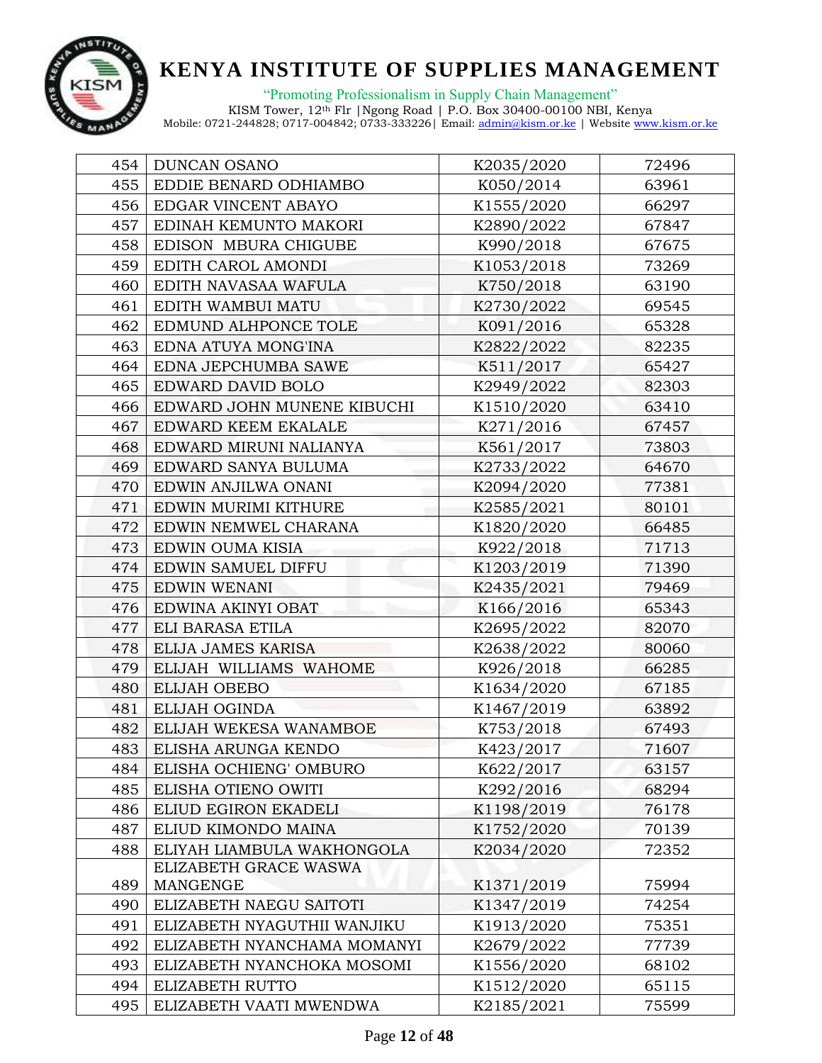| | | | |
|---|---|---|---|
| 454 | DUNCAN OSANO | K2035/2020 | 72496 |
| 455 | EDDIE BENARD ODHIAMBO | K050/2014 | 63961 |
| 456 | EDGAR VINCENT ABAYO | K1555/2020 | 66297 |
| 457 | EDINAH KEMUNTO MAKORI | K2890/2022 | 67847 |
| 458 | EDISON MBURA CHIGUBE | K990/2018 | 67675 |
| 459 | EDITH CAROL AMONDI | K1053/2018 | 73269 |
| 460 | EDITH NAVASAA WAFULA | K750/2018 | 63190 |
| 461 | EDITH WAMBUI MATU | K2730/2022 | 69545 |
| 462 | EDMUND ALHPONCE TOLE | K091/2016 | 65328 |
| 463 | EDNA ATUYA MONG'INA | K2822/2022 | 82235 |
| 464 | EDNA JEPCHUMBA SAWE | K511/2017 | 65427 |
| 465 | EDWARD DAVID BOLO | K2949/2022 | 82303 |
| 466 | EDWARD JOHN MUNENE KIBUCHI | K1510/2020 | 63410 |
| 467 | EDWARD KEEM EKALALE | K271/2016 | 67457 |
| 468 | EDWARD MIRUNI NALIANYA | K561/2017 | 73803 |
| 469 | EDWARD SANYA BULUMA | K2733/2022 | 64670 |
| 470 | EDWIN ANJILWA ONANI | K2094/2020 | 77381 |
| 471 | EDWIN MURIMI KITHURE | K2585/2021 | 80101 |
| 472 | EDWIN NEMWEL CHARANA | K1820/2020 | 66485 |
| 473 | EDWIN OUMA KISIA | K922/2018 | 71713 |
| 474 | EDWIN SAMUEL DIFFU | K1203/2019 | 71390 |
| 475 | EDWIN WENANI | K2435/2021 | 79469 |
| 476 | EDWINA AKINYI OBAT | K166/2016 | 65343 |
| 477 | ELI BARASA ETILA | K2695/2022 | 82070 |
| 478 | ELIJA JAMES KARISA | K2638/2022 | 80060 |
| 479 | ELIJAH WILLIAMS WAHOME | K926/2018 | 66285 |
| 480 | ELIJAH OBEBO | K1634/2020 | 67185 |
| 481 | ELIJAH OGINDA | K1467/2019 | 63892 |
| 482 | ELIJAH WEKESA WANAMBOE | K753/2018 | 67493 |
| 483 | ELISHA ARUNGA KENDO | K423/2017 | 71607 |
| 484 | ELISHA OCHIENG' OMBURO | K622/2017 | 63157 |
| 485 | ELISHA OTIENO OWITI | K292/2016 | 68294 |
| 486 | ELIUD EGIRON EKADELI | K1198/2019 | 76178 |
| 487 | ELIUD KIMONDO MAINA | K1752/2020 | 70139 |
| 488 | ELIYAH LIAMBULA WAKHONGOLA | K2034/2020 | 72352 |
| 489 | ELIZABETH GRACE WASWA MANGENGE | K1371/2019 | 75994 |
| 490 | ELIZABETH NAEGU SAITOTI | K1347/2019 | 74254 |
| 491 | ELIZABETH NYAGUTHII WANJIKU | K1913/2020 | 75351 |
| 492 | ELIZABETH NYANCHAMA MOMANYI | K2679/2022 | 77739 |
| 493 | ELIZABETH NYANCHOKA MOSOMI | K1556/2020 | 68102 |
| 494 | ELIZABETH RUTTO | K1512/2020 | 65115 |
| 495 | ELIZABETH VAATI MWENDWA | K2185/2021 | 75599 |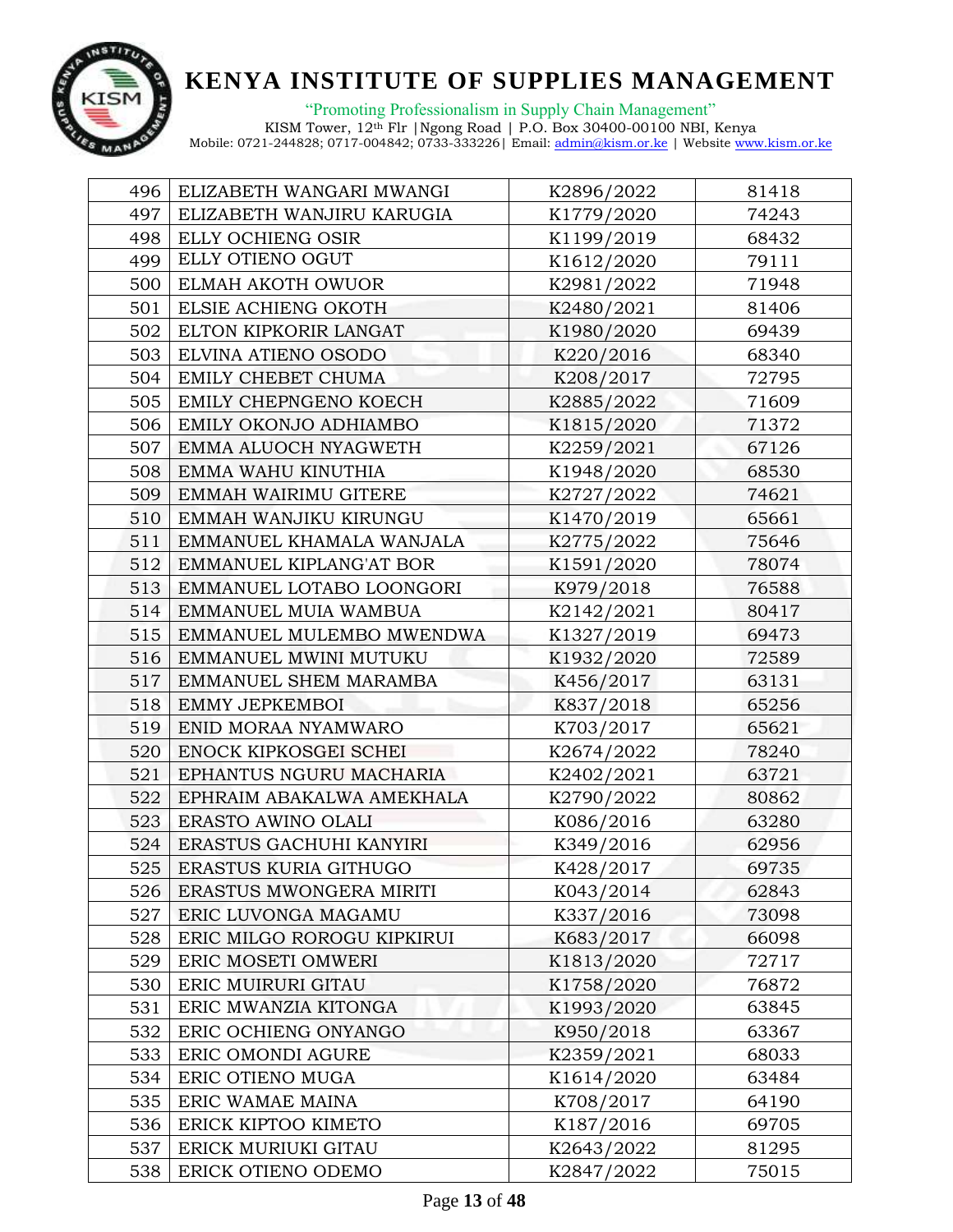# KENYA INSTITUTE OF SUPPLIES MANAGEMENT

"Promoting Professionalism in Supply Chain Management"

KISM Tower, 12th Flr |Ngong Road | P.O. Box 30400-00100 NBI, Kenya
Mobile: 0721-244828; 0717-004842; 0733-333226| Email: admin@kism.or.ke | Website www.kism.or.ke

| | | | |
|---|---|---|---|
| 496 | ELIZABETH WANGARI MWANGI | K2896/2022 | 81418 |
| 497 | ELIZABETH WANJIRU KARUGIA | K1779/2020 | 74243 |
| 498 | ELLY OCHIENG OSIR | K1199/2019 | 68432 |
| 499 | ELLY OTIENO OGUT | K1612/2020 | 79111 |
| 500 | ELMAH AKOTH OWUOR | K2981/2022 | 71948 |
| 501 | ELSIE ACHIENG OKOTH | K2480/2021 | 81406 |
| 502 | ELTON KIPKORIR LANGAT | K1980/2020 | 69439 |
| 503 | ELVINA ATIENO OSODO | K220/2016 | 68340 |
| 504 | EMILY CHEBET CHUMA | K208/2017 | 72795 |
| 505 | EMILY CHEPNGENO KOECH | K2885/2022 | 71609 |
| 506 | EMILY OKONJO ADHIAMBO | K1815/2020 | 71372 |
| 507 | EMMA ALUOCH NYAGWETH | K2259/2021 | 67126 |
| 508 | EMMA WAHU KINUTHIA | K1948/2020 | 68530 |
| 509 | EMMAH WAIRIMU GITERE | K2727/2022 | 74621 |
| 510 | EMMAH WANJIKU KIRUNGU | K1470/2019 | 65661 |
| 511 | EMMANUEL KHAMALA WANJALA | K2775/2022 | 75646 |
| 512 | EMMANUEL KIPLANG'AT BOR | K1591/2020 | 78074 |
| 513 | EMMANUEL LOTABO LOONGORI | K979/2018 | 76588 |
| 514 | EMMANUEL MUIA WAMBUA | K2142/2021 | 80417 |
| 515 | EMMANUEL MULEMBO MWENDWA | K1327/2019 | 69473 |
| 516 | EMMANUEL MWINI MUTUKU | K1932/2020 | 72589 |
| 517 | EMMANUEL SHEM MARAMBA | K456/2017 | 63131 |
| 518 | EMMY JEPKEMBOI | K837/2018 | 65256 |
| 519 | ENID MORAA NYAMWARO | K703/2017 | 65621 |
| 520 | ENOCK KIPKOSGEI SCHEI | K2674/2022 | 78240 |
| 521 | EPHANTUS NGURU MACHARIA | K2402/2021 | 63721 |
| 522 | EPHRAIM ABAKALWA AMEKHALA | K2790/2022 | 80862 |
| 523 | ERASTO AWINO OLALI | K086/2016 | 63280 |
| 524 | ERASTUS GACHUHI KANYIRI | K349/2016 | 62956 |
| 525 | ERASTUS KURIA GITHUGO | K428/2017 | 69735 |
| 526 | ERASTUS MWONGERA MIRITI | K043/2014 | 62843 |
| 527 | ERIC LUVONGA MAGAMU | K337/2016 | 73098 |
| 528 | ERIC MILGO ROROGU KIPKIRUI | K683/2017 | 66098 |
| 529 | ERIC MOSETI OMWERI | K1813/2020 | 72717 |
| 530 | ERIC MUIRURI GITAU | K1758/2020 | 76872 |
| 531 | ERIC MWANZIA KITONGA | K1993/2020 | 63845 |
| 532 | ERIC OCHIENG ONYANGO | K950/2018 | 63367 |
| 533 | ERIC OMONDI AGURE | K2359/2021 | 68033 |
| 534 | ERIC OTIENO MUGA | K1614/2020 | 63484 |
| 535 | ERIC WAMAE MAINA | K708/2017 | 64190 |
| 536 | ERICK KIPTOO KIMETO | K187/2016 | 69705 |
| 537 | ERICK MURIUKI GITAU | K2643/2022 | 81295 |
| 538 | ERICK OTIENO ODEMO | K2847/2022 | 75015 |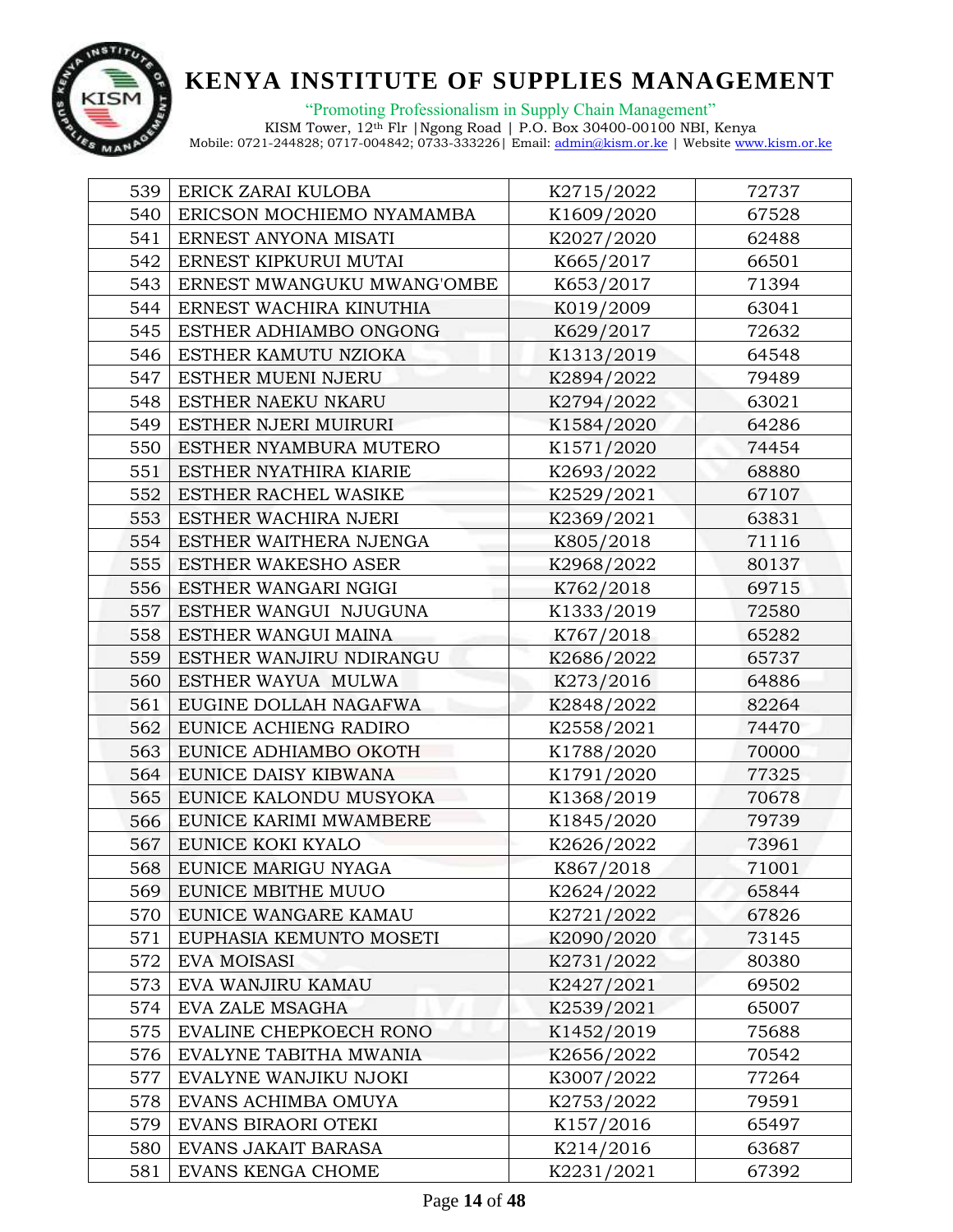# KENYA INSTITUTE OF SUPPLIES MANAGEMENT

"Promoting Professionalism in Supply Chain Management"

KISM Tower, 12th Flr |Ngong Road | P.O. Box 30400-00100 NBI, Kenya
Mobile: 0721-244828; 0717-004842; 0733-333226| Email: admin@kism.or.ke | Website www.kism.or.ke

| | | | |
|---|---|---|---|
| 539 | ERICK ZARAI KULOBA | K2715/2022 | 72737 |
| 540 | ERICSON MOCHIEMO NYAMAMBA | K1609/2020 | 67528 |
| 541 | ERNEST ANYONA MISATI | K2027/2020 | 62488 |
| 542 | ERNEST KIPKURUI MUTAI | K665/2017 | 66501 |
| 543 | ERNEST MWANGUKU MWANG'OMBE | K653/2017 | 71394 |
| 544 | ERNEST WACHIRA KINUTHIA | K019/2009 | 63041 |
| 545 | ESTHER ADHIAMBO ONGONG | K629/2017 | 72632 |
| 546 | ESTHER KAMUTU NZIOKA | K1313/2019 | 64548 |
| 547 | ESTHER MUENI NJERU | K2894/2022 | 79489 |
| 548 | ESTHER NAEKU NKARU | K2794/2022 | 63021 |
| 549 | ESTHER NJERI MUIRURI | K1584/2020 | 64286 |
| 550 | ESTHER NYAMBURA MUTERO | K1571/2020 | 74454 |
| 551 | ESTHER NYATHIRA KIARIE | K2693/2022 | 68880 |
| 552 | ESTHER RACHEL WASIKE | K2529/2021 | 67107 |
| 553 | ESTHER WACHIRA NJERI | K2369/2021 | 63831 |
| 554 | ESTHER WAITHERA NJENGA | K805/2018 | 71116 |
| 555 | ESTHER WAKESHO ASER | K2968/2022 | 80137 |
| 556 | ESTHER WANGARI NGIGI | K762/2018 | 69715 |
| 557 | ESTHER WANGUI NJUGUNA | K1333/2019 | 72580 |
| 558 | ESTHER WANGUI MAINA | K767/2018 | 65282 |
| 559 | ESTHER WANJIRU NDIRANGU | K2686/2022 | 65737 |
| 560 | ESTHER WAYUA MULWA | K273/2016 | 64886 |
| 561 | EUGINE DOLLAH NAGAFWA | K2848/2022 | 82264 |
| 562 | EUNICE ACHIENG RADIRO | K2558/2021 | 74470 |
| 563 | EUNICE ADHIAMBO OKOTH | K1788/2020 | 70000 |
| 564 | EUNICE DAISY KIBWANA | K1791/2020 | 77325 |
| 565 | EUNICE KALONDU MUSYOKA | K1368/2019 | 70678 |
| 566 | EUNICE KARIMI MWAMBERE | K1845/2020 | 79739 |
| 567 | EUNICE KOKI KYALO | K2626/2022 | 73961 |
| 568 | EUNICE MARIGU NYAGA | K867/2018 | 71001 |
| 569 | EUNICE MBITHE MUUO | K2624/2022 | 65844 |
| 570 | EUNICE WANGARE KAMAU | K2721/2022 | 67826 |
| 571 | EUPHASIA KEMUNTO MOSETI | K2090/2020 | 73145 |
| 572 | EVA MOISASI | K2731/2022 | 80380 |
| 573 | EVA WANJIRU KAMAU | K2427/2021 | 69502 |
| 574 | EVA ZALE MSAGHA | K2539/2021 | 65007 |
| 575 | EVALINE CHEPKOECH RONO | K1452/2019 | 75688 |
| 576 | EVALYNE TABITHA MWANIA | K2656/2022 | 70542 |
| 577 | EVALYNE WANJIKU NJOKI | K3007/2022 | 77264 |
| 578 | EVANS ACHIMBA OMUYA | K2753/2022 | 79591 |
| 579 | EVANS BIRAORI OTEKI | K157/2016 | 65497 |
| 580 | EVANS JAKAIT BARASA | K214/2016 | 63687 |
| 581 | EVANS KENGA CHOME | K2231/2021 | 67392 |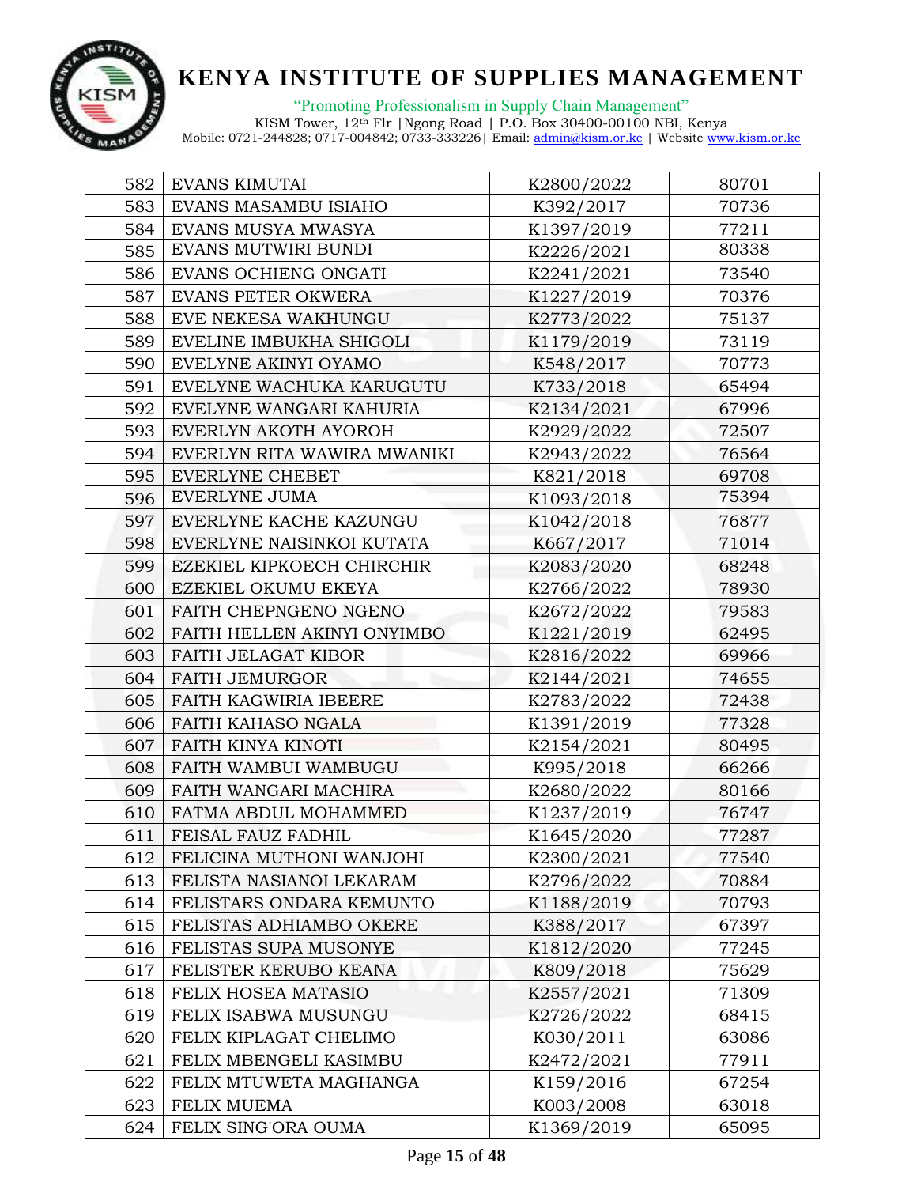| | | | |
|---|---|---|---|
| 582 | EVANS KIMUTAI | K2800/2022 | 80701 |
| 583 | EVANS MASAMBU ISIAHO | K392/2017 | 70736 |
| 584 | EVANS MUSYA MWASYA | K1397/2019 | 77211 |
| 585 | EVANS MUTWIRI BUNDI | K2226/2021 | 80338 |
| 586 | EVANS OCHIENG ONGATI | K2241/2021 | 73540 |
| 587 | EVANS PETER OKWERA | K1227/2019 | 70376 |
| 588 | EVE NEKESA WAKHUNGU | K2773/2022 | 75137 |
| 589 | EVELINE IMBUKHA SHIGOLI | K1179/2019 | 73119 |
| 590 | EVELYNE AKINYI OYAMO | K548/2017 | 70773 |
| 591 | EVELYNE WACHUKA KARUGUTU | K733/2018 | 65494 |
| 592 | EVELYNE WANGARI KAHURIA | K2134/2021 | 67996 |
| 593 | EVERLYN AKOTH AYOROH | K2929/2022 | 72507 |
| 594 | EVERLYN RITA WAWIRA MWANIKI | K2943/2022 | 76564 |
| 595 | EVERLYNE CHEBET | K821/2018 | 69708 |
| 596 | EVERLYNE JUMA | K1093/2018 | 75394 |
| 597 | EVERLYNE KACHE KAZUNGU | K1042/2018 | 76877 |
| 598 | EVERLYNE NAISINKOI KUTATA | K667/2017 | 71014 |
| 599 | EZEKIEL KIPKOECH CHIRCHIR | K2083/2020 | 68248 |
| 600 | EZEKIEL OKUMU EKEYA | K2766/2022 | 78930 |
| 601 | FAITH CHEPNGENO NGENO | K2672/2022 | 79583 |
| 602 | FAITH HELLEN AKINYI ONYIMBO | K1221/2019 | 62495 |
| 603 | FAITH JELAGAT KIBOR | K2816/2022 | 69966 |
| 604 | FAITH JEMURGOR | K2144/2021 | 74655 |
| 605 | FAITH KAGWIRIA IBEERE | K2783/2022 | 72438 |
| 606 | FAITH KAHASO NGALA | K1391/2019 | 77328 |
| 607 | FAITH KINYA KINOTI | K2154/2021 | 80495 |
| 608 | FAITH WAMBUI WAMBUGU | K995/2018 | 66266 |
| 609 | FAITH WANGARI MACHIRA | K2680/2022 | 80166 |
| 610 | FATMA ABDUL MOHAMMED | K1237/2019 | 76747 |
| 611 | FEISAL FAUZ FADHIL | K1645/2020 | 77287 |
| 612 | FELICINA MUTHONI WANJOHI | K2300/2021 | 77540 |
| 613 | FELISTA NASIANOI LEKARAM | K2796/2022 | 70884 |
| 614 | FELISTARS ONDARA KEMUNTO | K1188/2019 | 70793 |
| 615 | FELISTAS ADHIAMBO OKERE | K388/2017 | 67397 |
| 616 | FELISTAS SUPA MUSONYE | K1812/2020 | 77245 |
| 617 | FELISTER KERUBO KEANA | K809/2018 | 75629 |
| 618 | FELIX HOSEA MATASIO | K2557/2021 | 71309 |
| 619 | FELIX ISABWA MUSUNGU | K2726/2022 | 68415 |
| 620 | FELIX KIPLAGAT CHELIMO | K030/2011 | 63086 |
| 621 | FELIX MBENGELI KASIMBU | K2472/2021 | 77911 |
| 622 | FELIX MTUWETA MAGHANGA | K159/2016 | 67254 |
| 623 | FELIX MUEMA | K003/2008 | 63018 |
| 624 | FELIX SING'ORA OUMA | K1369/2019 | 65095 |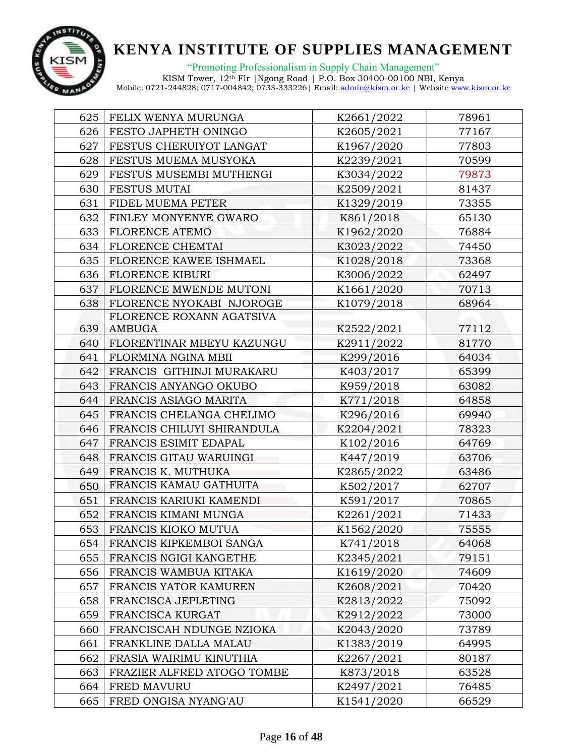# KENYA INSTITUTE OF SUPPLIES MANAGEMENT

"Promoting Professionalism in Supply Chain Management"

KISM Tower, 12th Flr |Ngong Road | P.O. Box 30400-00100 NBI, Kenya
Mobile: 0721-244828; 0717-004842; 0733-333226| Email: admin@kism.or.ke | Website www.kism.or.ke

| | | | |
|---|---|---|---|
| 625 | FELIX WENYA MURUNGA | K2661/2022 | 78961 |
| 626 | FESTO JAPHETH ONINGO | K2605/2021 | 77167 |
| 627 | FESTUS CHERUIYOT LANGAT | K1967/2020 | 77803 |
| 628 | FESTUS MUEMA MUSYOKA | K2239/2021 | 70599 |
| 629 | FESTUS MUSEMBI MUTHENGI | K3034/2022 | 79873 |
| 630 | FESTUS MUTAI | K2509/2021 | 81437 |
| 631 | FIDEL MUEMA PETER | K1329/2019 | 73355 |
| 632 | FINLEY MONYENYE GWARO | K861/2018 | 65130 |
| 633 | FLORENCE ATEMO | K1962/2020 | 76884 |
| 634 | FLORENCE CHEMTAI | K3023/2022 | 74450 |
| 635 | FLORENCE KAWEE ISHMAEL | K1028/2018 | 73368 |
| 636 | FLORENCE KIBURI | K3006/2022 | 62497 |
| 637 | FLORENCE MWENDE MUTONI | K1661/2020 | 70713 |
| 638 | FLORENCE NYOKABI NJOROGE | K1079/2018 | 68964 |
| 639 | FLORENCE ROXANN AGATSIVA AMBUGA | K2522/2021 | 77112 |
| 640 | FLORENTINAR MBEYU KAZUNGU | K2911/2022 | 81770 |
| 641 | FLORMINA NGINA MBII | K299/2016 | 64034 |
| 642 | FRANCIS GITHINJI MURAKARU | K403/2017 | 65399 |
| 643 | FRANCIS ANYANGO OKUBO | K959/2018 | 63082 |
| 644 | FRANCIS ASIAGO MARITA | K771/2018 | 64858 |
| 645 | FRANCIS CHELANGA CHELIMO | K296/2016 | 69940 |
| 646 | FRANCIS CHILUYI SHIRANDULA | K2204/2021 | 78323 |
| 647 | FRANCIS ESIMIT EDAPAL | K102/2016 | 64769 |
| 648 | FRANCIS GITAU WARUINGI | K447/2019 | 63706 |
| 649 | FRANCIS K. MUTHUKA | K2865/2022 | 63486 |
| 650 | FRANCIS KAMAU GATHUITA | K502/2017 | 62707 |
| 651 | FRANCIS KARIUKI KAMENDI | K591/2017 | 70865 |
| 652 | FRANCIS KIMANI MUNGA | K2261/2021 | 71433 |
| 653 | FRANCIS KIOKO MUTUA | K1562/2020 | 75555 |
| 654 | FRANCIS KIPKEMBOI SANGA | K741/2018 | 64068 |
| 655 | FRANCIS NGIGI KANGETHE | K2345/2021 | 79151 |
| 656 | FRANCIS WAMBUA KITAKA | K1619/2020 | 74609 |
| 657 | FRANCIS YATOR KAMUREN | K2608/2021 | 70420 |
| 658 | FRANCISCA JEPLETING | K2813/2022 | 75092 |
| 659 | FRANCISCA KURGAT | K2912/2022 | 73000 |
| 660 | FRANCISCAH NDUNGE NZIOKA | K2043/2020 | 73789 |
| 661 | FRANKLINE DALLA MALAU | K1383/2019 | 64995 |
| 662 | FRASIA WAIRIMU KINUTHIA | K2267/2021 | 80187 |
| 663 | FRAZIER ALFRED ATOGO TOMBE | K873/2018 | 63528 |
| 664 | FRED MAVURU | K2497/2021 | 76485 |
| 665 | FRED ONGISA NYANG'AU | K1541/2020 | 66529 |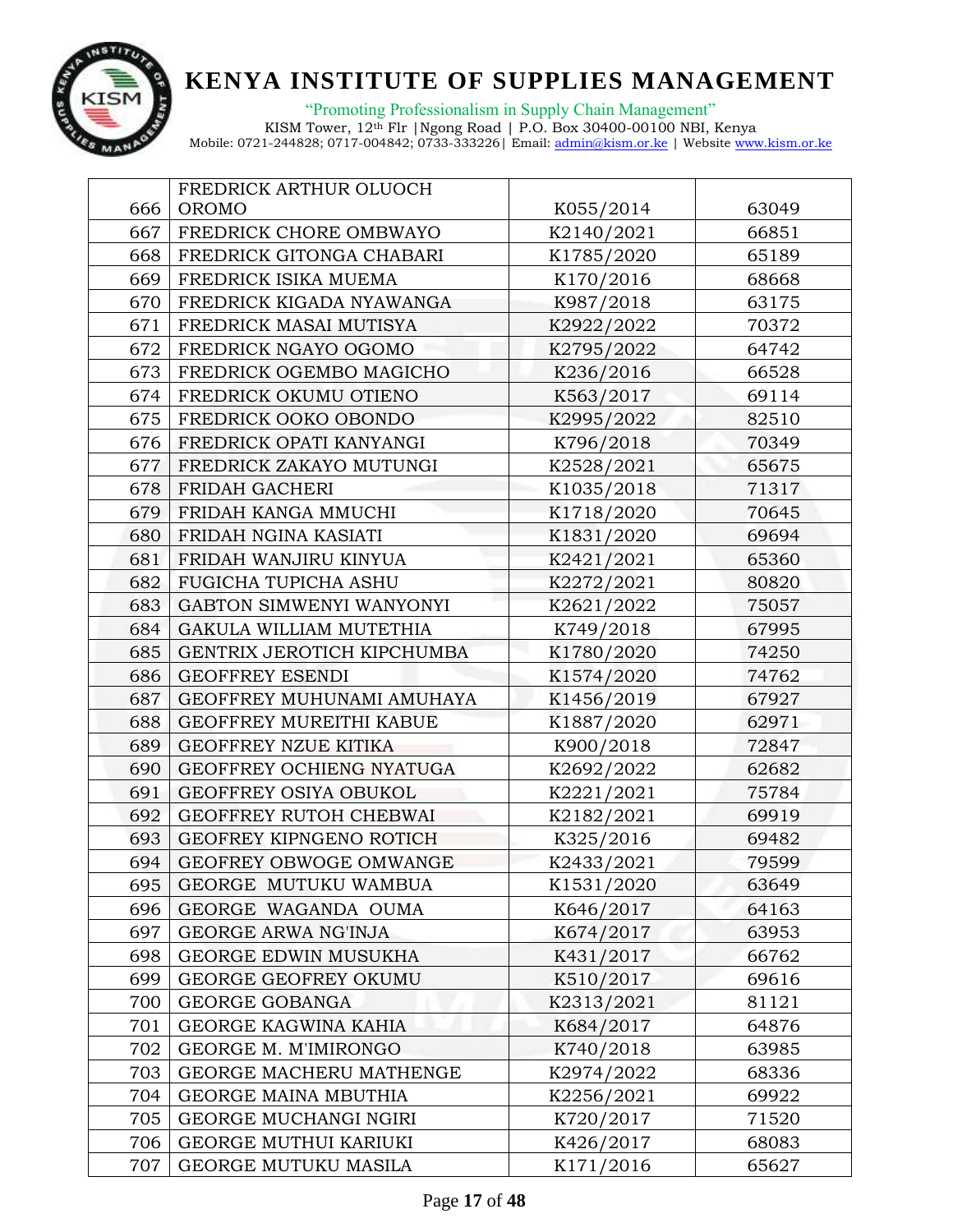| | | | |
|---|---|---|---|
| 666 | FREDRICK ARTHUR OLUOCH OROMO | K055/2014 | 63049 |
| 667 | FREDRICK CHORE OMBWAYO | K2140/2021 | 66851 |
| 668 | FREDRICK GITONGA CHABARI | K1785/2020 | 65189 |
| 669 | FREDRICK ISIKA MUEMA | K170/2016 | 68668 |
| 670 | FREDRICK KIGADA NYAWANGA | K987/2018 | 63175 |
| 671 | FREDRICK MASAI MUTISYA | K2922/2022 | 70372 |
| 672 | FREDRICK NGAYO OGOMO | K2795/2022 | 64742 |
| 673 | FREDRICK OGEMBO MAGICHO | K236/2016 | 66528 |
| 674 | FREDRICK OKUMU OTIENO | K563/2017 | 69114 |
| 675 | FREDRICK OOKO OBONDO | K2995/2022 | 82510 |
| 676 | FREDRICK OPATI KANYANGI | K796/2018 | 70349 |
| 677 | FREDRICK ZAKAYO MUTUNGI | K2528/2021 | 65675 |
| 678 | FRIDAH GACHERI | K1035/2018 | 71317 |
| 679 | FRIDAH KANGA MMUCHI | K1718/2020 | 70645 |
| 680 | FRIDAH NGINA KASIATI | K1831/2020 | 69694 |
| 681 | FRIDAH WANJIRU KINYUA | K2421/2021 | 65360 |
| 682 | FUGICHA TUPICHA ASHU | K2272/2021 | 80820 |
| 683 | GABTON SIMWENYI WANYONYI | K2621/2022 | 75057 |
| 684 | GAKULA WILLIAM MUTETHIA | K749/2018 | 67995 |
| 685 | GENTRIX JEROTICH KIPCHUMBA | K1780/2020 | 74250 |
| 686 | GEOFFREY ESENDI | K1574/2020 | 74762 |
| 687 | GEOFFREY MUHUNAMI AMUHAYA | K1456/2019 | 67927 |
| 688 | GEOFFREY MUREITHI KABUE | K1887/2020 | 62971 |
| 689 | GEOFFREY NZUE KITIKA | K900/2018 | 72847 |
| 690 | GEOFFREY OCHIENG NYATUGA | K2692/2022 | 62682 |
| 691 | GEOFFREY OSIYA OBUKOL | K2221/2021 | 75784 |
| 692 | GEOFFREY RUTOH CHEBWAI | K2182/2021 | 69919 |
| 693 | GEOFREY KIPNGENO ROTICH | K325/2016 | 69482 |
| 694 | GEOFREY OBWOGE OMWANGE | K2433/2021 | 79599 |
| 695 | GEORGE MUTUKU WAMBUA | K1531/2020 | 63649 |
| 696 | GEORGE WAGANDA OUMA | K646/2017 | 64163 |
| 697 | GEORGE ARWA NG'INJA | K674/2017 | 63953 |
| 698 | GEORGE EDWIN MUSUKHA | K431/2017 | 66762 |
| 699 | GEORGE GEOFREY OKUMU | K510/2017 | 69616 |
| 700 | GEORGE GOBANGA | K2313/2021 | 81121 |
| 701 | GEORGE KAGWINA KAHIA | K684/2017 | 64876 |
| 702 | GEORGE M. M'IMIRONGO | K740/2018 | 63985 |
| 703 | GEORGE MACHERU MATHENGE | K2974/2022 | 68336 |
| 704 | GEORGE MAINA MBUTHIA | K2256/2021 | 69922 |
| 705 | GEORGE MUCHANGI NGIRI | K720/2017 | 71520 |
| 706 | GEORGE MUTHUI KARIUKI | K426/2017 | 68083 |
| 707 | GEORGE MUTUKU MASILA | K171/2016 | 65627 |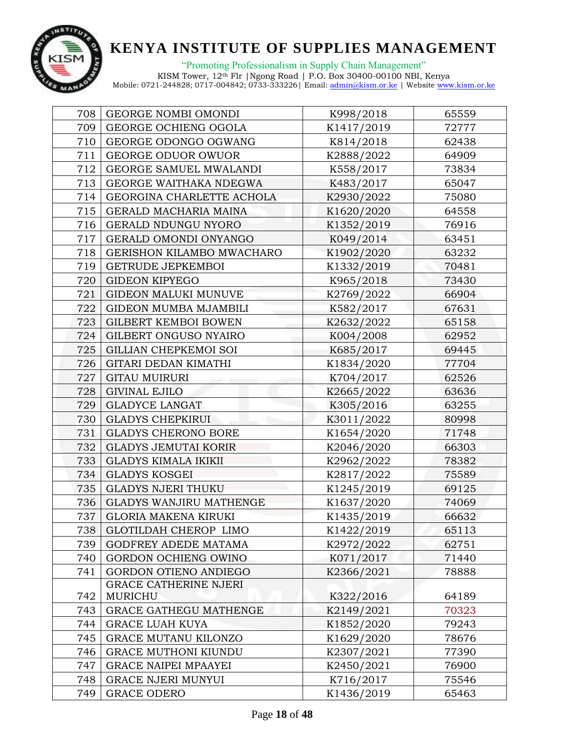| 708 | GEORGE NOMBI OMONDI | K998/2018 | 65559 |
|---|---|---|---|
| 709 | GEORGE OCHIENG OGOLA | K1417/2019 | 72777 |
| 710 | GEORGE ODONGO OGWANG | K814/2018 | 62438 |
| 711 | GEORGE ODUOR OWUOR | K2888/2022 | 64909 |
| 712 | GEORGE SAMUEL MWALANDI | K558/2017 | 73834 |
| 713 | GEORGE WAITHAKA NDEGWA | K483/2017 | 65047 |
| 714 | GEORGINA CHARLETTE ACHOLA | K2930/2022 | 75080 |
| 715 | GERALD MACHARIA MAINA | K1620/2020 | 64558 |
| 716 | GERALD NDUNGU NYORO | K1352/2019 | 76916 |
| 717 | GERALD OMONDI ONYANGO | K049/2014 | 63451 |
| 718 | GERISHON KILAMBO MWACHARO | K1902/2020 | 63232 |
| 719 | GETRUDE JEPKEMBOI | K1332/2019 | 70481 |
| 720 | GIDEON KIPYEGO | K965/2018 | 73430 |
| 721 | GIDEON MALUKI MUNUVE | K2769/2022 | 66904 |
| 722 | GIDEON MUMBA MJAMBILI | K582/2017 | 67631 |
| 723 | GILBERT KEMBOI BOWEN | K2632/2022 | 65158 |
| 724 | GILBERT ONGUSO NYAIRO | K004/2008 | 62952 |
| 725 | GILLIAN CHEPKEMOI SOI | K685/2017 | 69445 |
| 726 | GITARI DEDAN KIMATHI | K1834/2020 | 77704 |
| 727 | GITAU MUIRURI | K704/2017 | 62526 |
| 728 | GIVINAL EJILO | K2665/2022 | 63636 |
| 729 | GLADYCE LANGAT | K305/2016 | 63255 |
| 730 | GLADYS CHEPKIRUI | K3011/2022 | 80998 |
| 731 | GLADYS CHERONO BORE | K1654/2020 | 71748 |
| 732 | GLADYS JEMUTAI KORIR | K2046/2020 | 66303 |
| 733 | GLADYS KIMALA IKIKII | K2962/2022 | 78382 |
| 734 | GLADYS KOSGEI | K2817/2022 | 75589 |
| 735 | GLADYS NJERI THUKU | K1245/2019 | 69125 |
| 736 | GLADYS WANJIRU MATHENGE | K1637/2020 | 74069 |
| 737 | GLORIA MAKENA KIRUKI | K1435/2019 | 66632 |
| 738 | GLOTILDAH CHEROP LIMO | K1422/2019 | 65113 |
| 739 | GODFREY ADEDE MATAMA | K2972/2022 | 62751 |
| 740 | GORDON OCHIENG OWINO | K071/2017 | 71440 |
| 741 | GORDON OTIENO ANDIEGO | K2366/2021 | 78888 |
| 742 | GRACE CATHERINE NJERI MURICHU | K322/2016 | 64189 |
| 743 | GRACE GATHEGU MATHENGE | K2149/2021 | 70323 |
| 744 | GRACE LUAH KUYA | K1852/2020 | 79243 |
| 745 | GRACE MUTANU KILONZO | K1629/2020 | 78676 |
| 746 | GRACE MUTHONI KIUNDU | K2307/2021 | 77390 |
| 747 | GRACE NAIPEI MPAAYEI | K2450/2021 | 76900 |
| 748 | GRACE NJERI MUNYUI | K716/2017 | 75546 |
| 749 | GRACE ODERO | K1436/2019 | 65463 |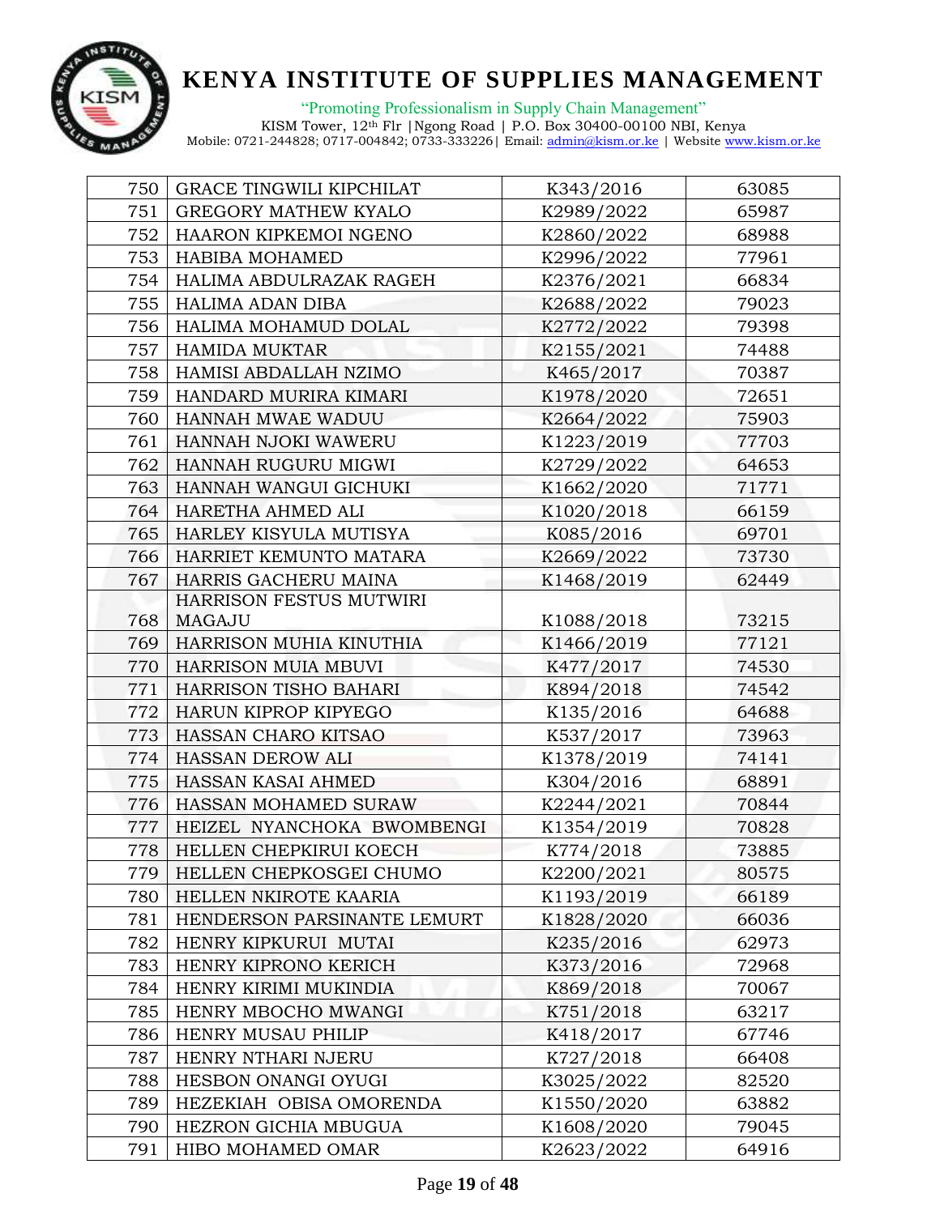# KENYA INSTITUTE OF SUPPLIES MANAGEMENT

"Promoting Professionalism in Supply Chain Management"

KISM Tower, 12th Flr |Ngong Road | P.O. Box 30400-00100 NBI, Kenya
Mobile: 0721-244828; 0717-004842; 0733-333226| Email: admin@kism.or.ke | Website www.kism.or.ke

| | | | |
|---|---|---|---|
| 750 | GRACE TINGWILI KIPCHILAT | K343/2016 | 63085 |
| 751 | GREGORY MATHEW KYALO | K2989/2022 | 65987 |
| 752 | HAARON KIPKEMOI NGENO | K2860/2022 | 68988 |
| 753 | HABIBA MOHAMED | K2996/2022 | 77961 |
| 754 | HALIMA ABDULRAZAK RAGEH | K2376/2021 | 66834 |
| 755 | HALIMA ADAN DIBA | K2688/2022 | 79023 |
| 756 | HALIMA MOHAMUD DOLAL | K2772/2022 | 79398 |
| 757 | HAMIDA MUKTAR | K2155/2021 | 74488 |
| 758 | HAMISI ABDALLAH NZIMO | K465/2017 | 70387 |
| 759 | HANDARD MURIRA KIMARI | K1978/2020 | 72651 |
| 760 | HANNAH MWAE WADUU | K2664/2022 | 75903 |
| 761 | HANNAH NJOKI WAWERU | K1223/2019 | 77703 |
| 762 | HANNAH RUGURU MIGWI | K2729/2022 | 64653 |
| 763 | HANNAH WANGUI GICHUKI | K1662/2020 | 71771 |
| 764 | HARETHA AHMED ALI | K1020/2018 | 66159 |
| 765 | HARLEY KISYULA MUTISYA | K085/2016 | 69701 |
| 766 | HARRIET KEMUNTO MATARA | K2669/2022 | 73730 |
| 767 | HARRIS GACHERU MAINA | K1468/2019 | 62449 |
| 768 | HARRISON FESTUS MUTWIRI MAGAJU | K1088/2018 | 73215 |
| 769 | HARRISON MUHIA KINUTHIA | K1466/2019 | 77121 |
| 770 | HARRISON MUIA MBUVI | K477/2017 | 74530 |
| 771 | HARRISON TISHO BAHARI | K894/2018 | 74542 |
| 772 | HARUN KIPROP KIPYEGO | K135/2016 | 64688 |
| 773 | HASSAN CHARO KITSAO | K537/2017 | 73963 |
| 774 | HASSAN DEROW ALI | K1378/2019 | 74141 |
| 775 | HASSAN KASAI AHMED | K304/2016 | 68891 |
| 776 | HASSAN MOHAMED SURAW | K2244/2021 | 70844 |
| 777 | HEIZEL NYANCHOKA BWOMBENGI | K1354/2019 | 70828 |
| 778 | HELLEN CHEPKIRUI KOECH | K774/2018 | 73885 |
| 779 | HELLEN CHEPKOSGEI CHUMO | K2200/2021 | 80575 |
| 780 | HELLEN NKIROTE KAARIA | K1193/2019 | 66189 |
| 781 | HENDERSON PARSINANTE LEMURT | K1828/2020 | 66036 |
| 782 | HENRY KIPKURUI MUTAI | K235/2016 | 62973 |
| 783 | HENRY KIPRONO KERICH | K373/2016 | 72968 |
| 784 | HENRY KIRIMI MUKINDIA | K869/2018 | 70067 |
| 785 | HENRY MBOCHO MWANGI | K751/2018 | 63217 |
| 786 | HENRY MUSAU PHILIP | K418/2017 | 67746 |
| 787 | HENRY NTHARI NJERU | K727/2018 | 66408 |
| 788 | HESBON ONANGI OYUGI | K3025/2022 | 82520 |
| 789 | HEZEKIAH OBISA OMORENDA | K1550/2020 | 63882 |
| 790 | HEZRON GICHIA MBUGUA | K1608/2020 | 79045 |
| 791 | HIBO MOHAMED OMAR | K2623/2022 | 64916 |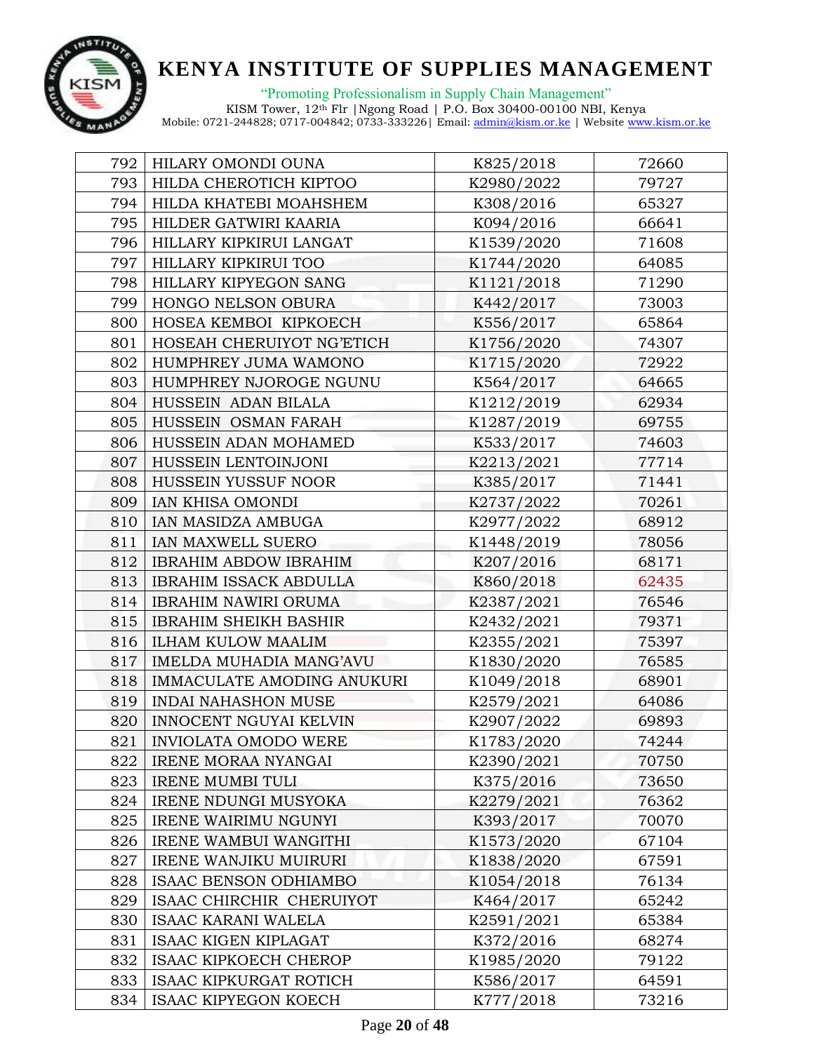# KENYA INSTITUTE OF SUPPLIES MANAGEMENT

"Promoting Professionalism in Supply Chain Management"

KISM Tower, 12th Flr |Ngong Road | P.O. Box 30400-00100 NBI, Kenya
Mobile: 0721-244828; 0717-004842; 0733-333226| Email: admin@kism.or.ke | Website www.kism.or.ke

| | | | |
|---|---|---|---|
| 792 | HILARY OMONDI OUNA | K825/2018 | 72660 |
| 793 | HILDA CHEROTICH KIPTOO | K2980/2022 | 79727 |
| 794 | HILDA KHATEBI MOAHSHEM | K308/2016 | 65327 |
| 795 | HILDER GATWIRI KAARIA | K094/2016 | 66641 |
| 796 | HILLARY KIPKIRUI LANGAT | K1539/2020 | 71608 |
| 797 | HILLARY KIPKIRUI TOO | K1744/2020 | 64085 |
| 798 | HILLARY KIPYEGON SANG | K1121/2018 | 71290 |
| 799 | HONGO NELSON OBURA | K442/2017 | 73003 |
| 800 | HOSEA KEMBOI KIPKOECH | K556/2017 | 65864 |
| 801 | HOSEAH CHERUIYOT NG'ETICH | K1756/2020 | 74307 |
| 802 | HUMPHREY JUMA WAMONO | K1715/2020 | 72922 |
| 803 | HUMPHREY NJOROGE NGUNU | K564/2017 | 64665 |
| 804 | HUSSEIN ADAN BILALA | K1212/2019 | 62934 |
| 805 | HUSSEIN OSMAN FARAH | K1287/2019 | 69755 |
| 806 | HUSSEIN ADAN MOHAMED | K533/2017 | 74603 |
| 807 | HUSSEIN LENTOINJONI | K2213/2021 | 77714 |
| 808 | HUSSEIN YUSSUF NOOR | K385/2017 | 71441 |
| 809 | IAN KHISA OMONDI | K2737/2022 | 70261 |
| 810 | IAN MASIDZA AMBUGA | K2977/2022 | 68912 |
| 811 | IAN MAXWELL SUERO | K1448/2019 | 78056 |
| 812 | IBRAHIM ABDOW IBRAHIM | K207/2016 | 68171 |
| 813 | IBRAHIM ISSACK ABDULLA | K860/2018 | 62435 |
| 814 | IBRAHIM NAWIRI ORUMA | K2387/2021 | 76546 |
| 815 | IBRAHIM SHEIKH BASHIR | K2432/2021 | 79371 |
| 816 | ILHAM KULOW MAALIM | K2355/2021 | 75397 |
| 817 | IMELDA MUHADIA MANG'AVU | K1830/2020 | 76585 |
| 818 | IMMACULATE AMODING ANUKURI | K1049/2018 | 68901 |
| 819 | INDAI NAHASHON MUSE | K2579/2021 | 64086 |
| 820 | INNOCENT NGUYAI KELVIN | K2907/2022 | 69893 |
| 821 | INVIOLATA OMODO WERE | K1783/2020 | 74244 |
| 822 | IRENE MORAA NYANGAI | K2390/2021 | 70750 |
| 823 | IRENE MUMBI TULI | K375/2016 | 73650 |
| 824 | IRENE NDUNGI MUSYOKA | K2279/2021 | 76362 |
| 825 | IRENE WAIRIMU NGUNYI | K393/2017 | 70070 |
| 826 | IRENE WAMBUI WANGITHI | K1573/2020 | 67104 |
| 827 | IRENE WANJIKU MUIRURI | K1838/2020 | 67591 |
| 828 | ISAAC BENSON ODHIAMBO | K1054/2018 | 76134 |
| 829 | ISAAC CHIRCHIR CHERUIYOT | K464/2017 | 65242 |
| 830 | ISAAC KARANI WALELA | K2591/2021 | 65384 |
| 831 | ISAAC KIGEN KIPLAGAT | K372/2016 | 68274 |
| 832 | ISAAC KIPKOECH CHEROP | K1985/2020 | 79122 |
| 833 | ISAAC KIPKURGAT ROTICH | K586/2017 | 64591 |
| 834 | ISAAC KIPYEGON KOECH | K777/2018 | 73216 |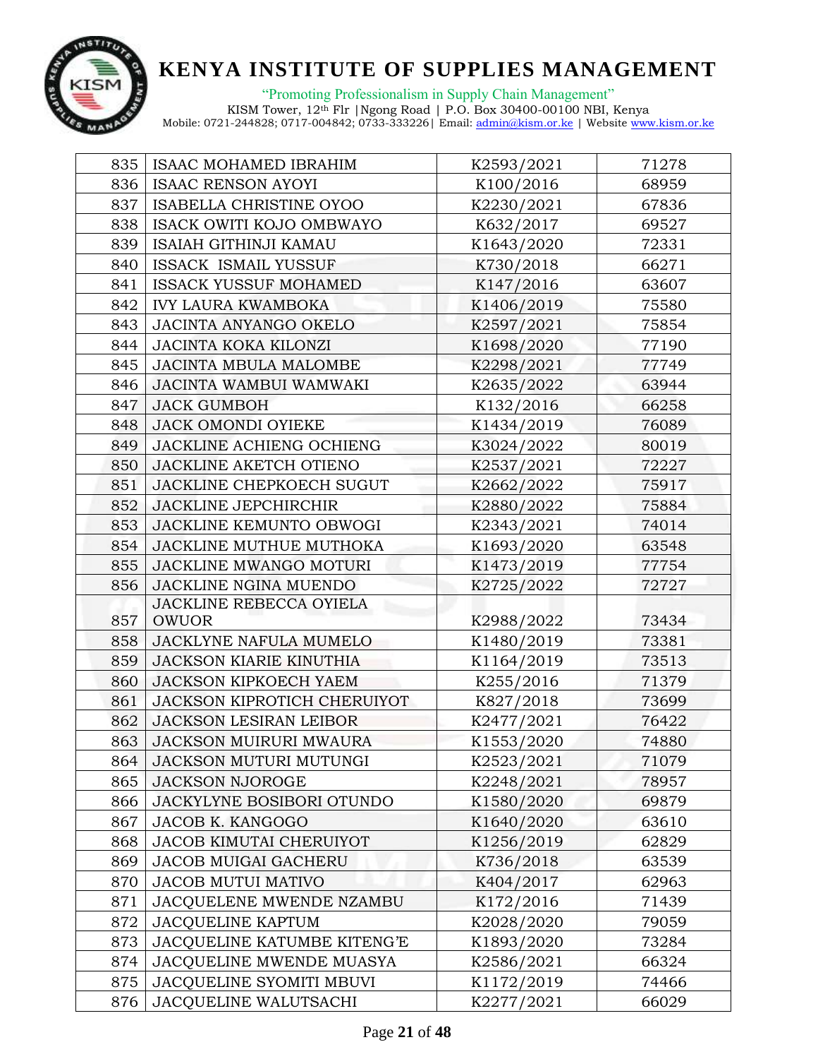# KENYA INSTITUTE OF SUPPLIES MANAGEMENT

"Promoting Professionalism in Supply Chain Management"

KISM Tower, 12th Flr |Ngong Road | P.O. Box 30400-00100 NBI, Kenya
Mobile: 0721-244828; 0717-004842; 0733-333226| Email: admin@kism.or.ke | Website www.kism.or.ke

| | | | |
|---|---|---|---|
| 835 | ISAAC MOHAMED IBRAHIM | K2593/2021 | 71278 |
| 836 | ISAAC RENSON AYOYI | K100/2016 | 68959 |
| 837 | ISABELLA CHRISTINE OYOO | K2230/2021 | 67836 |
| 838 | ISACK OWITI KOJO OMBWAYO | K632/2017 | 69527 |
| 839 | ISAIAH GITHINJI KAMAU | K1643/2020 | 72331 |
| 840 | ISSACK ISMAIL YUSSUF | K730/2018 | 66271 |
| 841 | ISSACK YUSSUF MOHAMED | K147/2016 | 63607 |
| 842 | IVY LAURA KWAMBOKA | K1406/2019 | 75580 |
| 843 | JACINTA ANYANGO OKELO | K2597/2021 | 75854 |
| 844 | JACINTA KOKA KILONZI | K1698/2020 | 77190 |
| 845 | JACINTA MBULA MALOMBE | K2298/2021 | 77749 |
| 846 | JACINTA WAMBUI WAMWAKI | K2635/2022 | 63944 |
| 847 | JACK GUMBOH | K132/2016 | 66258 |
| 848 | JACK OMONDI OYIEKE | K1434/2019 | 76089 |
| 849 | JACKLINE ACHIENG OCHIENG | K3024/2022 | 80019 |
| 850 | JACKLINE AKETCH OTIENO | K2537/2021 | 72227 |
| 851 | JACKLINE CHEPKOECH SUGUT | K2662/2022 | 75917 |
| 852 | JACKLINE JEPCHIRCHIR | K2880/2022 | 75884 |
| 853 | JACKLINE KEMUNTO OBWOGI | K2343/2021 | 74014 |
| 854 | JACKLINE MUTHUE MUTHOKA | K1693/2020 | 63548 |
| 855 | JACKLINE MWANGO MOTURI | K1473/2019 | 77754 |
| 856 | JACKLINE NGINA MUENDO | K2725/2022 | 72727 |
| 857 | JACKLINE REBECCA OYIELA OWUOR | K2988/2022 | 73434 |
| 858 | JACKLYNE NAFULA MUMELO | K1480/2019 | 73381 |
| 859 | JACKSON KIARIE KINUTHIA | K1164/2019 | 73513 |
| 860 | JACKSON KIPKOECH YAEM | K255/2016 | 71379 |
| 861 | JACKSON KIPROTICH CHERUIYOT | K827/2018 | 73699 |
| 862 | JACKSON LESIRAN LEIBOR | K2477/2021 | 76422 |
| 863 | JACKSON MUIRURI MWAURA | K1553/2020 | 74880 |
| 864 | JACKSON MUTURI MUTUNGI | K2523/2021 | 71079 |
| 865 | JACKSON NJOROGE | K2248/2021 | 78957 |
| 866 | JACKYLYNE BOSIBORI OTUNDO | K1580/2020 | 69879 |
| 867 | JACOB K. KANGOGO | K1640/2020 | 63610 |
| 868 | JACOB KIMUTAI CHERUIYOT | K1256/2019 | 62829 |
| 869 | JACOB MUIGAI GACHERU | K736/2018 | 63539 |
| 870 | JACOB MUTUI MATIVO | K404/2017 | 62963 |
| 871 | JACQUELENE MWENDE NZAMBU | K172/2016 | 71439 |
| 872 | JACQUELINE KAPTUM | K2028/2020 | 79059 |
| 873 | JACQUELINE KATUMBE KITENG'E | K1893/2020 | 73284 |
| 874 | JACQUELINE MWENDE MUASYA | K2586/2021 | 66324 |
| 875 | JACQUELINE SYOMITI MBUVI | K1172/2019 | 74466 |
| 876 | JACQUELINE WALUTSACHI | K2277/2021 | 66029 |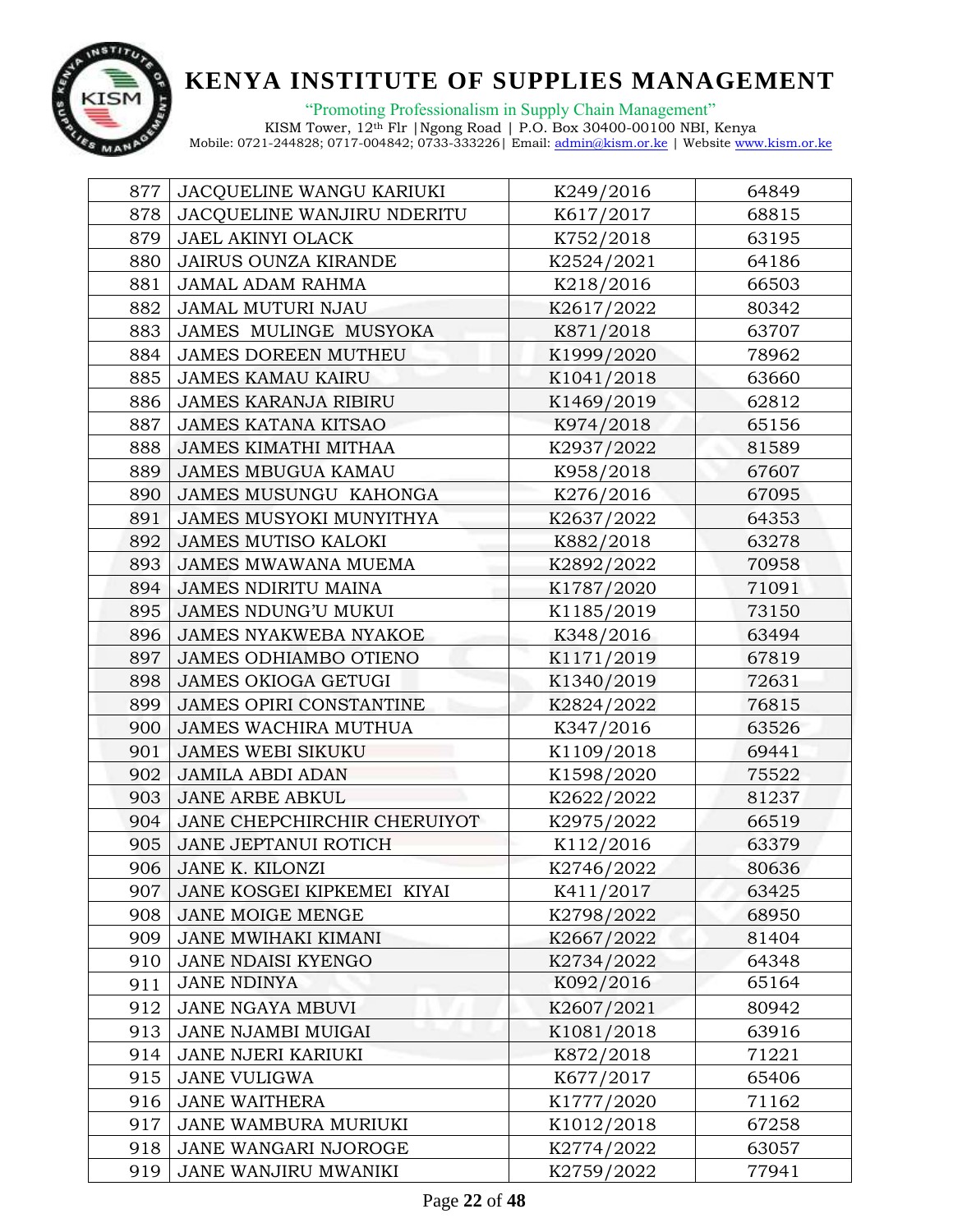| 877 | JACQUELINE WANGU KARIUKI | K249/2016 | 64849 |
|---|---|---|---|
| 878 | JACQUELINE WANJIRU NDERITU | K617/2017 | 68815 |
| 879 | JAEL AKINYI OLACK | K752/2018 | 63195 |
| 880 | JAIRUS OUNZA KIRANDE | K2524/2021 | 64186 |
| 881 | JAMAL ADAM RAHMA | K218/2016 | 66503 |
| 882 | JAMAL MUTURI NJAU | K2617/2022 | 80342 |
| 883 | JAMES MULINGE MUSYOKA | K871/2018 | 63707 |
| 884 | JAMES DOREEN MUTHEU | K1999/2020 | 78962 |
| 885 | JAMES KAMAU KAIRU | K1041/2018 | 63660 |
| 886 | JAMES KARANJA RIBIRU | K1469/2019 | 62812 |
| 887 | JAMES KATANA KITSAO | K974/2018 | 65156 |
| 888 | JAMES KIMATHI MITHAA | K2937/2022 | 81589 |
| 889 | JAMES MBUGUA KAMAU | K958/2018 | 67607 |
| 890 | JAMES MUSUNGU KAHONGA | K276/2016 | 67095 |
| 891 | JAMES MUSYOKI MUNYITHYA | K2637/2022 | 64353 |
| 892 | JAMES MUTISO KALOKI | K882/2018 | 63278 |
| 893 | JAMES MWAWANA MUEMA | K2892/2022 | 70958 |
| 894 | JAMES NDIRITU MAINA | K1787/2020 | 71091 |
| 895 | JAMES NDUNG'U MUKUI | K1185/2019 | 73150 |
| 896 | JAMES NYAKWEBA NYAKOE | K348/2016 | 63494 |
| 897 | JAMES ODHIAMBO OTIENO | K1171/2019 | 67819 |
| 898 | JAMES OKIOGA GETUGI | K1340/2019 | 72631 |
| 899 | JAMES OPIRI CONSTANTINE | K2824/2022 | 76815 |
| 900 | JAMES WACHIRA MUTHUA | K347/2016 | 63526 |
| 901 | JAMES WEBI SIKUKU | K1109/2018 | 69441 |
| 902 | JAMILA ABDI ADAN | K1598/2020 | 75522 |
| 903 | JANE ARBE ABKUL | K2622/2022 | 81237 |
| 904 | JANE CHEPCHIRCHIR CHERUIYOT | K2975/2022 | 66519 |
| 905 | JANE JEPTANUI ROTICH | K112/2016 | 63379 |
| 906 | JANE K. KILONZI | K2746/2022 | 80636 |
| 907 | JANE KOSGEI KIPKEMEI KIYAI | K411/2017 | 63425 |
| 908 | JANE MOIGE MENGE | K2798/2022 | 68950 |
| 909 | JANE MWIHAKI KIMANI | K2667/2022 | 81404 |
| 910 | JANE NDAISI KYENGO | K2734/2022 | 64348 |
| 911 | JANE NDINYA | K092/2016 | 65164 |
| 912 | JANE NGAYA MBUVI | K2607/2021 | 80942 |
| 913 | JANE NJAMBI MUIGAI | K1081/2018 | 63916 |
| 914 | JANE NJERI KARIUKI | K872/2018 | 71221 |
| 915 | JANE VULIGWA | K677/2017 | 65406 |
| 916 | JANE WAITHERA | K1777/2020 | 71162 |
| 917 | JANE WAMBURA MURIUKI | K1012/2018 | 67258 |
| 918 | JANE WANGARI NJOROGE | K2774/2022 | 63057 |
| 919 | JANE WANJIRU MWANIKI | K2759/2022 | 77941 |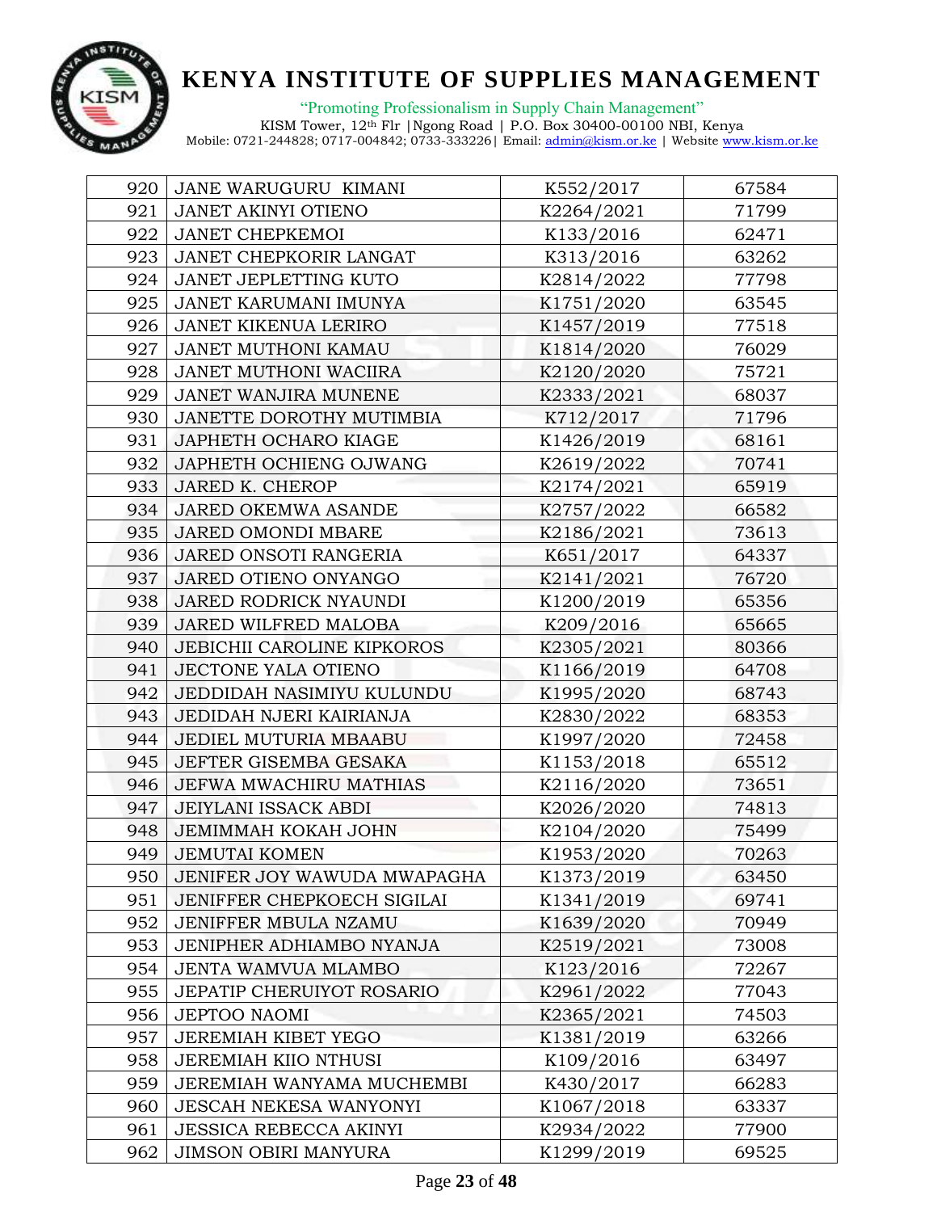| 920 | JANE WARUGURU KIMANI | K552/2017 | 67584 |
|---|---|---|---|
| 921 | JANET AKINYI OTIENO | K2264/2021 | 71799 |
| 922 | JANET CHEPKEMOI | K133/2016 | 62471 |
| 923 | JANET CHEPKORIR LANGAT | K313/2016 | 63262 |
| 924 | JANET JEPLETTING KUTO | K2814/2022 | 77798 |
| 925 | JANET KARUMANI IMUNYA | K1751/2020 | 63545 |
| 926 | JANET KIKENUA LERIRO | K1457/2019 | 77518 |
| 927 | JANET MUTHONI KAMAU | K1814/2020 | 76029 |
| 928 | JANET MUTHONI WACIIRA | K2120/2020 | 75721 |
| 929 | JANET WANJIRA MUNENE | K2333/2021 | 68037 |
| 930 | JANETTE DOROTHY MUTIMBIA | K712/2017 | 71796 |
| 931 | JAPHETH OCHARO KIAGE | K1426/2019 | 68161 |
| 932 | JAPHETH OCHIENG OJWANG | K2619/2022 | 70741 |
| 933 | JARED K. CHEROP | K2174/2021 | 65919 |
| 934 | JARED OKEMWA ASANDE | K2757/2022 | 66582 |
| 935 | JARED OMONDI MBARE | K2186/2021 | 73613 |
| 936 | JARED ONSOTI RANGERIA | K651/2017 | 64337 |
| 937 | JARED OTIENO ONYANGO | K2141/2021 | 76720 |
| 938 | JARED RODRICK NYAUNDI | K1200/2019 | 65356 |
| 939 | JARED WILFRED MALOBA | K209/2016 | 65665 |
| 940 | JEBICHII CAROLINE KIPKOROS | K2305/2021 | 80366 |
| 941 | JECTONE YALA OTIENO | K1166/2019 | 64708 |
| 942 | JEDDIDAH NASIMIYU KULUNDU | K1995/2020 | 68743 |
| 943 | JEDIDAH NJERI KAIRIANJA | K2830/2022 | 68353 |
| 944 | JEDIEL MUTURIA MBAABU | K1997/2020 | 72458 |
| 945 | JEFTER GISEMBA GESAKA | K1153/2018 | 65512 |
| 946 | JEFWA MWACHIRU MATHIAS | K2116/2020 | 73651 |
| 947 | JEIYLANI ISSACK ABDI | K2026/2020 | 74813 |
| 948 | JEMIMMAH KOKAH JOHN | K2104/2020 | 75499 |
| 949 | JEMUTAI KOMEN | K1953/2020 | 70263 |
| 950 | JENIFER JOY WAWUDA MWAPAGHA | K1373/2019 | 63450 |
| 951 | JENIFFER CHEPKOECH SIGILAI | K1341/2019 | 69741 |
| 952 | JENIFFER MBULA NZAMU | K1639/2020 | 70949 |
| 953 | JENIPHER ADHIAMBO NYANJA | K2519/2021 | 73008 |
| 954 | JENTA WAMVUA MLAMBO | K123/2016 | 72267 |
| 955 | JEPATIP CHERUIYOT ROSARIO | K2961/2022 | 77043 |
| 956 | JEPTOO NAOMI | K2365/2021 | 74503 |
| 957 | JEREMIAH KIBET YEGO | K1381/2019 | 63266 |
| 958 | JEREMIAH KIIO NTHUSI | K109/2016 | 63497 |
| 959 | JEREMIAH WANYAMA MUCHEMBI | K430/2017 | 66283 |
| 960 | JESCAH NEKESA WANYONYI | K1067/2018 | 63337 |
| 961 | JESSICA REBECCA AKINYI | K2934/2022 | 77900 |
| 962 | JIMSON OBIRI MANYURA | K1299/2019 | 69525 |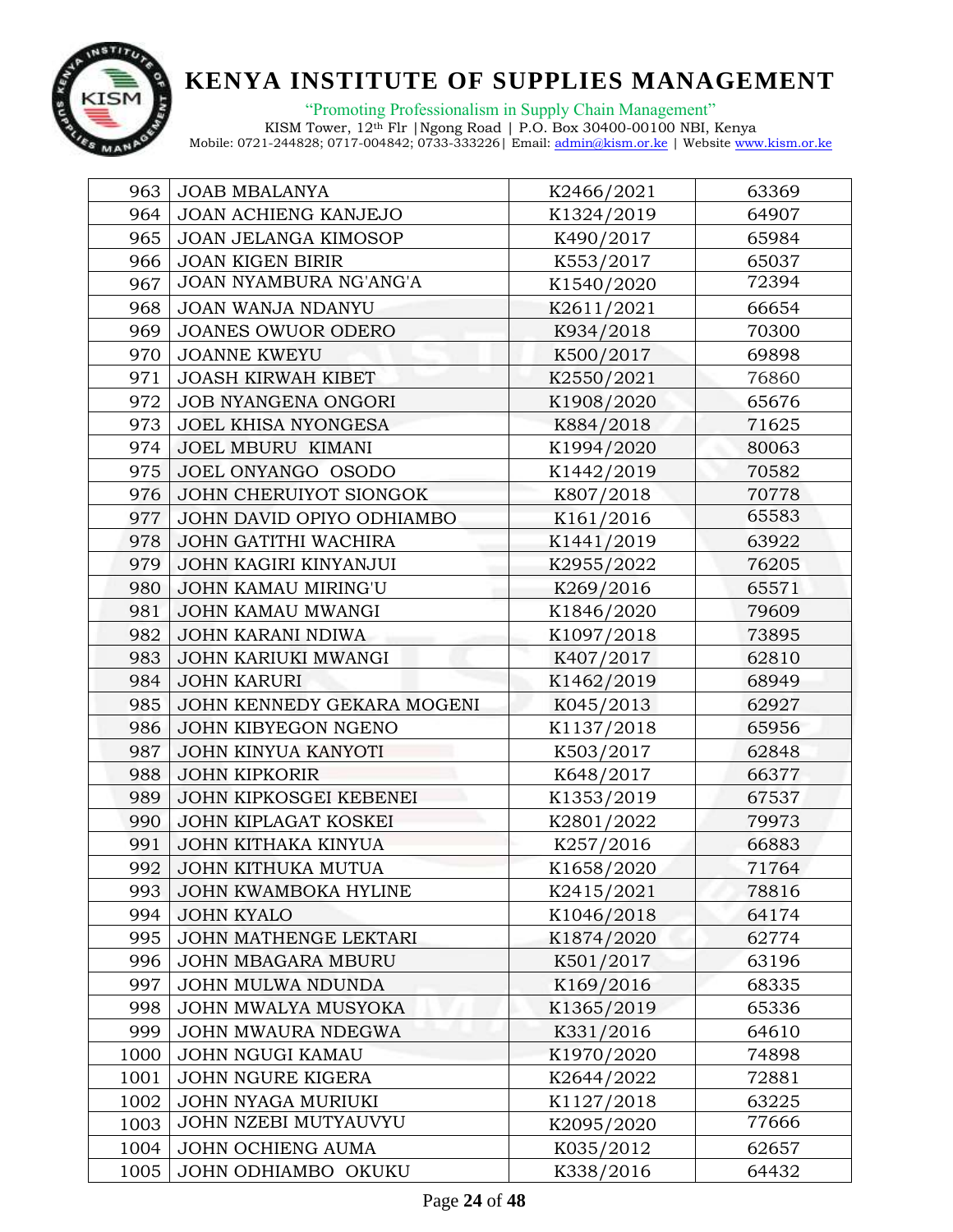| 963 | JOAB MBALANYA | K2466/2021 | 63369 |
|---|---|---|---|
| 964 | JOAN ACHIENG KANJEJO | K1324/2019 | 64907 |
| 965 | JOAN JELANGA KIMOSOP | K490/2017 | 65984 |
| 966 | JOAN KIGEN BIRIR | K553/2017 | 65037 |
| 967 | JOAN NYAMBURA NG'ANG'A | K1540/2020 | 72394 |
| 968 | JOAN WANJA NDANYU | K2611/2021 | 66654 |
| 969 | JOANES OWUOR ODERO | K934/2018 | 70300 |
| 970 | JOANNE KWEYU | K500/2017 | 69898 |
| 971 | JOASH KIRWAH KIBET | K2550/2021 | 76860 |
| 972 | JOB NYANGENA ONGORI | K1908/2020 | 65676 |
| 973 | JOEL KHISA NYONGESA | K884/2018 | 71625 |
| 974 | JOEL MBURU KIMANI | K1994/2020 | 80063 |
| 975 | JOEL ONYANGO OSODO | K1442/2019 | 70582 |
| 976 | JOHN CHERUIYOT SIONGOK | K807/2018 | 70778 |
| 977 | JOHN DAVID OPIYO ODHIAMBO | K161/2016 | 65583 |
| 978 | JOHN GATITHI WACHIRA | K1441/2019 | 63922 |
| 979 | JOHN KAGIRI KINYANJUI | K2955/2022 | 76205 |
| 980 | JOHN KAMAU MIRING'U | K269/2016 | 65571 |
| 981 | JOHN KAMAU MWANGI | K1846/2020 | 79609 |
| 982 | JOHN KARANI NDIWA | K1097/2018 | 73895 |
| 983 | JOHN KARIUKI MWANGI | K407/2017 | 62810 |
| 984 | JOHN KARURI | K1462/2019 | 68949 |
| 985 | JOHN KENNEDY GEKARA MOGENI | K045/2013 | 62927 |
| 986 | JOHN KIBYEGON NGENO | K1137/2018 | 65956 |
| 987 | JOHN KINYUA KANYOTI | K503/2017 | 62848 |
| 988 | JOHN KIPKORIR | K648/2017 | 66377 |
| 989 | JOHN KIPKOSGEI KEBENEI | K1353/2019 | 67537 |
| 990 | JOHN KIPLAGAT KOSKEI | K2801/2022 | 79973 |
| 991 | JOHN KITHAKA KINYUA | K257/2016 | 66883 |
| 992 | JOHN KITHUKA MUTUA | K1658/2020 | 71764 |
| 993 | JOHN KWAMBOKA HYLINE | K2415/2021 | 78816 |
| 994 | JOHN KYALO | K1046/2018 | 64174 |
| 995 | JOHN MATHENGE LEKTARI | K1874/2020 | 62774 |
| 996 | JOHN MBAGARA MBURU | K501/2017 | 63196 |
| 997 | JOHN MULWA NDUNDA | K169/2016 | 68335 |
| 998 | JOHN MWALYA MUSYOKA | K1365/2019 | 65336 |
| 999 | JOHN MWAURA NDEGWA | K331/2016 | 64610 |
| 1000 | JOHN NGUGI KAMAU | K1970/2020 | 74898 |
| 1001 | JOHN NGURE KIGERA | K2644/2022 | 72881 |
| 1002 | JOHN NYAGA MURIUKI | K1127/2018 | 63225 |
| 1003 | JOHN NZEBI MUTYAUVYU | K2095/2020 | 77666 |
| 1004 | JOHN OCHIENG AUMA | K035/2012 | 62657 |
| 1005 | JOHN ODHIAMBO OKUKU | K338/2016 | 64432 |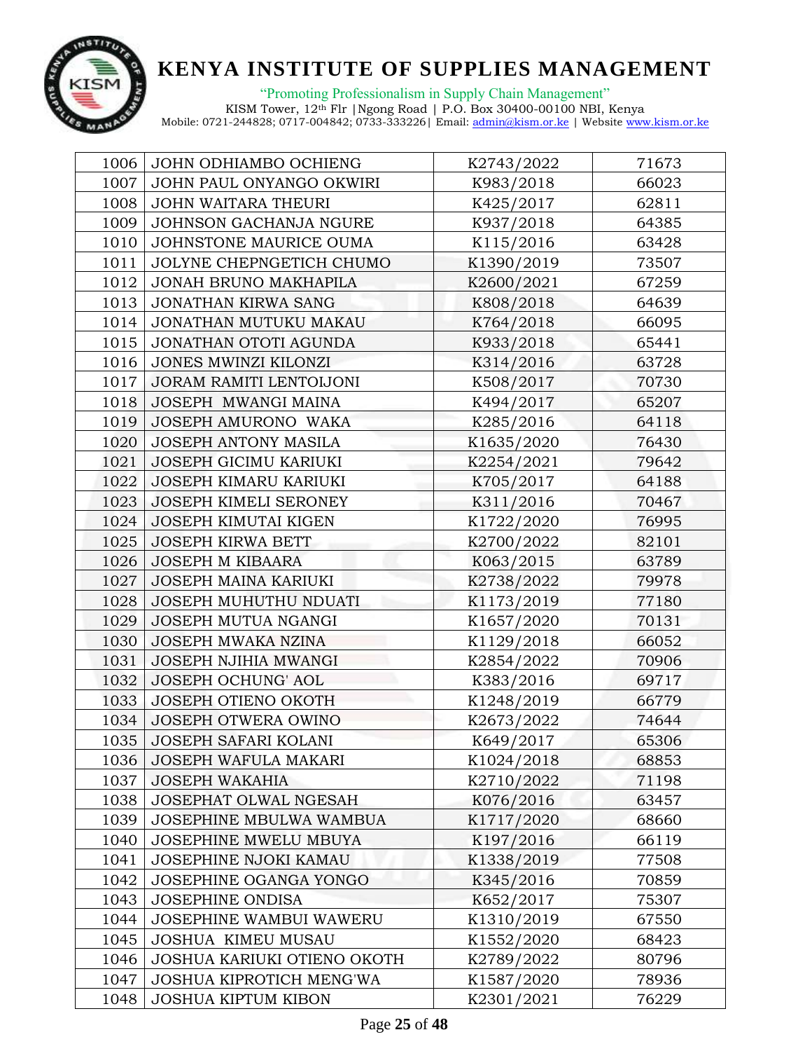| | | | |
|---|---|---|---|
| 1006 | JOHN ODHIAMBO OCHIENG | K2743/2022 | 71673 |
| 1007 | JOHN PAUL ONYANGO OKWIRI | K983/2018 | 66023 |
| 1008 | JOHN WAITARA THEURI | K425/2017 | 62811 |
| 1009 | JOHNSON GACHANJA NGURE | K937/2018 | 64385 |
| 1010 | JOHNSTONE MAURICE OUMA | K115/2016 | 63428 |
| 1011 | JOLYNE CHEPNGETICH CHUMO | K1390/2019 | 73507 |
| 1012 | JONAH BRUNO MAKHAPILA | K2600/2021 | 67259 |
| 1013 | JONATHAN KIRWA SANG | K808/2018 | 64639 |
| 1014 | JONATHAN MUTUKU MAKAU | K764/2018 | 66095 |
| 1015 | JONATHAN OTOTI AGUNDA | K933/2018 | 65441 |
| 1016 | JONES MWINZI KILONZI | K314/2016 | 63728 |
| 1017 | JORAM RAMITI LENTOIJONI | K508/2017 | 70730 |
| 1018 | JOSEPH MWANGI MAINA | K494/2017 | 65207 |
| 1019 | JOSEPH AMURONO WAKA | K285/2016 | 64118 |
| 1020 | JOSEPH ANTONY MASILA | K1635/2020 | 76430 |
| 1021 | JOSEPH GICIMU KARIUKI | K2254/2021 | 79642 |
| 1022 | JOSEPH KIMARU KARIUKI | K705/2017 | 64188 |
| 1023 | JOSEPH KIMELI SERONEY | K311/2016 | 70467 |
| 1024 | JOSEPH KIMUTAI KIGEN | K1722/2020 | 76995 |
| 1025 | JOSEPH KIRWA BETT | K2700/2022 | 82101 |
| 1026 | JOSEPH M KIBAARA | K063/2015 | 63789 |
| 1027 | JOSEPH MAINA KARIUKI | K2738/2022 | 79978 |
| 1028 | JOSEPH MUHUTHU NDUATI | K1173/2019 | 77180 |
| 1029 | JOSEPH MUTUA NGANGI | K1657/2020 | 70131 |
| 1030 | JOSEPH MWAKA NZINA | K1129/2018 | 66052 |
| 1031 | JOSEPH NJIHIA MWANGI | K2854/2022 | 70906 |
| 1032 | JOSEPH OCHUNG' AOL | K383/2016 | 69717 |
| 1033 | JOSEPH OTIENO OKOTH | K1248/2019 | 66779 |
| 1034 | JOSEPH OTWERA OWINO | K2673/2022 | 74644 |
| 1035 | JOSEPH SAFARI KOLANI | K649/2017 | 65306 |
| 1036 | JOSEPH WAFULA MAKARI | K1024/2018 | 68853 |
| 1037 | JOSEPH WAKAHIA | K2710/2022 | 71198 |
| 1038 | JOSEPHAT OLWAL NGESAH | K076/2016 | 63457 |
| 1039 | JOSEPHINE MBULWA WAMBUA | K1717/2020 | 68660 |
| 1040 | JOSEPHINE MWELU MBUYA | K197/2016 | 66119 |
| 1041 | JOSEPHINE NJOKI KAMAU | K1338/2019 | 77508 |
| 1042 | JOSEPHINE OGANGA YONGO | K345/2016 | 70859 |
| 1043 | JOSEPHINE ONDISA | K652/2017 | 75307 |
| 1044 | JOSEPHINE WAMBUI WAWERU | K1310/2019 | 67550 |
| 1045 | JOSHUA KIMEU MUSAU | K1552/2020 | 68423 |
| 1046 | JOSHUA KARIUKI OTIENO OKOTH | K2789/2022 | 80796 |
| 1047 | JOSHUA KIPROTICH MENG'WA | K1587/2020 | 78936 |
| 1048 | JOSHUA KIPTUM KIBON | K2301/2021 | 76229 |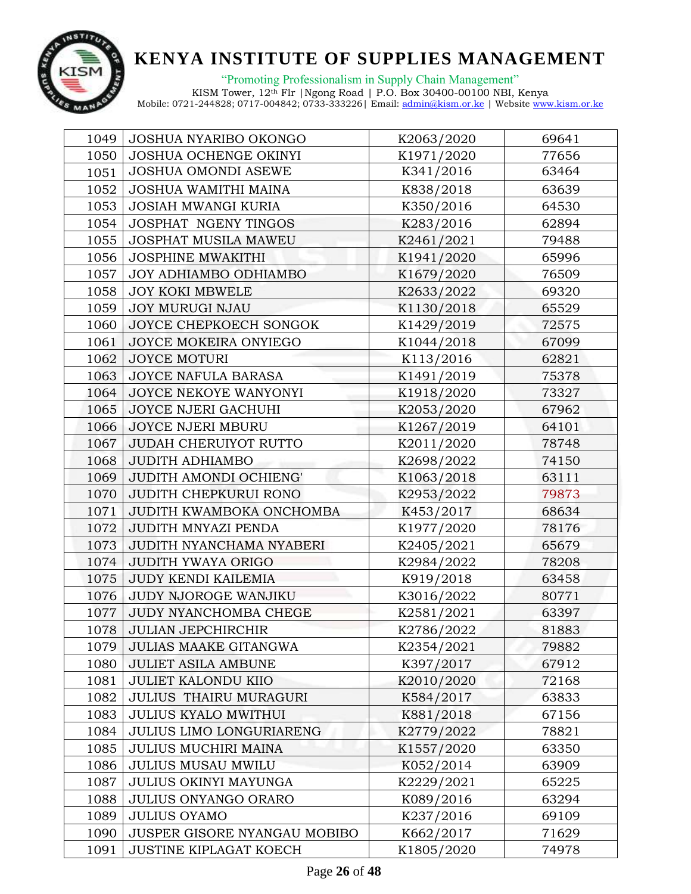# KENYA INSTITUTE OF SUPPLIES MANAGEMENT

"Promoting Professionalism in Supply Chain Management"

KISM Tower, 12th Flr |Ngong Road | P.O. Box 30400-00100 NBI, Kenya
Mobile: 0721-244828; 0717-004842; 0733-333226| Email: admin@kism.or.ke | Website www.kism.or.ke

| | | | |
|---|---|---|---|
| 1049 | JOSHUA NYARIBO OKONGO | K2063/2020 | 69641 |
| 1050 | JOSHUA OCHENGE OKINYI | K1971/2020 | 77656 |
| 1051 | JOSHUA OMONDI ASEWE | K341/2016 | 63464 |
| 1052 | JOSHUA WAMITHI MAINA | K838/2018 | 63639 |
| 1053 | JOSIAH MWANGI KURIA | K350/2016 | 64530 |
| 1054 | JOSPHAT NGENY TINGOS | K283/2016 | 62894 |
| 1055 | JOSPHAT MUSILA MAWEU | K2461/2021 | 79488 |
| 1056 | JOSPHINE MWAKITHI | K1941/2020 | 65996 |
| 1057 | JOY ADHIAMBO ODHIAMBO | K1679/2020 | 76509 |
| 1058 | JOY KOKI MBWELE | K2633/2022 | 69320 |
| 1059 | JOY MURUGI NJAU | K1130/2018 | 65529 |
| 1060 | JOYCE CHEPKOECH SONGOK | K1429/2019 | 72575 |
| 1061 | JOYCE MOKEIRA ONYIEGO | K1044/2018 | 67099 |
| 1062 | JOYCE MOTURI | K113/2016 | 62821 |
| 1063 | JOYCE NAFULA BARASA | K1491/2019 | 75378 |
| 1064 | JOYCE NEKOYE WANYONYI | K1918/2020 | 73327 |
| 1065 | JOYCE NJERI GACHUHI | K2053/2020 | 67962 |
| 1066 | JOYCE NJERI MBURU | K1267/2019 | 64101 |
| 1067 | JUDAH CHERUIYOT RUTTO | K2011/2020 | 78748 |
| 1068 | JUDITH ADHIAMBO | K2698/2022 | 74150 |
| 1069 | JUDITH AMONDI OCHIENG' | K1063/2018 | 63111 |
| 1070 | JUDITH CHEPKURUI RONO | K2953/2022 | 79873 |
| 1071 | JUDITH KWAMBOKA ONCHOMBA | K453/2017 | 68634 |
| 1072 | JUDITH MNYAZI PENDA | K1977/2020 | 78176 |
| 1073 | JUDITH NYANCHAMA NYABERI | K2405/2021 | 65679 |
| 1074 | JUDITH YWAYA ORIGO | K2984/2022 | 78208 |
| 1075 | JUDY KENDI KAILEMIA | K919/2018 | 63458 |
| 1076 | JUDY NJOROGE WANJIKU | K3016/2022 | 80771 |
| 1077 | JUDY NYANCHOMBA CHEGE | K2581/2021 | 63397 |
| 1078 | JULIAN JEPCHIRCHIR | K2786/2022 | 81883 |
| 1079 | JULIAS MAAKE GITANGWA | K2354/2021 | 79882 |
| 1080 | JULIET ASILA AMBUNE | K397/2017 | 67912 |
| 1081 | JULIET KALONDU KIIO | K2010/2020 | 72168 |
| 1082 | JULIUS THAIRU MURAGURI | K584/2017 | 63833 |
| 1083 | JULIUS KYALO MWITHUI | K881/2018 | 67156 |
| 1084 | JULIUS LIMO LONGURIARENG | K2779/2022 | 78821 |
| 1085 | JULIUS MUCHIRI MAINA | K1557/2020 | 63350 |
| 1086 | JULIUS MUSAU MWILU | K052/2014 | 63909 |
| 1087 | JULIUS OKINYI MAYUNGA | K2229/2021 | 65225 |
| 1088 | JULIUS ONYANGO ORARO | K089/2016 | 63294 |
| 1089 | JULIUS OYAMO | K237/2016 | 69109 |
| 1090 | JUSPER GISORE NYANGAU MOBIBO | K662/2017 | 71629 |
| 1091 | JUSTINE KIPLAGAT KOECH | K1805/2020 | 74978 |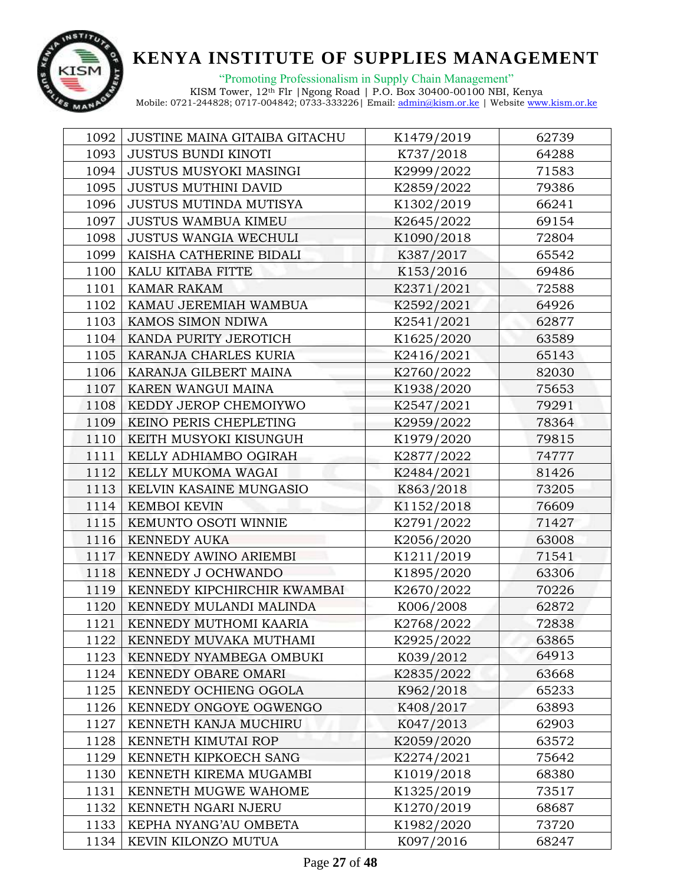# KENYA INSTITUTE OF SUPPLIES MANAGEMENT

"Promoting Professionalism in Supply Chain Management"

KISM Tower, 12th Flr |Ngong Road | P.O. Box 30400-00100 NBI, Kenya
Mobile: 0721-244828; 0717-004842; 0733-333226| Email: admin@kism.or.ke | Website www.kism.or.ke

| | | | |
|---|---|---|---|
| 1092 | JUSTINE MAINA GITAIBA GITACHU | K1479/2019 | 62739 |
| 1093 | JUSTUS BUNDI KINOTI | K737/2018 | 64288 |
| 1094 | JUSTUS MUSYOKI MASINGI | K2999/2022 | 71583 |
| 1095 | JUSTUS MUTHINI DAVID | K2859/2022 | 79386 |
| 1096 | JUSTUS MUTINDA MUTISYA | K1302/2019 | 66241 |
| 1097 | JUSTUS WAMBUA KIMEU | K2645/2022 | 69154 |
| 1098 | JUSTUS WANGIA WECHULI | K1090/2018 | 72804 |
| 1099 | KAISHA CATHERINE BIDALI | K387/2017 | 65542 |
| 1100 | KALU KITABA FITTE | K153/2016 | 69486 |
| 1101 | KAMAR RAKAM | K2371/2021 | 72588 |
| 1102 | KAMAU JEREMIAH WAMBUA | K2592/2021 | 64926 |
| 1103 | KAMOS SIMON NDIWA | K2541/2021 | 62877 |
| 1104 | KANDA PURITY JEROTICH | K1625/2020 | 63589 |
| 1105 | KARANJA CHARLES KURIA | K2416/2021 | 65143 |
| 1106 | KARANJA GILBERT MAINA | K2760/2022 | 82030 |
| 1107 | KAREN WANGUI MAINA | K1938/2020 | 75653 |
| 1108 | KEDDY JEROP CHEMOIYWO | K2547/2021 | 79291 |
| 1109 | KEINO PERIS CHEPLETING | K2959/2022 | 78364 |
| 1110 | KEITH MUSYOKI KISUNGUH | K1979/2020 | 79815 |
| 1111 | KELLY ADHIAMBO OGIRAH | K2877/2022 | 74777 |
| 1112 | KELLY MUKOMA WAGAI | K2484/2021 | 81426 |
| 1113 | KELVIN KASAINE MUNGASIO | K863/2018 | 73205 |
| 1114 | KEMBOI KEVIN | K1152/2018 | 76609 |
| 1115 | KEMUNTO OSOTI WINNIE | K2791/2022 | 71427 |
| 1116 | KENNEDY AUKA | K2056/2020 | 63008 |
| 1117 | KENNEDY AWINO ARIEMBI | K1211/2019 | 71541 |
| 1118 | KENNEDY J OCHWANDO | K1895/2020 | 63306 |
| 1119 | KENNEDY KIPCHIRCHIR KWAMBAI | K2670/2022 | 70226 |
| 1120 | KENNEDY MULANDI MALINDA | K006/2008 | 62872 |
| 1121 | KENNEDY MUTHOMI KAARIA | K2768/2022 | 72838 |
| 1122 | KENNEDY MUVAKA MUTHAMI | K2925/2022 | 63865 |
| 1123 | KENNEDY NYAMBEGA OMBUKI | K039/2012 | 64913 |
| 1124 | KENNEDY OBARE OMARI | K2835/2022 | 63668 |
| 1125 | KENNEDY OCHIENG OGOLA | K962/2018 | 65233 |
| 1126 | KENNEDY ONGOYE OGWENGO | K408/2017 | 63893 |
| 1127 | KENNETH KANJA MUCHIRU | K047/2013 | 62903 |
| 1128 | KENNETH KIMUTAI ROP | K2059/2020 | 63572 |
| 1129 | KENNETH KIPKOECH SANG | K2274/2021 | 75642 |
| 1130 | KENNETH KIREMA MUGAMBI | K1019/2018 | 68380 |
| 1131 | KENNETH MUGWE WAHOME | K1325/2019 | 73517 |
| 1132 | KENNETH NGARI NJERU | K1270/2019 | 68687 |
| 1133 | KEPHA NYANG'AU OMBETA | K1982/2020 | 73720 |
| 1134 | KEVIN KILONZO MUTUA | K097/2016 | 68247 |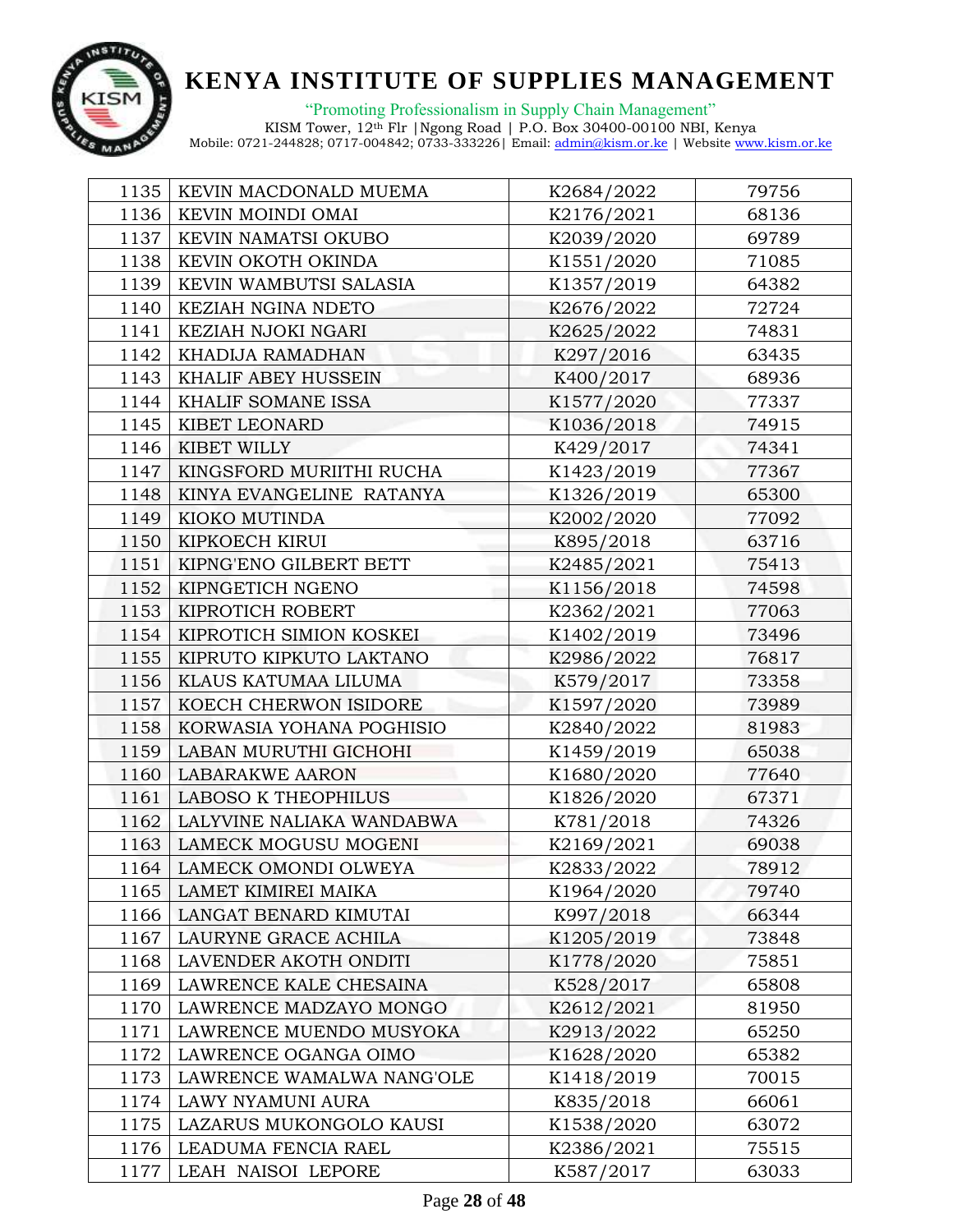| 1135 | KEVIN MACDONALD MUEMA | K2684/2022 | 79756 |
|---|---|---|---|
| 1136 | KEVIN MOINDI OMAI | K2176/2021 | 68136 |
| 1137 | KEVIN NAMATSI OKUBO | K2039/2020 | 69789 |
| 1138 | KEVIN OKOTH OKINDA | K1551/2020 | 71085 |
| 1139 | KEVIN WAMBUTSI SALASIA | K1357/2019 | 64382 |
| 1140 | KEZIAH NGINA NDETO | K2676/2022 | 72724 |
| 1141 | KEZIAH NJOKI NGARI | K2625/2022 | 74831 |
| 1142 | KHADIJA RAMADHAN | K297/2016 | 63435 |
| 1143 | KHALIF ABEY HUSSEIN | K400/2017 | 68936 |
| 1144 | KHALIF SOMANE ISSA | K1577/2020 | 77337 |
| 1145 | KIBET LEONARD | K1036/2018 | 74915 |
| 1146 | KIBET WILLY | K429/2017 | 74341 |
| 1147 | KINGSFORD MURIITHI RUCHA | K1423/2019 | 77367 |
| 1148 | KINYA EVANGELINE RATANYA | K1326/2019 | 65300 |
| 1149 | KIOKO MUTINDA | K2002/2020 | 77092 |
| 1150 | KIPKOECH KIRUI | K895/2018 | 63716 |
| 1151 | KIPNG'ENO GILBERT BETT | K2485/2021 | 75413 |
| 1152 | KIPNGETICH NGENO | K1156/2018 | 74598 |
| 1153 | KIPROTICH ROBERT | K2362/2021 | 77063 |
| 1154 | KIPROTICH SIMION KOSKEI | K1402/2019 | 73496 |
| 1155 | KIPRUTO KIPKUTO LAKTANO | K2986/2022 | 76817 |
| 1156 | KLAUS KATUMAA LILUMA | K579/2017 | 73358 |
| 1157 | KOECH CHERWON ISIDORE | K1597/2020 | 73989 |
| 1158 | KORWASIA YOHANA POGHISIO | K2840/2022 | 81983 |
| 1159 | LABAN MURUTHI GICHOHI | K1459/2019 | 65038 |
| 1160 | LABARAKWE AARON | K1680/2020 | 77640 |
| 1161 | LABOSO K THEOPHILUS | K1826/2020 | 67371 |
| 1162 | LALYVINE NALIAKA WANDABWA | K781/2018 | 74326 |
| 1163 | LAMECK MOGUSU MOGENI | K2169/2021 | 69038 |
| 1164 | LAMECK OMONDI OLWEYA | K2833/2022 | 78912 |
| 1165 | LAMET KIMIREI MAIKA | K1964/2020 | 79740 |
| 1166 | LANGAT BENARD KIMUTAI | K997/2018 | 66344 |
| 1167 | LAURYNE GRACE ACHILA | K1205/2019 | 73848 |
| 1168 | LAVENDER AKOTH ONDITI | K1778/2020 | 75851 |
| 1169 | LAWRENCE KALE CHESAINA | K528/2017 | 65808 |
| 1170 | LAWRENCE MADZAYO MONGO | K2612/2021 | 81950 |
| 1171 | LAWRENCE MUENDO MUSYOKA | K2913/2022 | 65250 |
| 1172 | LAWRENCE OGANGA OIMO | K1628/2020 | 65382 |
| 1173 | LAWRENCE WAMALWA NANG'OLE | K1418/2019 | 70015 |
| 1174 | LAWY NYAMUNI AURA | K835/2018 | 66061 |
| 1175 | LAZARUS MUKONGOLO KAUSI | K1538/2020 | 63072 |
| 1176 | LEADUMA FENCIA RAEL | K2386/2021 | 75515 |
| 1177 | LEAH NAISOI LEPORE | K587/2017 | 63033 |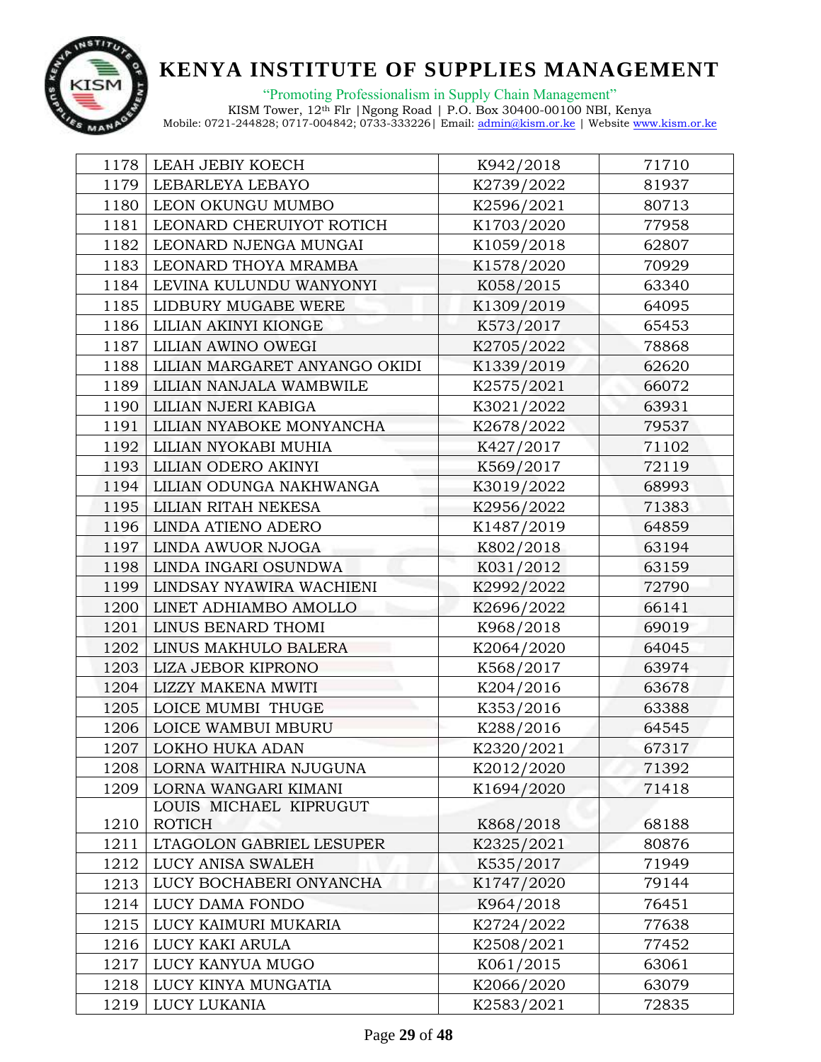| | | | |
|---|---|---|---|
| 1178 | LEAH JEBIY KOECH | K942/2018 | 71710 |
| 1179 | LEBARLEYA LEBAYO | K2739/2022 | 81937 |
| 1180 | LEON OKUNGU MUMBO | K2596/2021 | 80713 |
| 1181 | LEONARD CHERUIYOT ROTICH | K1703/2020 | 77958 |
| 1182 | LEONARD NJENGA MUNGAI | K1059/2018 | 62807 |
| 1183 | LEONARD THOYA MRAMBA | K1578/2020 | 70929 |
| 1184 | LEVINA KULUNDU WANYONYI | K058/2015 | 63340 |
| 1185 | LIDBURY MUGABE WERE | K1309/2019 | 64095 |
| 1186 | LILIAN AKINYI KIONGE | K573/2017 | 65453 |
| 1187 | LILIAN AWINO OWEGI | K2705/2022 | 78868 |
| 1188 | LILIAN MARGARET ANYANGO OKIDI | K1339/2019 | 62620 |
| 1189 | LILIAN NANJALA WAMBWILE | K2575/2021 | 66072 |
| 1190 | LILIAN NJERI KABIGA | K3021/2022 | 63931 |
| 1191 | LILIAN NYABOKE MONYANCHA | K2678/2022 | 79537 |
| 1192 | LILIAN NYOKABI MUHIA | K427/2017 | 71102 |
| 1193 | LILIAN ODERO AKINYI | K569/2017 | 72119 |
| 1194 | LILIAN ODUNGA NAKHWANGA | K3019/2022 | 68993 |
| 1195 | LILIAN RITAH NEKESA | K2956/2022 | 71383 |
| 1196 | LINDA ATIENO ADERO | K1487/2019 | 64859 |
| 1197 | LINDA AWUOR NJOGA | K802/2018 | 63194 |
| 1198 | LINDA INGARI OSUNDWA | K031/2012 | 63159 |
| 1199 | LINDSAY NYAWIRA WACHIENI | K2992/2022 | 72790 |
| 1200 | LINET ADHIAMBO AMOLLO | K2696/2022 | 66141 |
| 1201 | LINUS BENARD THOMI | K968/2018 | 69019 |
| 1202 | LINUS MAKHULO BALERA | K2064/2020 | 64045 |
| 1203 | LIZA JEBOR KIPRONO | K568/2017 | 63974 |
| 1204 | LIZZY MAKENA MWITI | K204/2016 | 63678 |
| 1205 | LOICE MUMBI THUGE | K353/2016 | 63388 |
| 1206 | LOICE WAMBUI MBURU | K288/2016 | 64545 |
| 1207 | LOKHO HUKA ADAN | K2320/2021 | 67317 |
| 1208 | LORNA WAITHIRA NJUGUNA | K2012/2020 | 71392 |
| 1209 | LORNA WANGARI KIMANI | K1694/2020 | 71418 |
| 1210 | LOUIS MICHAEL KIPRUGUT ROTICH | K868/2018 | 68188 |
| 1211 | LTAGOLON GABRIEL LESUPER | K2325/2021 | 80876 |
| 1212 | LUCY ANISA SWALEH | K535/2017 | 71949 |
| 1213 | LUCY BOCHABERI ONYANCHA | K1747/2020 | 79144 |
| 1214 | LUCY DAMA FONDO | K964/2018 | 76451 |
| 1215 | LUCY KAIMURI MUKARIA | K2724/2022 | 77638 |
| 1216 | LUCY KAKI ARULA | K2508/2021 | 77452 |
| 1217 | LUCY KANYUA MUGO | K061/2015 | 63061 |
| 1218 | LUCY KINYA MUNGATIA | K2066/2020 | 63079 |
| 1219 | LUCY LUKANIA | K2583/2021 | 72835 |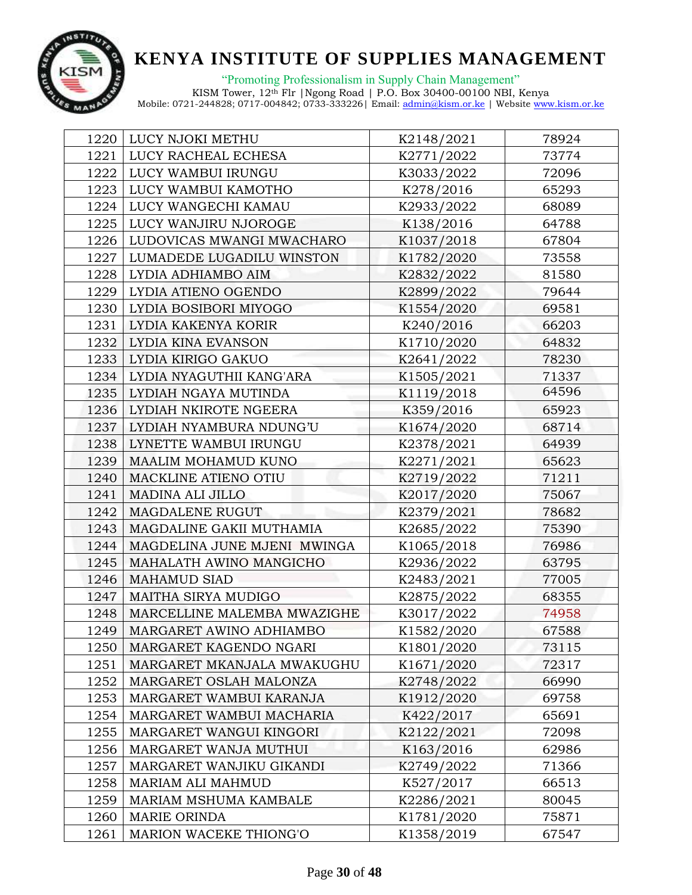# KENYA INSTITUTE OF SUPPLIES MANAGEMENT

"Promoting Professionalism in Supply Chain Management"

KISM Tower, 12th Flr |Ngong Road | P.O. Box 30400-00100 NBI, Kenya
Mobile: 0721-244828; 0717-004842; 0733-333226| Email: admin@kism.or.ke | Website www.kism.or.ke

| | | | |
|---|---|---|---|
| 1220 | LUCY NJOKI METHU | K2148/2021 | 78924 |
| 1221 | LUCY RACHEAL ECHESA | K2771/2022 | 73774 |
| 1222 | LUCY WAMBUI IRUNGU | K3033/2022 | 72096 |
| 1223 | LUCY WAMBUI KAMOTHO | K278/2016 | 65293 |
| 1224 | LUCY WANGECHI KAMAU | K2933/2022 | 68089 |
| 1225 | LUCY WANJIRU NJOROGE | K138/2016 | 64788 |
| 1226 | LUDOVICAS MWANGI MWACHARO | K1037/2018 | 67804 |
| 1227 | LUMADEDE LUGADILU WINSTON | K1782/2020 | 73558 |
| 1228 | LYDIA ADHIAMBO AIM | K2832/2022 | 81580 |
| 1229 | LYDIA ATIENO OGENDO | K2899/2022 | 79644 |
| 1230 | LYDIA BOSIBORI MIYOGO | K1554/2020 | 69581 |
| 1231 | LYDIA KAKENYA KORIR | K240/2016 | 66203 |
| 1232 | LYDIA KINA EVANSON | K1710/2020 | 64832 |
| 1233 | LYDIA KIRIGO GAKUO | K2641/2022 | 78230 |
| 1234 | LYDIA NYAGUTHII KANG'ARA | K1505/2021 | 71337 |
| 1235 | LYDIAH NGAYA MUTINDA | K1119/2018 | 64596 |
| 1236 | LYDIAH NKIROTE NGEERA | K359/2016 | 65923 |
| 1237 | LYDIAH NYAMBURA NDUNG'U | K1674/2020 | 68714 |
| 1238 | LYNETTE WAMBUI IRUNGU | K2378/2021 | 64939 |
| 1239 | MAALIM MOHAMUD KUNO | K2271/2021 | 65623 |
| 1240 | MACKLINE ATIENO OTIU | K2719/2022 | 71211 |
| 1241 | MADINA ALI JILLO | K2017/2020 | 75067 |
| 1242 | MAGDALENE RUGUT | K2379/2021 | 78682 |
| 1243 | MAGDALINE GAKII MUTHAMIA | K2685/2022 | 75390 |
| 1244 | MAGDELINA JUNE MJENI MWINGA | K1065/2018 | 76986 |
| 1245 | MAHALATH AWINO MANGICHO | K2936/2022 | 63795 |
| 1246 | MAHAMUD SIAD | K2483/2021 | 77005 |
| 1247 | MAITHA SIRYA MUDIGO | K2875/2022 | 68355 |
| 1248 | MARCELLINE MALEMBA MWAZIGHE | K3017/2022 | 74958 |
| 1249 | MARGARET AWINO ADHIAMBO | K1582/2020 | 67588 |
| 1250 | MARGARET KAGENDO NGARI | K1801/2020 | 73115 |
| 1251 | MARGARET MKANJALA MWAKUGHU | K1671/2020 | 72317 |
| 1252 | MARGARET OSLAH MALONZA | K2748/2022 | 66990 |
| 1253 | MARGARET WAMBUI KARANJA | K1912/2020 | 69758 |
| 1254 | MARGARET WAMBUI MACHARIA | K422/2017 | 65691 |
| 1255 | MARGARET WANGUI KINGORI | K2122/2021 | 72098 |
| 1256 | MARGARET WANJA MUTHUI | K163/2016 | 62986 |
| 1257 | MARGARET WANJIKU GIKANDI | K2749/2022 | 71366 |
| 1258 | MARIAM ALI MAHMUD | K527/2017 | 66513 |
| 1259 | MARIAM MSHUMA KAMBALE | K2286/2021 | 80045 |
| 1260 | MARIE ORINDA | K1781/2020 | 75871 |
| 1261 | MARION WACEKE THIONG'O | K1358/2019 | 67547 |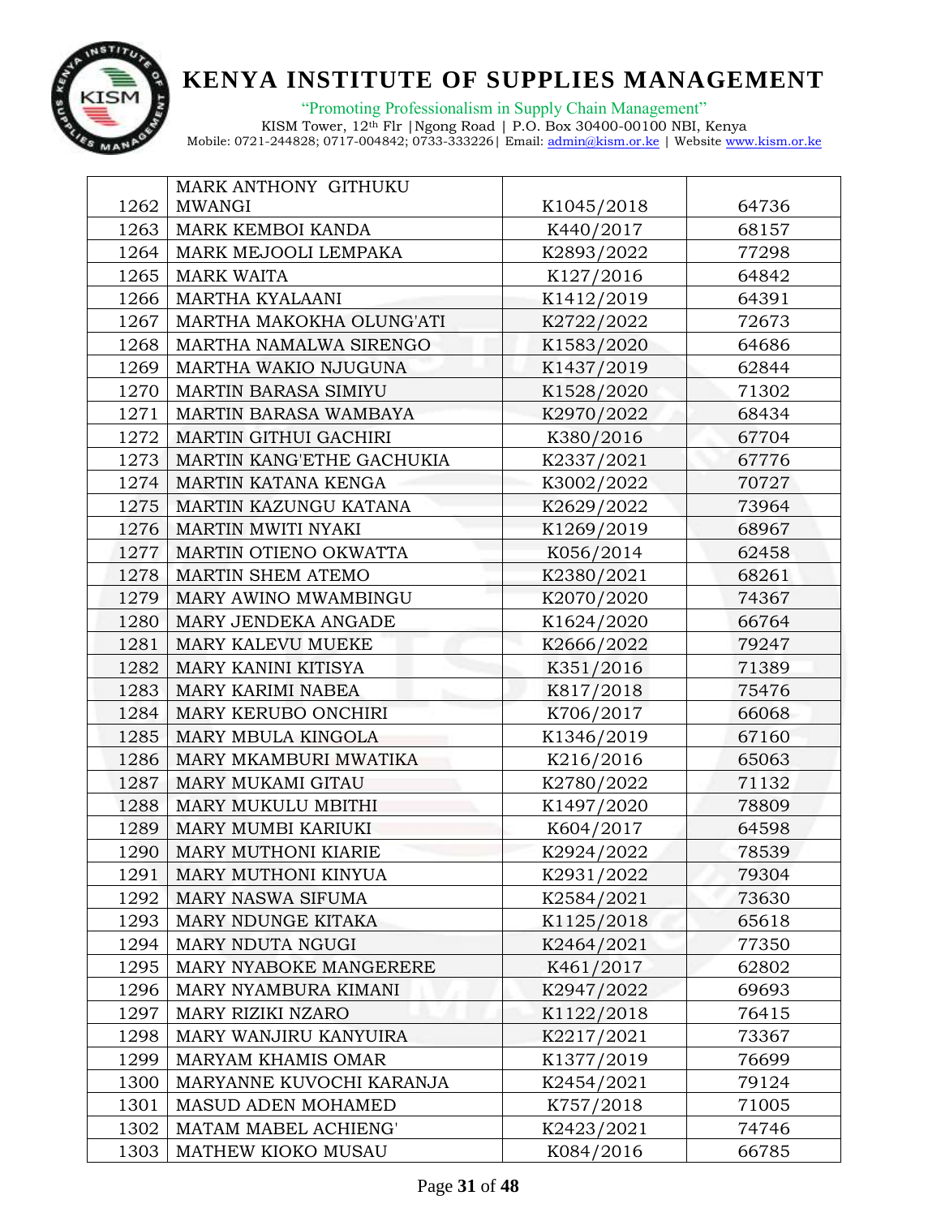# KENYA INSTITUTE OF SUPPLIES MANAGEMENT

"Promoting Professionalism in Supply Chain Management"

KISM Tower, 12th Flr |Ngong Road | P.O. Box 30400-00100 NBI, Kenya
Mobile: 0721-244828; 0717-004842; 0733-333226| Email: admin@kism.or.ke | Website www.kism.or.ke

| | | | |
|---|---|---|---|
| 1262 | MARK ANTHONY GITHUKU MWANGI | K1045/2018 | 64736 |
| 1263 | MARK KEMBOI KANDA | K440/2017 | 68157 |
| 1264 | MARK MEJOOLI LEMPAKA | K2893/2022 | 77298 |
| 1265 | MARK WAITA | K127/2016 | 64842 |
| 1266 | MARTHA KYALAANI | K1412/2019 | 64391 |
| 1267 | MARTHA MAKOKHA OLUNG'ATI | K2722/2022 | 72673 |
| 1268 | MARTHA NAMALWA SIRENGO | K1583/2020 | 64686 |
| 1269 | MARTHA WAKIO NJUGUNA | K1437/2019 | 62844 |
| 1270 | MARTIN BARASA SIMIYU | K1528/2020 | 71302 |
| 1271 | MARTIN BARASA WAMBAYA | K2970/2022 | 68434 |
| 1272 | MARTIN GITHUI GACHIRI | K380/2016 | 67704 |
| 1273 | MARTIN KANG'ETHE GACHUKIA | K2337/2021 | 67776 |
| 1274 | MARTIN KATANA KENGA | K3002/2022 | 70727 |
| 1275 | MARTIN KAZUNGU KATANA | K2629/2022 | 73964 |
| 1276 | MARTIN MWITI NYAKI | K1269/2019 | 68967 |
| 1277 | MARTIN OTIENO OKWATTA | K056/2014 | 62458 |
| 1278 | MARTIN SHEM ATEMO | K2380/2021 | 68261 |
| 1279 | MARY AWINO MWAMBINGU | K2070/2020 | 74367 |
| 1280 | MARY JENDEKA ANGADE | K1624/2020 | 66764 |
| 1281 | MARY KALEVU MUEKE | K2666/2022 | 79247 |
| 1282 | MARY KANINI KITISYA | K351/2016 | 71389 |
| 1283 | MARY KARIMI NABEA | K817/2018 | 75476 |
| 1284 | MARY KERUBO ONCHIRI | K706/2017 | 66068 |
| 1285 | MARY MBULA KINGOLA | K1346/2019 | 67160 |
| 1286 | MARY MKAMBURI MWATIKA | K216/2016 | 65063 |
| 1287 | MARY MUKAMI GITAU | K2780/2022 | 71132 |
| 1288 | MARY MUKULU MBITHI | K1497/2020 | 78809 |
| 1289 | MARY MUMBI KARIUKI | K604/2017 | 64598 |
| 1290 | MARY MUTHONI KIARIE | K2924/2022 | 78539 |
| 1291 | MARY MUTHONI KINYUA | K2931/2022 | 79304 |
| 1292 | MARY NASWA SIFUMA | K2584/2021 | 73630 |
| 1293 | MARY NDUNGE KITAKA | K1125/2018 | 65618 |
| 1294 | MARY NDUTA NGUGI | K2464/2021 | 77350 |
| 1295 | MARY NYABOKE MANGERERE | K461/2017 | 62802 |
| 1296 | MARY NYAMBURA KIMANI | K2947/2022 | 69693 |
| 1297 | MARY RIZIKI NZARO | K1122/2018 | 76415 |
| 1298 | MARY WANJIRU KANYUIRA | K2217/2021 | 73367 |
| 1299 | MARYAM KHAMIS OMAR | K1377/2019 | 76699 |
| 1300 | MARYANNE KUVOCHI KARANJA | K2454/2021 | 79124 |
| 1301 | MASUD ADEN MOHAMED | K757/2018 | 71005 |
| 1302 | MATAM MABEL ACHIENG' | K2423/2021 | 74746 |
| 1303 | MATHEW KIOKO MUSAU | K084/2016 | 66785 |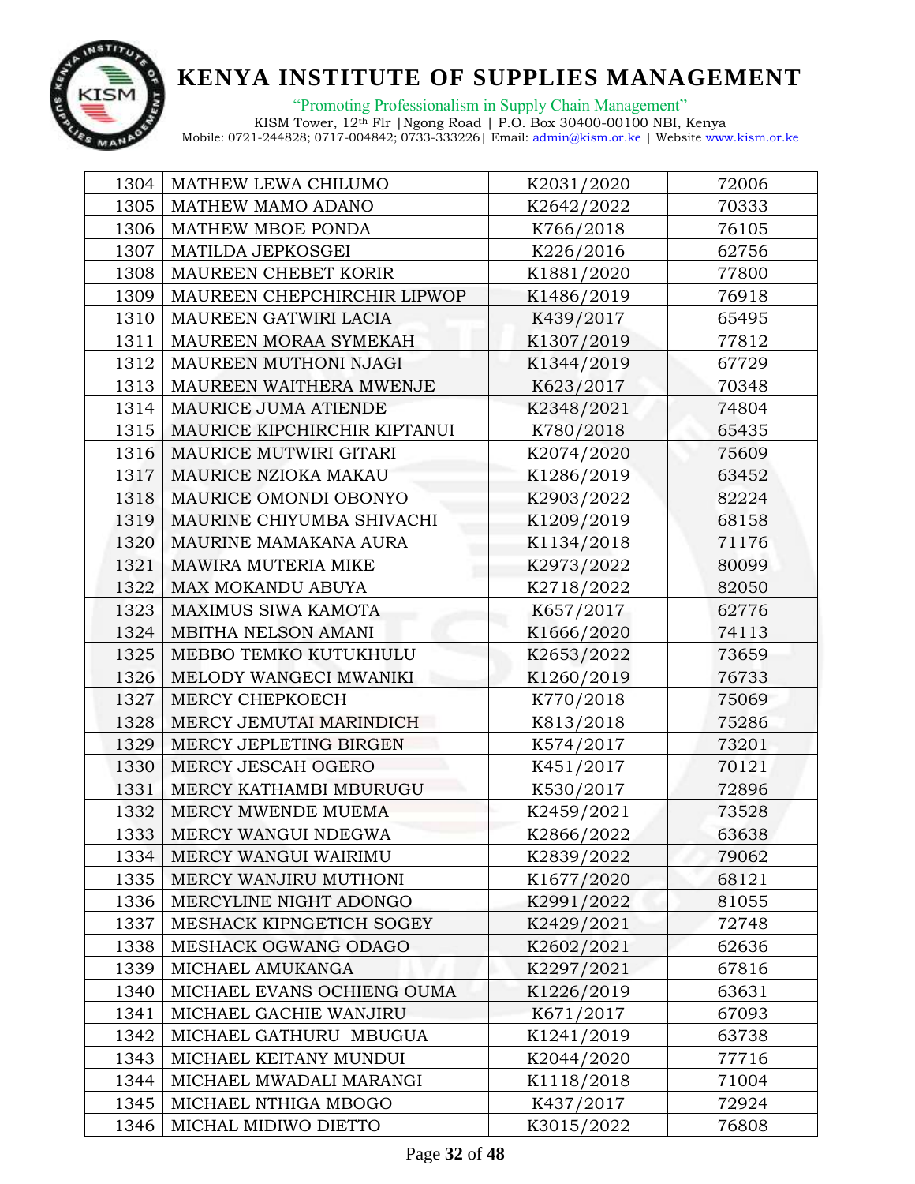# KENYA INSTITUTE OF SUPPLIES MANAGEMENT

"Promoting Professionalism in Supply Chain Management"

KISM Tower, 12th Flr |Ngong Road | P.O. Box 30400-00100 NBI, Kenya
Mobile: 0721-244828; 0717-004842; 0733-333226| Email: admin@kism.or.ke | Website www.kism.or.ke

| | | | |
|---|---|---|---|
| 1304 | MATHEW LEWA CHILUMO | K2031/2020 | 72006 |
| 1305 | MATHEW MAMO ADANO | K2642/2022 | 70333 |
| 1306 | MATHEW MBOE PONDA | K766/2018 | 76105 |
| 1307 | MATILDA JEPKOSGEI | K226/2016 | 62756 |
| 1308 | MAUREEN CHEBET KORIR | K1881/2020 | 77800 |
| 1309 | MAUREEN CHEPCHIRCHIR LIPWOP | K1486/2019 | 76918 |
| 1310 | MAUREEN GATWIRI LACIA | K439/2017 | 65495 |
| 1311 | MAUREEN MORAA SYMEKAH | K1307/2019 | 77812 |
| 1312 | MAUREEN MUTHONI NJAGI | K1344/2019 | 67729 |
| 1313 | MAUREEN WAITHERA MWENJE | K623/2017 | 70348 |
| 1314 | MAURICE JUMA ATIENDE | K2348/2021 | 74804 |
| 1315 | MAURICE KIPCHIRCHIR KIPTANUI | K780/2018 | 65435 |
| 1316 | MAURICE MUTWIRI GITARI | K2074/2020 | 75609 |
| 1317 | MAURICE NZIOKA MAKAU | K1286/2019 | 63452 |
| 1318 | MAURICE OMONDI OBONYO | K2903/2022 | 82224 |
| 1319 | MAURINE CHIYUMBA SHIVACHI | K1209/2019 | 68158 |
| 1320 | MAURINE MAMAKANA AURA | K1134/2018 | 71176 |
| 1321 | MAWIRA MUTERIA MIKE | K2973/2022 | 80099 |
| 1322 | MAX MOKANDU ABUYA | K2718/2022 | 82050 |
| 1323 | MAXIMUS SIWA KAMOTA | K657/2017 | 62776 |
| 1324 | MBITHA NELSON AMANI | K1666/2020 | 74113 |
| 1325 | MEBBO TEMKO KUTUKHULU | K2653/2022 | 73659 |
| 1326 | MELODY WANGECI MWANIKI | K1260/2019 | 76733 |
| 1327 | MERCY CHEPKOECH | K770/2018 | 75069 |
| 1328 | MERCY JEMUTAI MARINDICH | K813/2018 | 75286 |
| 1329 | MERCY JEPLETING BIRGEN | K574/2017 | 73201 |
| 1330 | MERCY JESCAH OGERO | K451/2017 | 70121 |
| 1331 | MERCY KATHAMBI MBURUGU | K530/2017 | 72896 |
| 1332 | MERCY MWENDE MUEMA | K2459/2021 | 73528 |
| 1333 | MERCY WANGUI NDEGWA | K2866/2022 | 63638 |
| 1334 | MERCY WANGUI WAIRIMU | K2839/2022 | 79062 |
| 1335 | MERCY WANJIRU MUTHONI | K1677/2020 | 68121 |
| 1336 | MERCYLINE NIGHT ADONGO | K2991/2022 | 81055 |
| 1337 | MESHACK KIPNGETICH SOGEY | K2429/2021 | 72748 |
| 1338 | MESHACK OGWANG ODAGO | K2602/2021 | 62636 |
| 1339 | MICHAEL AMUKANGA | K2297/2021 | 67816 |
| 1340 | MICHAEL EVANS OCHIENG OUMA | K1226/2019 | 63631 |
| 1341 | MICHAEL GACHIE WANJIRU | K671/2017 | 67093 |
| 1342 | MICHAEL GATHURU MBUGUA | K1241/2019 | 63738 |
| 1343 | MICHAEL KEITANY MUNDUI | K2044/2020 | 77716 |
| 1344 | MICHAEL MWADALI MARANGI | K1118/2018 | 71004 |
| 1345 | MICHAEL NTHIGA MBOGO | K437/2017 | 72924 |
| 1346 | MICHAL MIDIWO DIETTO | K3015/2022 | 76808 |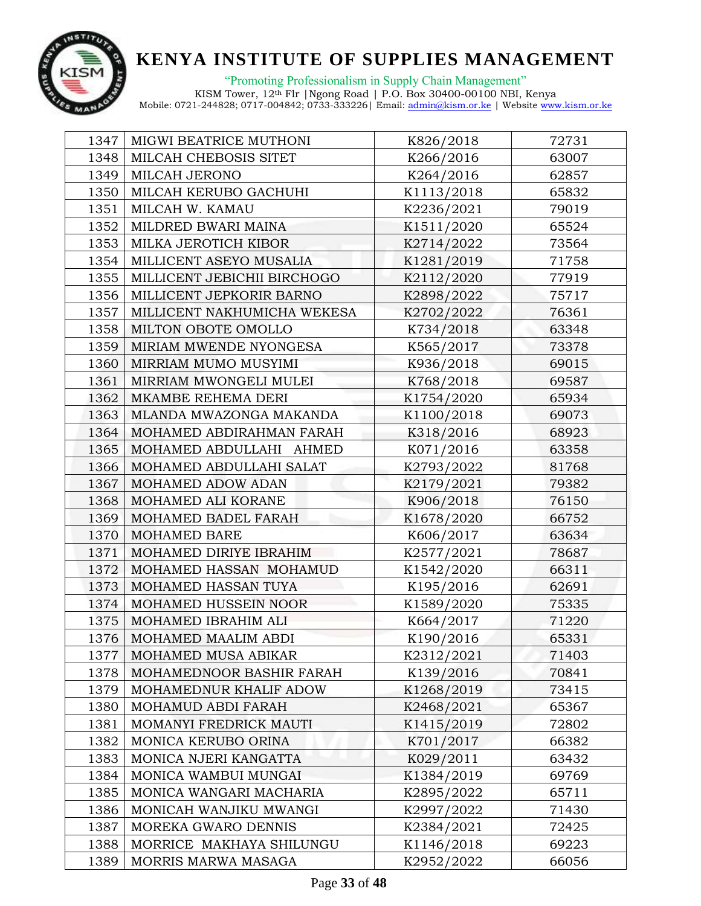# KENYA INSTITUTE OF SUPPLIES MANAGEMENT

"Promoting Professionalism in Supply Chain Management"

KISM Tower, 12th Flr |Ngong Road | P.O. Box 30400-00100 NBI, Kenya
Mobile: 0721-244828; 0717-004842; 0733-333226| Email: admin@kism.or.ke | Website www.kism.or.ke

| | | | |
|---|---|---|---|
| 1347 | MIGWI BEATRICE MUTHONI | K826/2018 | 72731 |
| 1348 | MILCAH CHEBOSIS SITET | K266/2016 | 63007 |
| 1349 | MILCAH JERONO | K264/2016 | 62857 |
| 1350 | MILCAH KERUBO GACHUHI | K1113/2018 | 65832 |
| 1351 | MILCAH W. KAMAU | K2236/2021 | 79019 |
| 1352 | MILDRED BWARI MAINA | K1511/2020 | 65524 |
| 1353 | MILKA JEROTICH KIBOR | K2714/2022 | 73564 |
| 1354 | MILLICENT ASEYO MUSALIA | K1281/2019 | 71758 |
| 1355 | MILLICENT JEBICHII BIRCHOGO | K2112/2020 | 77919 |
| 1356 | MILLICENT JEPKORIR BARNO | K2898/2022 | 75717 |
| 1357 | MILLICENT NAKHUMICHA WEKESA | K2702/2022 | 76361 |
| 1358 | MILTON OBOTE OMOLLO | K734/2018 | 63348 |
| 1359 | MIRIAM MWENDE NYONGESA | K565/2017 | 73378 |
| 1360 | MIRRIAM MUMO MUSYIMI | K936/2018 | 69015 |
| 1361 | MIRRIAM MWONGELI MULEI | K768/2018 | 69587 |
| 1362 | MKAMBE REHEMA DERI | K1754/2020 | 65934 |
| 1363 | MLANDA MWAZONGA MAKANDA | K1100/2018 | 69073 |
| 1364 | MOHAMED ABDIRAHMAN FARAH | K318/2016 | 68923 |
| 1365 | MOHAMED ABDULLAHI AHMED | K071/2016 | 63358 |
| 1366 | MOHAMED ABDULLAHI SALAT | K2793/2022 | 81768 |
| 1367 | MOHAMED ADOW ADAN | K2179/2021 | 79382 |
| 1368 | MOHAMED ALI KORANE | K906/2018 | 76150 |
| 1369 | MOHAMED BADEL FARAH | K1678/2020 | 66752 |
| 1370 | MOHAMED BARE | K606/2017 | 63634 |
| 1371 | MOHAMED DIRIYE IBRAHIM | K2577/2021 | 78687 |
| 1372 | MOHAMED HASSAN MOHAMUD | K1542/2020 | 66311 |
| 1373 | MOHAMED HASSAN TUYA | K195/2016 | 62691 |
| 1374 | MOHAMED HUSSEIN NOOR | K1589/2020 | 75335 |
| 1375 | MOHAMED IBRAHIM ALI | K664/2017 | 71220 |
| 1376 | MOHAMED MAALIM ABDI | K190/2016 | 65331 |
| 1377 | MOHAMED MUSA ABIKAR | K2312/2021 | 71403 |
| 1378 | MOHAMEDNOOR BASHIR FARAH | K139/2016 | 70841 |
| 1379 | MOHAMEDNUR KHALIF ADOW | K1268/2019 | 73415 |
| 1380 | MOHAMUD ABDI FARAH | K2468/2021 | 65367 |
| 1381 | MOMANYI FREDRICK MAUTI | K1415/2019 | 72802 |
| 1382 | MONICA KERUBO ORINA | K701/2017 | 66382 |
| 1383 | MONICA NJERI KANGATTA | K029/2011 | 63432 |
| 1384 | MONICA WAMBUI MUNGAI | K1384/2019 | 69769 |
| 1385 | MONICA WANGARI MACHARIA | K2895/2022 | 65711 |
| 1386 | MONICAH WANJIKU MWANGI | K2997/2022 | 71430 |
| 1387 | MOREKA GWARO DENNIS | K2384/2021 | 72425 |
| 1388 | MORRICE MAKHAYA SHILUNGU | K1146/2018 | 69223 |
| 1389 | MORRIS MARWA MASAGA | K2952/2022 | 66056 |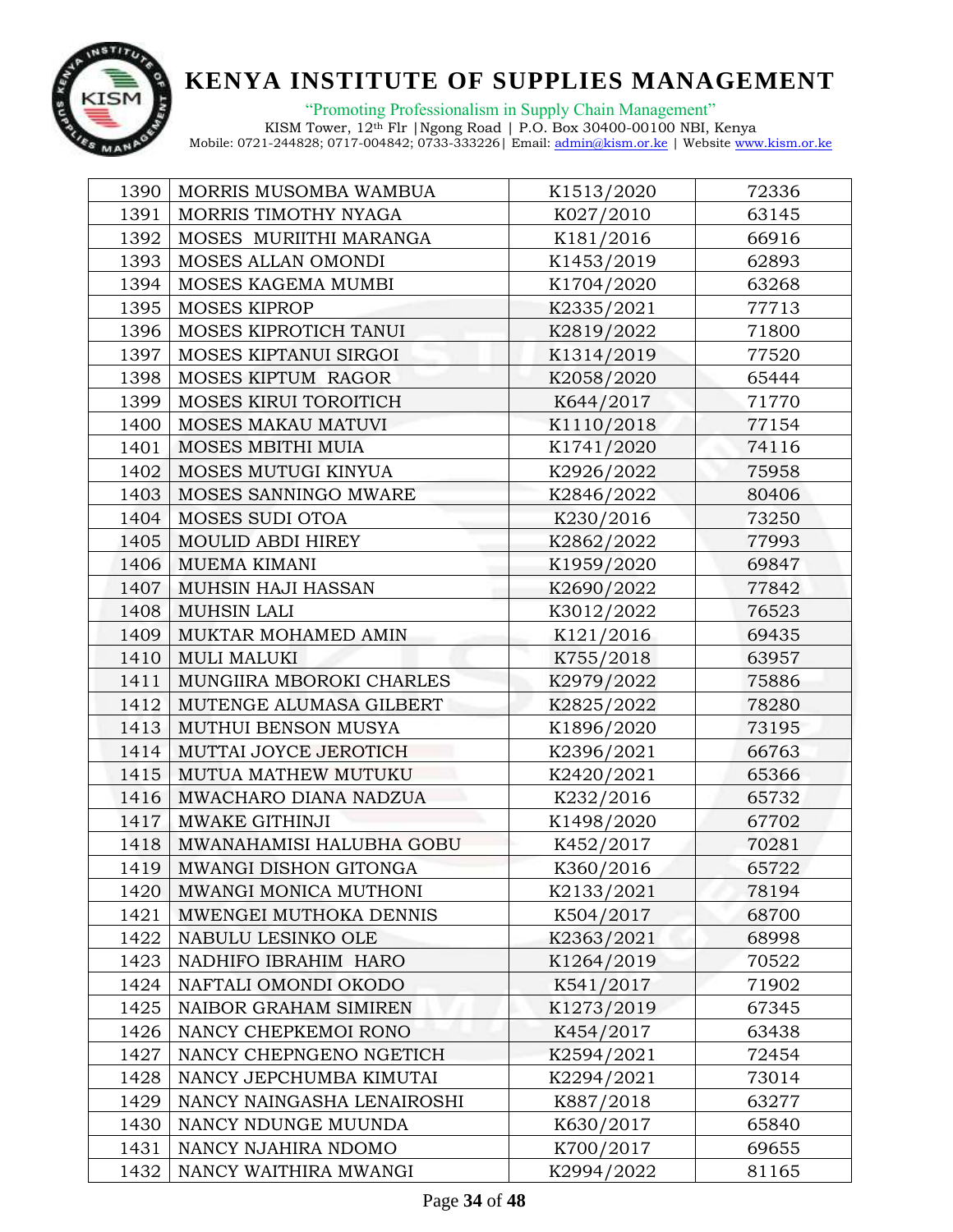# KENYA INSTITUTE OF SUPPLIES MANAGEMENT

"Promoting Professionalism in Supply Chain Management"

KISM Tower, 12th Flr |Ngong Road | P.O. Box 30400-00100 NBI, Kenya
Mobile: 0721-244828; 0717-004842; 0733-333226| Email: admin@kism.or.ke | Website www.kism.or.ke

| | | | |
|---|---|---|---|
| 1390 | MORRIS MUSOMBA WAMBUA | K1513/2020 | 72336 |
| 1391 | MORRIS TIMOTHY NYAGA | K027/2010 | 63145 |
| 1392 | MOSES MURIITHI MARANGA | K181/2016 | 66916 |
| 1393 | MOSES ALLAN OMONDI | K1453/2019 | 62893 |
| 1394 | MOSES KAGEMA MUMBI | K1704/2020 | 63268 |
| 1395 | MOSES KIPROP | K2335/2021 | 77713 |
| 1396 | MOSES KIPROTICH TANUI | K2819/2022 | 71800 |
| 1397 | MOSES KIPTANUI SIRGOI | K1314/2019 | 77520 |
| 1398 | MOSES KIPTUM RAGOR | K2058/2020 | 65444 |
| 1399 | MOSES KIRUI TOROITICH | K644/2017 | 71770 |
| 1400 | MOSES MAKAU MATUVI | K1110/2018 | 77154 |
| 1401 | MOSES MBITHI MUIA | K1741/2020 | 74116 |
| 1402 | MOSES MUTUGI KINYUA | K2926/2022 | 75958 |
| 1403 | MOSES SANNINGO MWARE | K2846/2022 | 80406 |
| 1404 | MOSES SUDI OTOA | K230/2016 | 73250 |
| 1405 | MOULID ABDI HIREY | K2862/2022 | 77993 |
| 1406 | MUEMA KIMANI | K1959/2020 | 69847 |
| 1407 | MUHSIN HAJI HASSAN | K2690/2022 | 77842 |
| 1408 | MUHSIN LALI | K3012/2022 | 76523 |
| 1409 | MUKTAR MOHAMED AMIN | K121/2016 | 69435 |
| 1410 | MULI MALUKI | K755/2018 | 63957 |
| 1411 | MUNGIIRA MBOROKI CHARLES | K2979/2022 | 75886 |
| 1412 | MUTENGE ALUMASA GILBERT | K2825/2022 | 78280 |
| 1413 | MUTHUI BENSON MUSYA | K1896/2020 | 73195 |
| 1414 | MUTTAI JOYCE JEROTICH | K2396/2021 | 66763 |
| 1415 | MUTUA MATHEW MUTUKU | K2420/2021 | 65366 |
| 1416 | MWACHARO DIANA NADZUA | K232/2016 | 65732 |
| 1417 | MWAKE GITHINJI | K1498/2020 | 67702 |
| 1418 | MWANAHAMISI HALUBHA GOBU | K452/2017 | 70281 |
| 1419 | MWANGI DISHON GITONGA | K360/2016 | 65722 |
| 1420 | MWANGI MONICA MUTHONI | K2133/2021 | 78194 |
| 1421 | MWENGEI MUTHOKA DENNIS | K504/2017 | 68700 |
| 1422 | NABULU LESINKO OLE | K2363/2021 | 68998 |
| 1423 | NADHIFO IBRAHIM HARO | K1264/2019 | 70522 |
| 1424 | NAFTALI OMONDI OKODO | K541/2017 | 71902 |
| 1425 | NAIBOR GRAHAM SIMIREN | K1273/2019 | 67345 |
| 1426 | NANCY CHEPKEMOI RONO | K454/2017 | 63438 |
| 1427 | NANCY CHEPNGENO NGETICH | K2594/2021 | 72454 |
| 1428 | NANCY JEPCHUMBA KIMUTAI | K2294/2021 | 73014 |
| 1429 | NANCY NAINGASHA LENAIROSHI | K887/2018 | 63277 |
| 1430 | NANCY NDUNGE MUUNDA | K630/2017 | 65840 |
| 1431 | NANCY NJAHIRA NDOMO | K700/2017 | 69655 |
| 1432 | NANCY WAITHIRA MWANGI | K2994/2022 | 81165 |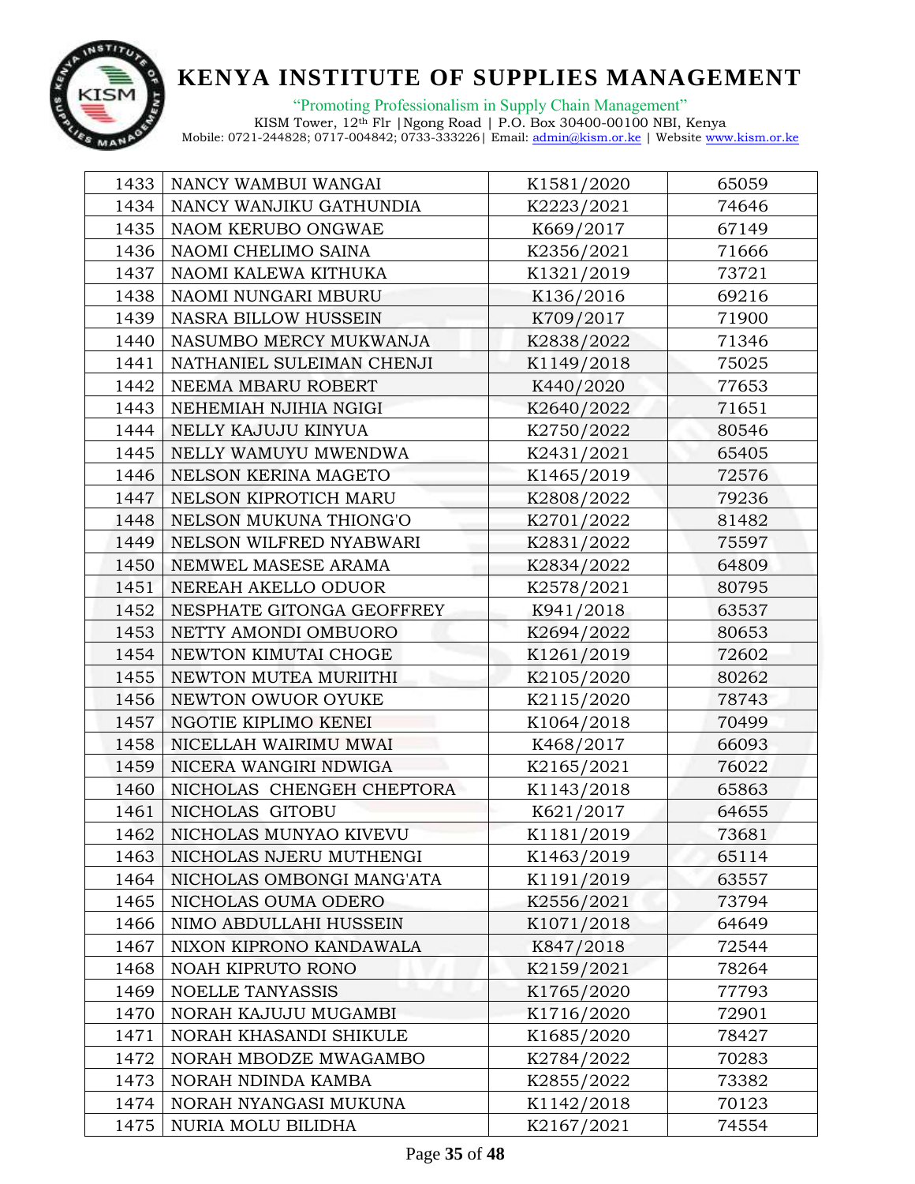# KENYA INSTITUTE OF SUPPLIES MANAGEMENT

"Promoting Professionalism in Supply Chain Management"

KISM Tower, 12th Flr |Ngong Road | P.O. Box 30400-00100 NBI, Kenya
Mobile: 0721-244828; 0717-004842; 0733-333226| Email: admin@kism.or.ke | Website www.kism.or.ke

| | | | |
|---|---|---|---|
| 1433 | NANCY WAMBUI WANGAI | K1581/2020 | 65059 |
| 1434 | NANCY WANJIKU GATHUNDIA | K2223/2021 | 74646 |
| 1435 | NAOM KERUBO ONGWAE | K669/2017 | 67149 |
| 1436 | NAOMI CHELIMO SAINA | K2356/2021 | 71666 |
| 1437 | NAOMI KALEWA KITHUKA | K1321/2019 | 73721 |
| 1438 | NAOMI NUNGARI MBURU | K136/2016 | 69216 |
| 1439 | NASRA BILLOW HUSSEIN | K709/2017 | 71900 |
| 1440 | NASUMBO MERCY MUKWANJA | K2838/2022 | 71346 |
| 1441 | NATHANIEL SULEIMAN CHENJI | K1149/2018 | 75025 |
| 1442 | NEEMA MBARU ROBERT | K440/2020 | 77653 |
| 1443 | NEHEMIAH NJIHIA NGIGI | K2640/2022 | 71651 |
| 1444 | NELLY KAJUJU KINYUA | K2750/2022 | 80546 |
| 1445 | NELLY WAMUYU MWENDWA | K2431/2021 | 65405 |
| 1446 | NELSON KERINA MAGETO | K1465/2019 | 72576 |
| 1447 | NELSON KIPROTICH MARU | K2808/2022 | 79236 |
| 1448 | NELSON MUKUNA THIONG'O | K2701/2022 | 81482 |
| 1449 | NELSON WILFRED NYABWARI | K2831/2022 | 75597 |
| 1450 | NEMWEL MASESE ARAMA | K2834/2022 | 64809 |
| 1451 | NEREAH AKELLO ODUOR | K2578/2021 | 80795 |
| 1452 | NESPHATE GITONGA GEOFFREY | K941/2018 | 63537 |
| 1453 | NETTY AMONDI OMBUORO | K2694/2022 | 80653 |
| 1454 | NEWTON KIMUTAI CHOGE | K1261/2019 | 72602 |
| 1455 | NEWTON MUTEA MURIITHI | K2105/2020 | 80262 |
| 1456 | NEWTON OWUOR OYUKE | K2115/2020 | 78743 |
| 1457 | NGOTIE KIPLIMO KENEI | K1064/2018 | 70499 |
| 1458 | NICELLAH WAIRIMU MWAI | K468/2017 | 66093 |
| 1459 | NICERA WANGIRI NDWIGA | K2165/2021 | 76022 |
| 1460 | NICHOLAS CHENGEH CHEPTORA | K1143/2018 | 65863 |
| 1461 | NICHOLAS GITOBU | K621/2017 | 64655 |
| 1462 | NICHOLAS MUNYAO KIVEVU | K1181/2019 | 73681 |
| 1463 | NICHOLAS NJERU MUTHENGI | K1463/2019 | 65114 |
| 1464 | NICHOLAS OMBONGI MANG'ATA | K1191/2019 | 63557 |
| 1465 | NICHOLAS OUMA ODERO | K2556/2021 | 73794 |
| 1466 | NIMO ABDULLAHI HUSSEIN | K1071/2018 | 64649 |
| 1467 | NIXON KIPRONO KANDAWALA | K847/2018 | 72544 |
| 1468 | NOAH KIPRUTO RONO | K2159/2021 | 78264 |
| 1469 | NOELLE TANYASSIS | K1765/2020 | 77793 |
| 1470 | NORAH KAJUJU MUGAMBI | K1716/2020 | 72901 |
| 1471 | NORAH KHASANDI SHIKULE | K1685/2020 | 78427 |
| 1472 | NORAH MBODZE MWAGAMBO | K2784/2022 | 70283 |
| 1473 | NORAH NDINDA KAMBA | K2855/2022 | 73382 |
| 1474 | NORAH NYANGASI MUKUNA | K1142/2018 | 70123 |
| 1475 | NURIA MOLU BILIDHA | K2167/2021 | 74554 |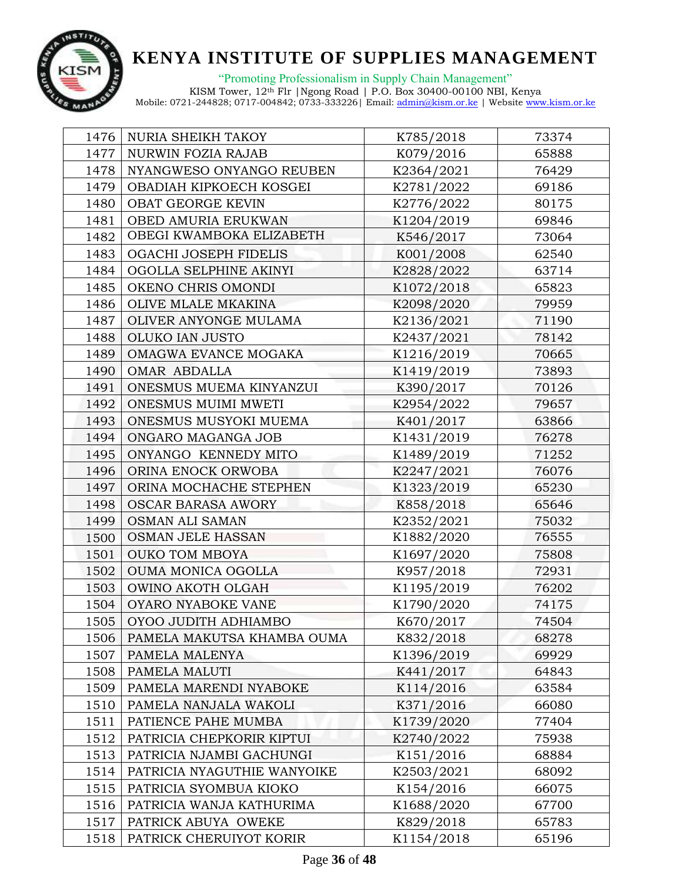| 1476 | NURIA SHEIKH TAKOY | K785/2018 | 73374 |
|---|---|---|---|
| 1477 | NURWIN FOZIA RAJAB | K079/2016 | 65888 |
| 1478 | NYANGWESO ONYANGO REUBEN | K2364/2021 | 76429 |
| 1479 | OBADIAH KIPKOECH KOSGEI | K2781/2022 | 69186 |
| 1480 | OBAT GEORGE KEVIN | K2776/2022 | 80175 |
| 1481 | OBED AMURIA ERUKWAN | K1204/2019 | 69846 |
| 1482 | OBEGI KWAMBOKA ELIZABETH | K546/2017 | 73064 |
| 1483 | OGACHI JOSEPH FIDELIS | K001/2008 | 62540 |
| 1484 | OGOLLA SELPHINE AKINYI | K2828/2022 | 63714 |
| 1485 | OKENO CHRIS OMONDI | K1072/2018 | 65823 |
| 1486 | OLIVE MLALE MKAKINA | K2098/2020 | 79959 |
| 1487 | OLIVER ANYONGE MULAMA | K2136/2021 | 71190 |
| 1488 | OLUKO IAN JUSTO | K2437/2021 | 78142 |
| 1489 | OMAGWA EVANCE MOGAKA | K1216/2019 | 70665 |
| 1490 | OMAR ABDALLA | K1419/2019 | 73893 |
| 1491 | ONESMUS MUEMA KINYANZUI | K390/2017 | 70126 |
| 1492 | ONESMUS MUIMI MWETI | K2954/2022 | 79657 |
| 1493 | ONESMUS MUSYOKI MUEMA | K401/2017 | 63866 |
| 1494 | ONGARO MAGANGA JOB | K1431/2019 | 76278 |
| 1495 | ONYANGO KENNEDY MITO | K1489/2019 | 71252 |
| 1496 | ORINA ENOCK ORWOBA | K2247/2021 | 76076 |
| 1497 | ORINA MOCHACHE STEPHEN | K1323/2019 | 65230 |
| 1498 | OSCAR BARASA AWORY | K858/2018 | 65646 |
| 1499 | OSMAN ALI SAMAN | K2352/2021 | 75032 |
| 1500 | OSMAN JELE HASSAN | K1882/2020 | 76555 |
| 1501 | OUKO TOM MBOYA | K1697/2020 | 75808 |
| 1502 | OUMA MONICA OGOLLA | K957/2018 | 72931 |
| 1503 | OWINO AKOTH OLGAH | K1195/2019 | 76202 |
| 1504 | OYARO NYABOKE VANE | K1790/2020 | 74175 |
| 1505 | OYOO JUDITH ADHIAMBO | K670/2017 | 74504 |
| 1506 | PAMELA MAKUTSA KHAMBA OUMA | K832/2018 | 68278 |
| 1507 | PAMELA MALENYA | K1396/2019 | 69929 |
| 1508 | PAMELA MALUTI | K441/2017 | 64843 |
| 1509 | PAMELA MARENDI NYABOKE | K114/2016 | 63584 |
| 1510 | PAMELA NANJALA WAKOLI | K371/2016 | 66080 |
| 1511 | PATIENCE PAHE MUMBA | K1739/2020 | 77404 |
| 1512 | PATRICIA CHEPKORIR KIPTUI | K2740/2022 | 75938 |
| 1513 | PATRICIA NJAMBI GACHUNGI | K151/2016 | 68884 |
| 1514 | PATRICIA NYAGUTHIE WANYOIKE | K2503/2021 | 68092 |
| 1515 | PATRICIA SYOMBUA KIOKO | K154/2016 | 66075 |
| 1516 | PATRICIA WANJA KATHURIMA | K1688/2020 | 67700 |
| 1517 | PATRICK ABUYA OWEKE | K829/2018 | 65783 |
| 1518 | PATRICK CHERUIYOT KORIR | K1154/2018 | 65196 |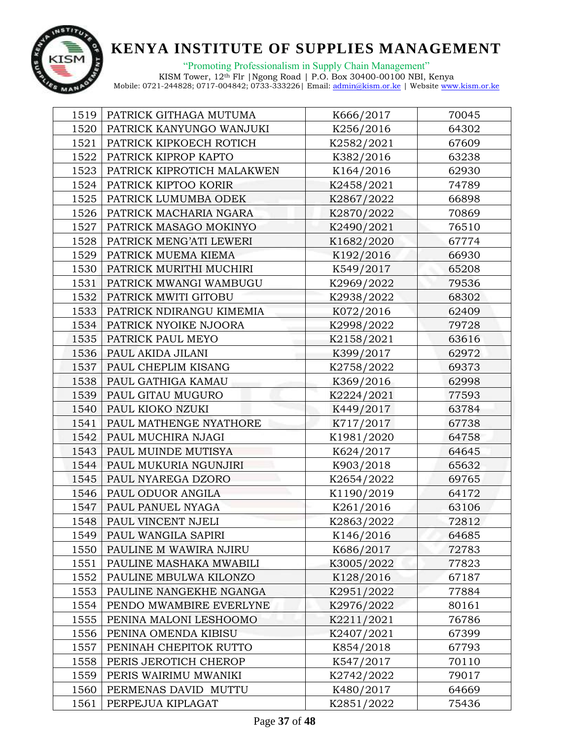# KENYA INSTITUTE OF SUPPLIES MANAGEMENT

"Promoting Professionalism in Supply Chain Management"

KISM Tower, 12th Flr |Ngong Road | P.O. Box 30400-00100 NBI, Kenya
Mobile: 0721-244828; 0717-004842; 0733-333226| Email: admin@kism.or.ke | Website www.kism.or.ke

| | | | |
|---|---|---|---|
| 1519 | PATRICK GITHAGA MUTUMA | K666/2017 | 70045 |
| 1520 | PATRICK KANYUNGO WANJUKI | K256/2016 | 64302 |
| 1521 | PATRICK KIPKOECH ROTICH | K2582/2021 | 67609 |
| 1522 | PATRICK KIPROP KAPTO | K382/2016 | 63238 |
| 1523 | PATRICK KIPROTICH MALAKWEN | K164/2016 | 62930 |
| 1524 | PATRICK KIPTOO KORIR | K2458/2021 | 74789 |
| 1525 | PATRICK LUMUMBA ODEK | K2867/2022 | 66898 |
| 1526 | PATRICK MACHARIA NGARA | K2870/2022 | 70869 |
| 1527 | PATRICK MASAGO MOKINYO | K2490/2021 | 76510 |
| 1528 | PATRICK MENG'ATI LEWERI | K1682/2020 | 67774 |
| 1529 | PATRICK MUEMA KIEMA | K192/2016 | 66930 |
| 1530 | PATRICK MURITHI MUCHIRI | K549/2017 | 65208 |
| 1531 | PATRICK MWANGI WAMBUGU | K2969/2022 | 79536 |
| 1532 | PATRICK MWITI GITOBU | K2938/2022 | 68302 |
| 1533 | PATRICK NDIRANGU KIMEMIA | K072/2016 | 62409 |
| 1534 | PATRICK NYOIKE NJOORA | K2998/2022 | 79728 |
| 1535 | PATRICK PAUL MEYO | K2158/2021 | 63616 |
| 1536 | PAUL AKIDA JILANI | K399/2017 | 62972 |
| 1537 | PAUL CHEPLIM KISANG | K2758/2022 | 69373 |
| 1538 | PAUL GATHIGA KAMAU | K369/2016 | 62998 |
| 1539 | PAUL GITAU MUGURO | K2224/2021 | 77593 |
| 1540 | PAUL KIOKO NZUKI | K449/2017 | 63784 |
| 1541 | PAUL MATHENGE NYATHORE | K717/2017 | 67738 |
| 1542 | PAUL MUCHIRA NJAGI | K1981/2020 | 64758 |
| 1543 | PAUL MUINDE MUTISYA | K624/2017 | 64645 |
| 1544 | PAUL MUKURIA NGUNJIRI | K903/2018 | 65632 |
| 1545 | PAUL NYAREGA DZORO | K2654/2022 | 69765 |
| 1546 | PAUL ODUOR ANGILA | K1190/2019 | 64172 |
| 1547 | PAUL PANUEL NYAGA | K261/2016 | 63106 |
| 1548 | PAUL VINCENT NJELI | K2863/2022 | 72812 |
| 1549 | PAUL WANGILA SAPIRI | K146/2016 | 64685 |
| 1550 | PAULINE M WAWIRA NJIRU | K686/2017 | 72783 |
| 1551 | PAULINE MASHAKA MWABILI | K3005/2022 | 77823 |
| 1552 | PAULINE MBULWA KILONZO | K128/2016 | 67187 |
| 1553 | PAULINE NANGEKHE NGANGA | K2951/2022 | 77884 |
| 1554 | PENDO MWAMBIRE EVERLYNE | K2976/2022 | 80161 |
| 1555 | PENINA MALONI LESHOOMO | K2211/2021 | 76786 |
| 1556 | PENINA OMENDA KIBISU | K2407/2021 | 67399 |
| 1557 | PENINAH CHEPITOK RUTTO | K854/2018 | 67793 |
| 1558 | PERIS JEROTICH CHEROP | K547/2017 | 70110 |
| 1559 | PERIS WAIRIMU MWANIKI | K2742/2022 | 79017 |
| 1560 | PERMENAS DAVID MUTTU | K480/2017 | 64669 |
| 1561 | PERPEJUA KIPLAGAT | K2851/2022 | 75436 |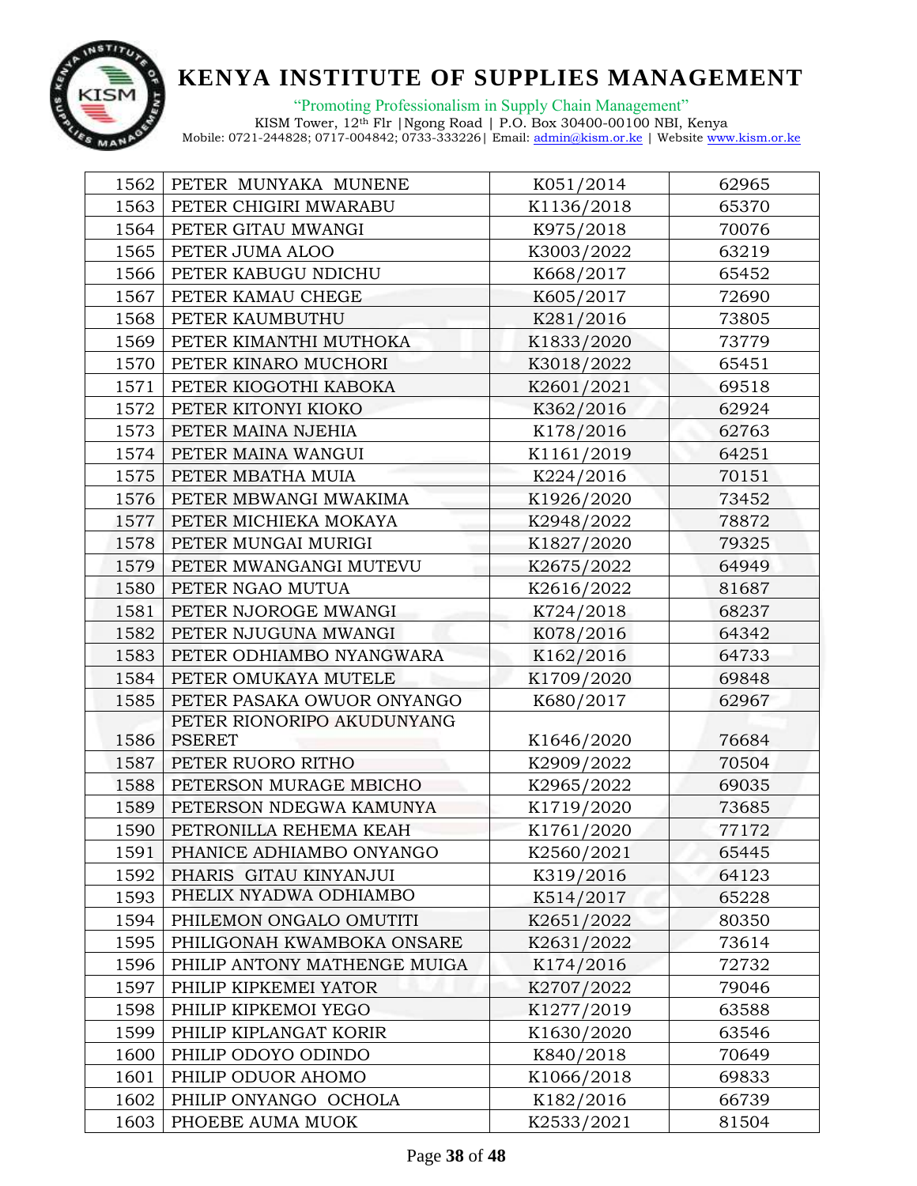# KENYA INSTITUTE OF SUPPLIES MANAGEMENT

"Promoting Professionalism in Supply Chain Management"

KISM Tower, 12th Flr |Ngong Road | P.O. Box 30400-00100 NBI, Kenya
Mobile: 0721-244828; 0717-004842; 0733-333226| Email: admin@kism.or.ke | Website www.kism.or.ke

| | | | |
|---|---|---|---|
| 1562 | PETER MUNYAKA MUNENE | K051/2014 | 62965 |
| 1563 | PETER CHIGIRI MWARABU | K1136/2018 | 65370 |
| 1564 | PETER GITAU MWANGI | K975/2018 | 70076 |
| 1565 | PETER JUMA ALOO | K3003/2022 | 63219 |
| 1566 | PETER KABUGU NDICHU | K668/2017 | 65452 |
| 1567 | PETER KAMAU CHEGE | K605/2017 | 72690 |
| 1568 | PETER KAUMBUTHU | K281/2016 | 73805 |
| 1569 | PETER KIMANTHI MUTHOKA | K1833/2020 | 73779 |
| 1570 | PETER KINARO MUCHORI | K3018/2022 | 65451 |
| 1571 | PETER KIOGOTHI KABOKA | K2601/2021 | 69518 |
| 1572 | PETER KITONYI KIOKO | K362/2016 | 62924 |
| 1573 | PETER MAINA NJEHIA | K178/2016 | 62763 |
| 1574 | PETER MAINA WANGUI | K1161/2019 | 64251 |
| 1575 | PETER MBATHA MUIA | K224/2016 | 70151 |
| 1576 | PETER MBWANGI MWAKIMA | K1926/2020 | 73452 |
| 1577 | PETER MICHIEKA MOKAYA | K2948/2022 | 78872 |
| 1578 | PETER MUNGAI MURIGI | K1827/2020 | 79325 |
| 1579 | PETER MWANGANGI MUTEVU | K2675/2022 | 64949 |
| 1580 | PETER NGAO MUTUA | K2616/2022 | 81687 |
| 1581 | PETER NJOROGE MWANGI | K724/2018 | 68237 |
| 1582 | PETER NJUGUNA MWANGI | K078/2016 | 64342 |
| 1583 | PETER ODHIAMBO NYANGWARA | K162/2016 | 64733 |
| 1584 | PETER OMUKAYA MUTELE | K1709/2020 | 69848 |
| 1585 | PETER PASAKA OWUOR ONYANGO | K680/2017 | 62967 |
| 1586 | PETER RIONORIPO AKUDUNYANG PSERET | K1646/2020 | 76684 |
| 1587 | PETER RUORO RITHO | K2909/2022 | 70504 |
| 1588 | PETERSON MURAGE MBICHO | K2965/2022 | 69035 |
| 1589 | PETERSON NDEGWA KAMUNYA | K1719/2020 | 73685 |
| 1590 | PETRONILLA REHEMA KEAH | K1761/2020 | 77172 |
| 1591 | PHANICE ADHIAMBO ONYANGO | K2560/2021 | 65445 |
| 1592 | PHARIS GITAU KINYANJUI | K319/2016 | 64123 |
| 1593 | PHELIX NYADWA ODHIAMBO | K514/2017 | 65228 |
| 1594 | PHILEMON ONGALO OMUTITI | K2651/2022 | 80350 |
| 1595 | PHILIGONAH KWAMBOKA ONSARE | K2631/2022 | 73614 |
| 1596 | PHILIP ANTONY MATHENGE MUIGA | K174/2016 | 72732 |
| 1597 | PHILIP KIPKEMEI YATOR | K2707/2022 | 79046 |
| 1598 | PHILIP KIPKEMOI YEGO | K1277/2019 | 63588 |
| 1599 | PHILIP KIPLANGAT KORIR | K1630/2020 | 63546 |
| 1600 | PHILIP ODOYO ODINDO | K840/2018 | 70649 |
| 1601 | PHILIP ODUOR AHOMO | K1066/2018 | 69833 |
| 1602 | PHILIP ONYANGO OCHOLA | K182/2016 | 66739 |
| 1603 | PHOEBE AUMA MUOK | K2533/2021 | 81504 |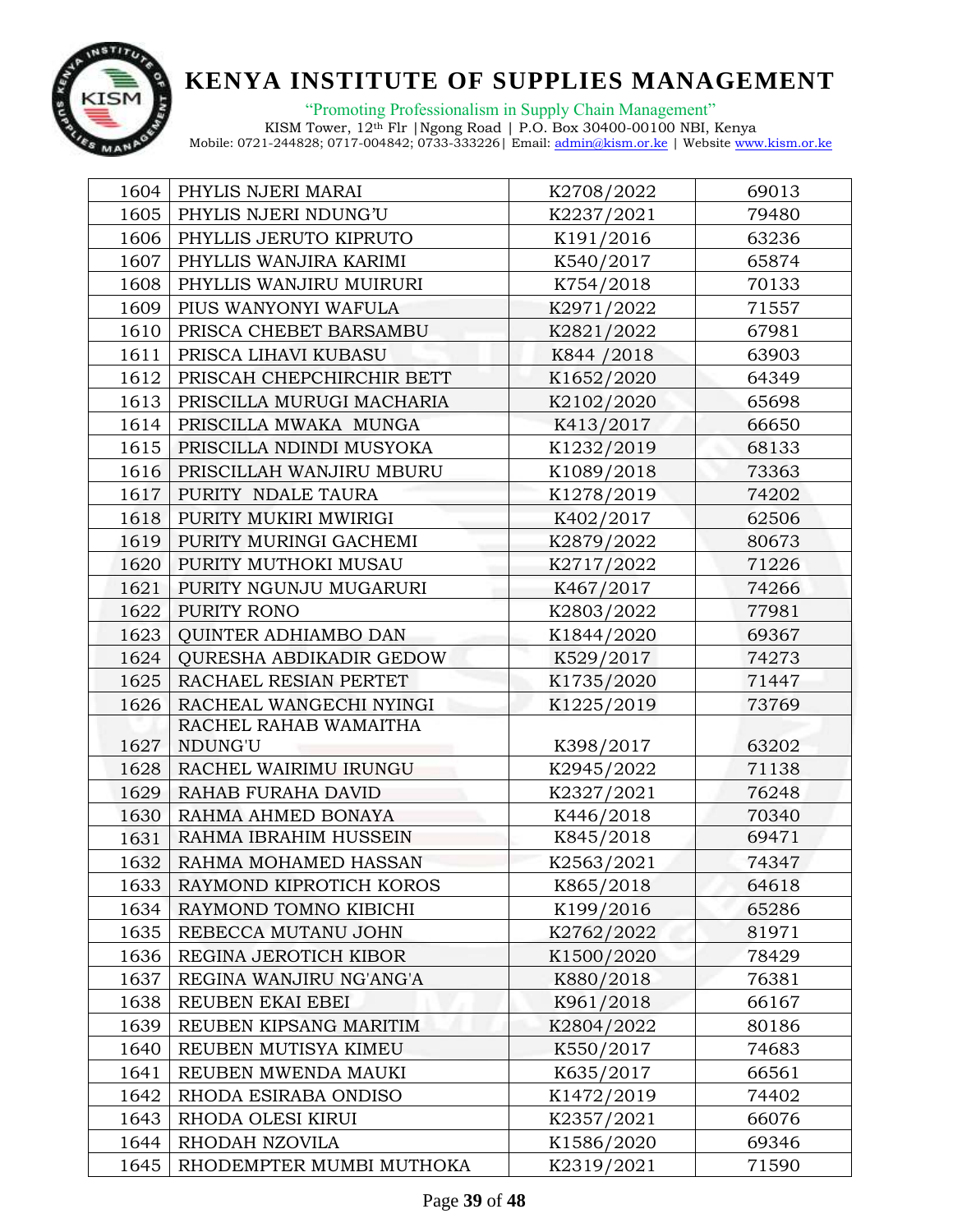| 1604 | PHYLIS NJERI MARAI | K2708/2022 | 69013 |
|---|---|---|---|
| 1605 | PHYLIS NJERI NDUNG'U | K2237/2021 | 79480 |
| 1606 | PHYLLIS JERUTO KIPRUTO | K191/2016 | 63236 |
| 1607 | PHYLLIS WANJIRA KARIMI | K540/2017 | 65874 |
| 1608 | PHYLLIS WANJIRU MUIRURI | K754/2018 | 70133 |
| 1609 | PIUS WANYONYI WAFULA | K2971/2022 | 71557 |
| 1610 | PRISCA CHEBET BARSAMBU | K2821/2022 | 67981 |
| 1611 | PRISCA LIHAVI KUBASU | K844 /2018 | 63903 |
| 1612 | PRISCAH CHEPCHIRCHIR BETT | K1652/2020 | 64349 |
| 1613 | PRISCILLA MURUGI MACHARIA | K2102/2020 | 65698 |
| 1614 | PRISCILLA MWAKA MUNGA | K413/2017 | 66650 |
| 1615 | PRISCILLA NDINDI MUSYOKA | K1232/2019 | 68133 |
| 1616 | PRISCILLAH WANJIRU MBURU | K1089/2018 | 73363 |
| 1617 | PURITY NDALE TAURA | K1278/2019 | 74202 |
| 1618 | PURITY MUKIRI MWIRIGI | K402/2017 | 62506 |
| 1619 | PURITY MURINGI GACHEMI | K2879/2022 | 80673 |
| 1620 | PURITY MUTHOKI MUSAU | K2717/2022 | 71226 |
| 1621 | PURITY NGUNJU MUGARURI | K467/2017 | 74266 |
| 1622 | PURITY RONO | K2803/2022 | 77981 |
| 1623 | QUINTER ADHIAMBO DAN | K1844/2020 | 69367 |
| 1624 | QURESHA ABDIKADIR GEDOW | K529/2017 | 74273 |
| 1625 | RACHAEL RESIAN PERTET | K1735/2020 | 71447 |
| 1626 | RACHEAL WANGECHI NYINGI | K1225/2019 | 73769 |
| 1627 | RACHEL RAHAB WAMAITHA NDUNG'U | K398/2017 | 63202 |
| 1628 | RACHEL WAIRIMU IRUNGU | K2945/2022 | 71138 |
| 1629 | RAHAB FURAHA DAVID | K2327/2021 | 76248 |
| 1630 | RAHMA AHMED BONAYA | K446/2018 | 70340 |
| 1631 | RAHMA IBRAHIM HUSSEIN | K845/2018 | 69471 |
| 1632 | RAHMA MOHAMED HASSAN | K2563/2021 | 74347 |
| 1633 | RAYMOND KIPROTICH KOROS | K865/2018 | 64618 |
| 1634 | RAYMOND TOMNO KIBICHI | K199/2016 | 65286 |
| 1635 | REBECCA MUTANU JOHN | K2762/2022 | 81971 |
| 1636 | REGINA JEROTICH KIBOR | K1500/2020 | 78429 |
| 1637 | REGINA WANJIRU NG'ANG'A | K880/2018 | 76381 |
| 1638 | REUBEN EKAI EBEI | K961/2018 | 66167 |
| 1639 | REUBEN KIPSANG MARITIM | K2804/2022 | 80186 |
| 1640 | REUBEN MUTISYA KIMEU | K550/2017 | 74683 |
| 1641 | REUBEN MWENDA MAUKI | K635/2017 | 66561 |
| 1642 | RHODA ESIRABA ONDISO | K1472/2019 | 74402 |
| 1643 | RHODA OLESI KIRUI | K2357/2021 | 66076 |
| 1644 | RHODAH NZOVILA | K1586/2020 | 69346 |
| 1645 | RHODEMPTER MUMBI MUTHOKA | K2319/2021 | 71590 |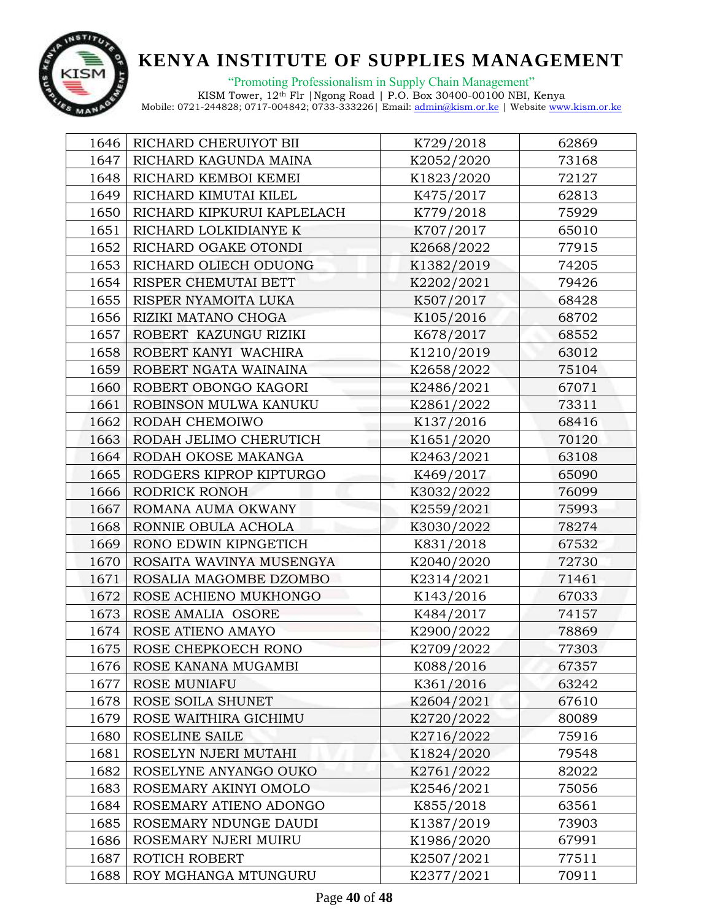# KENYA INSTITUTE OF SUPPLIES MANAGEMENT

"Promoting Professionalism in Supply Chain Management"

KISM Tower, 12th Flr |Ngong Road | P.O. Box 30400-00100 NBI, Kenya
Mobile: 0721-244828; 0717-004842; 0733-333226| Email: admin@kism.or.ke | Website www.kism.or.ke

| | | | |
|---|---|---|---|
| 1646 | RICHARD CHERUIYOT BII | K729/2018 | 62869 |
| 1647 | RICHARD KAGUNDA MAINA | K2052/2020 | 73168 |
| 1648 | RICHARD KEMBOI KEMEI | K1823/2020 | 72127 |
| 1649 | RICHARD KIMUTAI KILEL | K475/2017 | 62813 |
| 1650 | RICHARD KIPKURUI KAPLELACH | K779/2018 | 75929 |
| 1651 | RICHARD LOLKIDIANYE K | K707/2017 | 65010 |
| 1652 | RICHARD OGAKE OTONDI | K2668/2022 | 77915 |
| 1653 | RICHARD OLIECH ODUONG | K1382/2019 | 74205 |
| 1654 | RISPER CHEMUTAI BETT | K2202/2021 | 79426 |
| 1655 | RISPER NYAMOITA LUKA | K507/2017 | 68428 |
| 1656 | RIZIKI MATANO CHOGA | K105/2016 | 68702 |
| 1657 | ROBERT KAZUNGU RIZIKI | K678/2017 | 68552 |
| 1658 | ROBERT KANYI WACHIRA | K1210/2019 | 63012 |
| 1659 | ROBERT NGATA WAINAINA | K2658/2022 | 75104 |
| 1660 | ROBERT OBONGO KAGORI | K2486/2021 | 67071 |
| 1661 | ROBINSON MULWA KANUKU | K2861/2022 | 73311 |
| 1662 | RODAH CHEMOIWO | K137/2016 | 68416 |
| 1663 | RODAH JELIMO CHERUTICH | K1651/2020 | 70120 |
| 1664 | RODAH OKOSE MAKANGA | K2463/2021 | 63108 |
| 1665 | RODGERS KIPROP KIPTURGO | K469/2017 | 65090 |
| 1666 | RODRICK RONOH | K3032/2022 | 76099 |
| 1667 | ROMANA AUMA OKWANY | K2559/2021 | 75993 |
| 1668 | RONNIE OBULA ACHOLA | K3030/2022 | 78274 |
| 1669 | RONO EDWIN KIPNGETICH | K831/2018 | 67532 |
| 1670 | ROSAITA WAVINYA MUSENGYA | K2040/2020 | 72730 |
| 1671 | ROSALIA MAGOMBE DZOMBO | K2314/2021 | 71461 |
| 1672 | ROSE ACHIENO MUKHONGO | K143/2016 | 67033 |
| 1673 | ROSE AMALIA OSORE | K484/2017 | 74157 |
| 1674 | ROSE ATIENO AMAYO | K2900/2022 | 78869 |
| 1675 | ROSE CHEPKOECH RONO | K2709/2022 | 77303 |
| 1676 | ROSE KANANA MUGAMBI | K088/2016 | 67357 |
| 1677 | ROSE MUNIAFU | K361/2016 | 63242 |
| 1678 | ROSE SOILA SHUNET | K2604/2021 | 67610 |
| 1679 | ROSE WAITHIRA GICHIMU | K2720/2022 | 80089 |
| 1680 | ROSELINE SAILE | K2716/2022 | 75916 |
| 1681 | ROSELYN NJERI MUTAHI | K1824/2020 | 79548 |
| 1682 | ROSELYNE ANYANGO OUKO | K2761/2022 | 82022 |
| 1683 | ROSEMARY AKINYI OMOLO | K2546/2021 | 75056 |
| 1684 | ROSEMARY ATIENO ADONGO | K855/2018 | 63561 |
| 1685 | ROSEMARY NDUNGE DAUDI | K1387/2019 | 73903 |
| 1686 | ROSEMARY NJERI MUIRU | K1986/2020 | 67991 |
| 1687 | ROTICH ROBERT | K2507/2021 | 77511 |
| 1688 | ROY MGHANGA MTUNGURU | K2377/2021 | 70911 |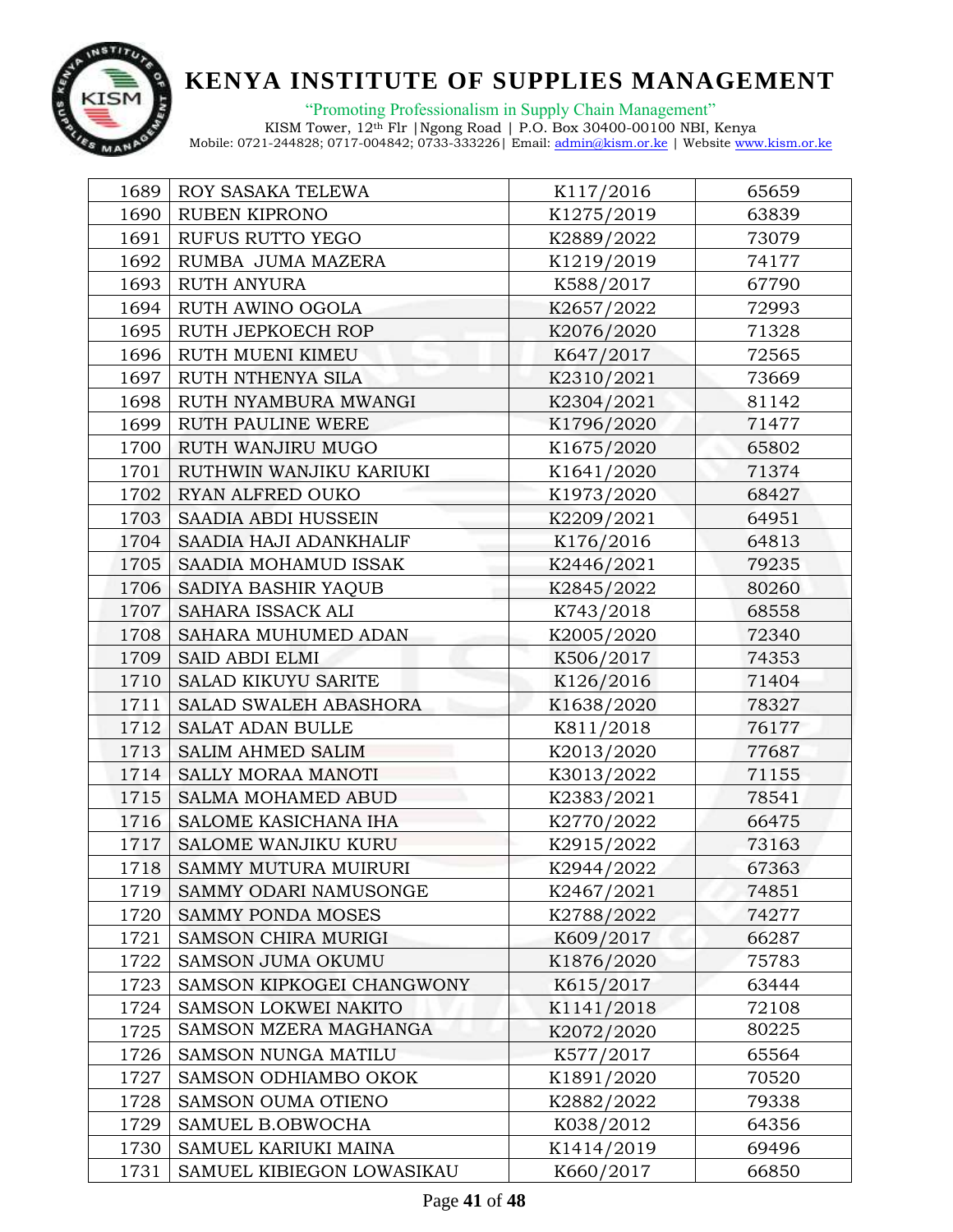| 1689 | ROY SASAKA TELEWA | K117/2016 | 65659 |
|---|---|---|---|
| 1690 | RUBEN KIPRONO | K1275/2019 | 63839 |
| 1691 | RUFUS RUTTO YEGO | K2889/2022 | 73079 |
| 1692 | RUMBA JUMA MAZERA | K1219/2019 | 74177 |
| 1693 | RUTH ANYURA | K588/2017 | 67790 |
| 1694 | RUTH AWINO OGOLA | K2657/2022 | 72993 |
| 1695 | RUTH JEPKOECH ROP | K2076/2020 | 71328 |
| 1696 | RUTH MUENI KIMEU | K647/2017 | 72565 |
| 1697 | RUTH NTHENYA SILA | K2310/2021 | 73669 |
| 1698 | RUTH NYAMBURA MWANGI | K2304/2021 | 81142 |
| 1699 | RUTH PAULINE WERE | K1796/2020 | 71477 |
| 1700 | RUTH WANJIRU MUGO | K1675/2020 | 65802 |
| 1701 | RUTHWIN WANJIKU KARIUKI | K1641/2020 | 71374 |
| 1702 | RYAN ALFRED OUKO | K1973/2020 | 68427 |
| 1703 | SAADIA ABDI HUSSEIN | K2209/2021 | 64951 |
| 1704 | SAADIA HAJI ADANKHALIF | K176/2016 | 64813 |
| 1705 | SAADIA MOHAMUD ISSAK | K2446/2021 | 79235 |
| 1706 | SADIYA BASHIR YAQUB | K2845/2022 | 80260 |
| 1707 | SAHARA ISSACK ALI | K743/2018 | 68558 |
| 1708 | SAHARA MUHUMED ADAN | K2005/2020 | 72340 |
| 1709 | SAID ABDI ELMI | K506/2017 | 74353 |
| 1710 | SALAD KIKUYU SARITE | K126/2016 | 71404 |
| 1711 | SALAD SWALEH ABASHORA | K1638/2020 | 78327 |
| 1712 | SALAT ADAN BULLE | K811/2018 | 76177 |
| 1713 | SALIM AHMED SALIM | K2013/2020 | 77687 |
| 1714 | SALLY MORAA MANOTI | K3013/2022 | 71155 |
| 1715 | SALMA MOHAMED ABUD | K2383/2021 | 78541 |
| 1716 | SALOME KASICHANA IHA | K2770/2022 | 66475 |
| 1717 | SALOME WANJIKU KURU | K2915/2022 | 73163 |
| 1718 | SAMMY MUTURA MUIRURI | K2944/2022 | 67363 |
| 1719 | SAMMY ODARI NAMUSONGE | K2467/2021 | 74851 |
| 1720 | SAMMY PONDA MOSES | K2788/2022 | 74277 |
| 1721 | SAMSON CHIRA MURIGI | K609/2017 | 66287 |
| 1722 | SAMSON JUMA OKUMU | K1876/2020 | 75783 |
| 1723 | SAMSON KIPKOGEI CHANGWONY | K615/2017 | 63444 |
| 1724 | SAMSON LOKWEI NAKITO | K1141/2018 | 72108 |
| 1725 | SAMSON MZERA MAGHANGA | K2072/2020 | 80225 |
| 1726 | SAMSON NUNGA MATILU | K577/2017 | 65564 |
| 1727 | SAMSON ODHIAMBO OKOK | K1891/2020 | 70520 |
| 1728 | SAMSON OUMA OTIENO | K2882/2022 | 79338 |
| 1729 | SAMUEL B.OBWOCHA | K038/2012 | 64356 |
| 1730 | SAMUEL KARIUKI MAINA | K1414/2019 | 69496 |
| 1731 | SAMUEL KIBIEGON LOWASIKAU | K660/2017 | 66850 |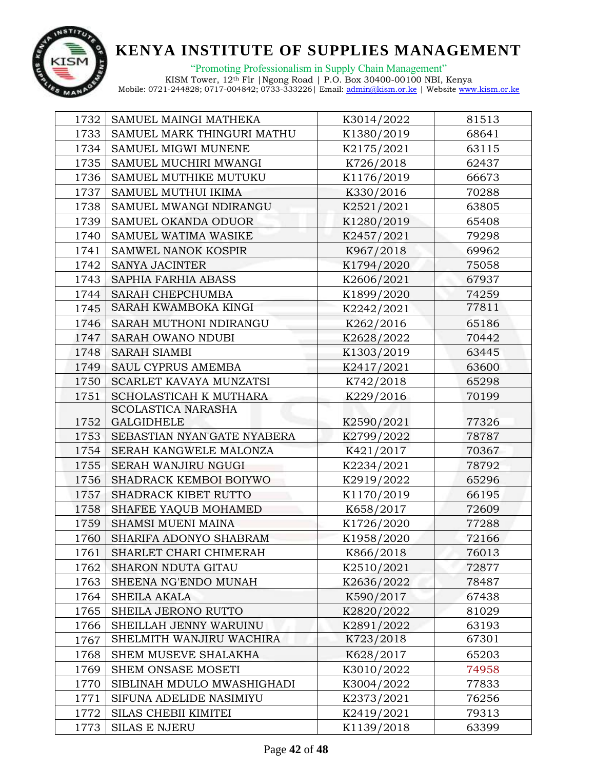# KENYA INSTITUTE OF SUPPLIES MANAGEMENT

"Promoting Professionalism in Supply Chain Management"

KISM Tower, 12th Flr |Ngong Road | P.O. Box 30400-00100 NBI, Kenya
Mobile: 0721-244828; 0717-004842; 0733-333226| Email: admin@kism.or.ke | Website www.kism.or.ke

| | | | |
|---|---|---|---|
| 1732 | SAMUEL MAINGI MATHEKA | K3014/2022 | 81513 |
| 1733 | SAMUEL MARK THINGURI MATHU | K1380/2019 | 68641 |
| 1734 | SAMUEL MIGWI MUNENE | K2175/2021 | 63115 |
| 1735 | SAMUEL MUCHIRI MWANGI | K726/2018 | 62437 |
| 1736 | SAMUEL MUTHIKE MUTUKU | K1176/2019 | 66673 |
| 1737 | SAMUEL MUTHUI IKIMA | K330/2016 | 70288 |
| 1738 | SAMUEL MWANGI NDIRANGU | K2521/2021 | 63805 |
| 1739 | SAMUEL OKANDA ODUOR | K1280/2019 | 65408 |
| 1740 | SAMUEL WATIMA WASIKE | K2457/2021 | 79298 |
| 1741 | SAMWEL NANOK KOSPIR | K967/2018 | 69962 |
| 1742 | SANYA JACINTER | K1794/2020 | 75058 |
| 1743 | SAPHIA FARHIA ABASS | K2606/2021 | 67937 |
| 1744 | SARAH CHEPCHUMBA | K1899/2020 | 74259 |
| 1745 | SARAH KWAMBOKA KINGI | K2242/2021 | 77811 |
| 1746 | SARAH MUTHONI NDIRANGU | K262/2016 | 65186 |
| 1747 | SARAH OWANO NDUBI | K2628/2022 | 70442 |
| 1748 | SARAH SIAMBI | K1303/2019 | 63445 |
| 1749 | SAUL CYPRUS AMEMBA | K2417/2021 | 63600 |
| 1750 | SCARLET KAVAYA MUNZATSI | K742/2018 | 65298 |
| 1751 | SCHOLASTICAH K MUTHARA | K229/2016 | 70199 |
| 1752 | SCOLASTICA NARASHA GALGIDHELE | K2590/2021 | 77326 |
| 1753 | SEBASTIAN NYAN'GATE NYABERA | K2799/2022 | 78787 |
| 1754 | SERAH KANGWELE MALONZA | K421/2017 | 70367 |
| 1755 | SERAH WANJIRU NGUGI | K2234/2021 | 78792 |
| 1756 | SHADRACK KEMBOI BOIYWO | K2919/2022 | 65296 |
| 1757 | SHADRACK KIBET RUTTO | K1170/2019 | 66195 |
| 1758 | SHAFEE YAQUB MOHAMED | K658/2017 | 72609 |
| 1759 | SHAMSI MUENI MAINA | K1726/2020 | 77288 |
| 1760 | SHARIFA ADONYO SHABRAM | K1958/2020 | 72166 |
| 1761 | SHARLET CHARI CHIMERAH | K866/2018 | 76013 |
| 1762 | SHARON NDUTA GITAU | K2510/2021 | 72877 |
| 1763 | SHEENA NG'ENDO MUNAH | K2636/2022 | 78487 |
| 1764 | SHEILA AKALA | K590/2017 | 67438 |
| 1765 | SHEILA JERONO RUTTO | K2820/2022 | 81029 |
| 1766 | SHEILLAH JENNY WARUINU | K2891/2022 | 63193 |
| 1767 | SHELMITH WANJIRU WACHIRA | K723/2018 | 67301 |
| 1768 | SHEM MUSEVE SHALAKHA | K628/2017 | 65203 |
| 1769 | SHEM ONSASE MOSETI | K3010/2022 | 74958 |
| 1770 | SIBLINAH MDULO MWASHIGHADI | K3004/2022 | 77833 |
| 1771 | SIFUNA ADELIDE NASIMIYU | K2373/2021 | 76256 |
| 1772 | SILAS CHEBII KIMITEI | K2419/2021 | 79313 |
| 1773 | SILAS E NJERU | K1139/2018 | 63399 |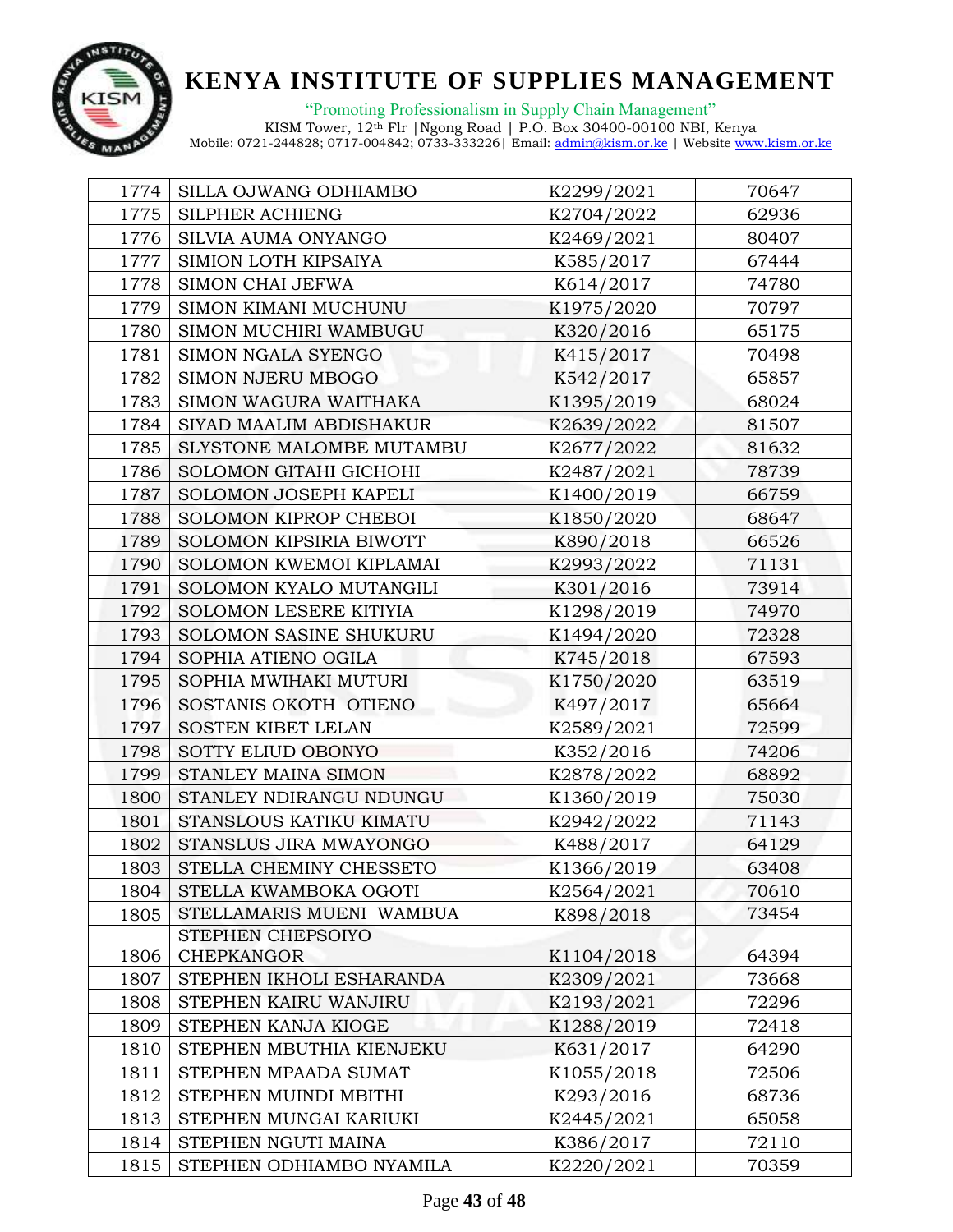| | | | |
|---|---|---|---|
| 1774 | SILLA OJWANG ODHIAMBO | K2299/2021 | 70647 |
| 1775 | SILPHER ACHIENG | K2704/2022 | 62936 |
| 1776 | SILVIA AUMA ONYANGO | K2469/2021 | 80407 |
| 1777 | SIMION LOTH KIPSAIYA | K585/2017 | 67444 |
| 1778 | SIMON CHAI JEFWA | K614/2017 | 74780 |
| 1779 | SIMON KIMANI MUCHUNU | K1975/2020 | 70797 |
| 1780 | SIMON MUCHIRI WAMBUGU | K320/2016 | 65175 |
| 1781 | SIMON NGALA SYENGO | K415/2017 | 70498 |
| 1782 | SIMON NJERU MBOGO | K542/2017 | 65857 |
| 1783 | SIMON WAGURA WAITHAKA | K1395/2019 | 68024 |
| 1784 | SIYAD MAALIM ABDISHAKUR | K2639/2022 | 81507 |
| 1785 | SLYSTONE MALOMBE MUTAMBU | K2677/2022 | 81632 |
| 1786 | SOLOMON GITAHI GICHOHI | K2487/2021 | 78739 |
| 1787 | SOLOMON JOSEPH KAPELI | K1400/2019 | 66759 |
| 1788 | SOLOMON KIPROP CHEBOI | K1850/2020 | 68647 |
| 1789 | SOLOMON KIPSIRIA BIWOTT | K890/2018 | 66526 |
| 1790 | SOLOMON KWEMOI KIPLAMAI | K2993/2022 | 71131 |
| 1791 | SOLOMON KYALO MUTANGILI | K301/2016 | 73914 |
| 1792 | SOLOMON LESERE KITIYIA | K1298/2019 | 74970 |
| 1793 | SOLOMON SASINE SHUKURU | K1494/2020 | 72328 |
| 1794 | SOPHIA ATIENO OGILA | K745/2018 | 67593 |
| 1795 | SOPHIA MWIHAKI MUTURI | K1750/2020 | 63519 |
| 1796 | SOSTANIS OKOTH OTIENO | K497/2017 | 65664 |
| 1797 | SOSTEN KIBET LELAN | K2589/2021 | 72599 |
| 1798 | SOTTY ELIUD OBONYO | K352/2016 | 74206 |
| 1799 | STANLEY MAINA SIMON | K2878/2022 | 68892 |
| 1800 | STANLEY NDIRANGU NDUNGU | K1360/2019 | 75030 |
| 1801 | STANSLOUS KATIKU KIMATU | K2942/2022 | 71143 |
| 1802 | STANSLUS JIRA MWAYONGO | K488/2017 | 64129 |
| 1803 | STELLA CHEMINY CHESSETO | K1366/2019 | 63408 |
| 1804 | STELLA KWAMBOKA OGOTI | K2564/2021 | 70610 |
| 1805 | STELLAMARIS MUENI WAMBUA | K898/2018 | 73454 |
| 1806 | STEPHEN CHEPSOIYO CHEPKANGOR | K1104/2018 | 64394 |
| 1807 | STEPHEN IKHOLI ESHARANDA | K2309/2021 | 73668 |
| 1808 | STEPHEN KAIRU WANJIRU | K2193/2021 | 72296 |
| 1809 | STEPHEN KANJA KIOGE | K1288/2019 | 72418 |
| 1810 | STEPHEN MBUTHIA KIENJEKU | K631/2017 | 64290 |
| 1811 | STEPHEN MPAADA SUMAT | K1055/2018 | 72506 |
| 1812 | STEPHEN MUINDI MBITHI | K293/2016 | 68736 |
| 1813 | STEPHEN MUNGAI KARIUKI | K2445/2021 | 65058 |
| 1814 | STEPHEN NGUTI MAINA | K386/2017 | 72110 |
| 1815 | STEPHEN ODHIAMBO NYAMILA | K2220/2021 | 70359 |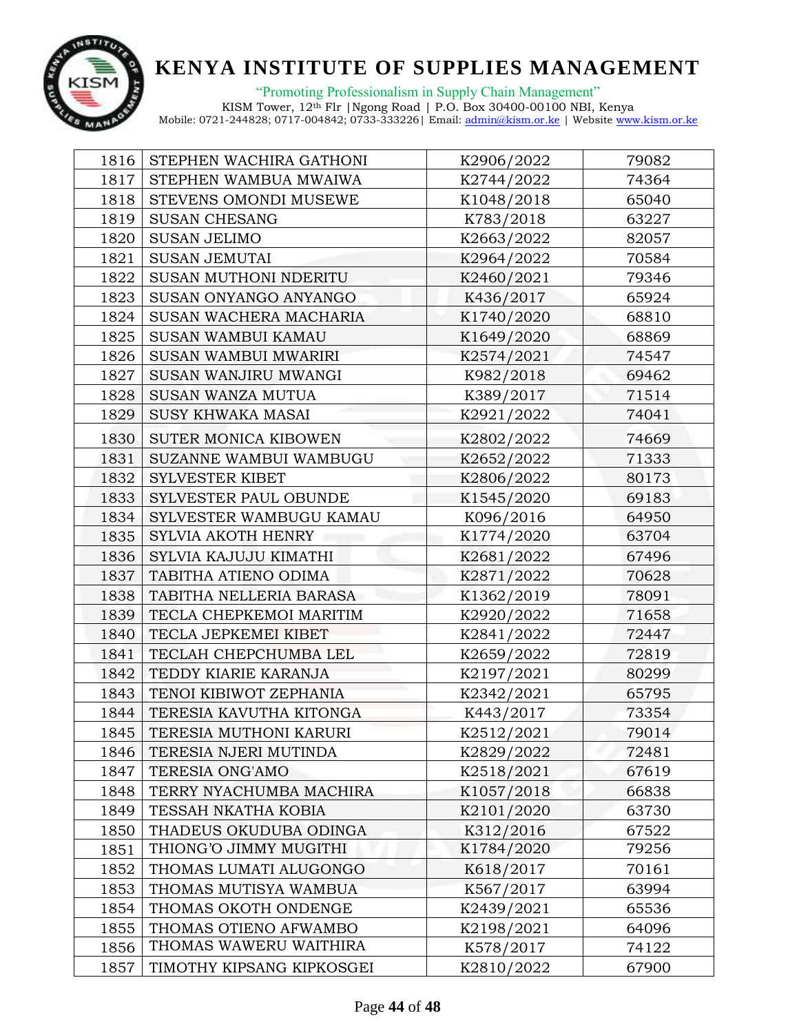# KENYA INSTITUTE OF SUPPLIES MANAGEMENT

"Promoting Professionalism in Supply Chain Management"

KISM Tower, 12th Flr |Ngong Road | P.O. Box 30400-00100 NBI, Kenya
Mobile: 0721-244828; 0717-004842; 0733-333226| Email: admin@kism.or.ke | Website www.kism.or.ke

| | | | |
|---|---|---|---|
| 1816 | STEPHEN WACHIRA GATHONI | K2906/2022 | 79082 |
| 1817 | STEPHEN WAMBUA MWAIWA | K2744/2022 | 74364 |
| 1818 | STEVENS OMONDI MUSEWE | K1048/2018 | 65040 |
| 1819 | SUSAN CHESANG | K783/2018 | 63227 |
| 1820 | SUSAN JELIMO | K2663/2022 | 82057 |
| 1821 | SUSAN JEMUTAI | K2964/2022 | 70584 |
| 1822 | SUSAN MUTHONI NDERITU | K2460/2021 | 79346 |
| 1823 | SUSAN ONYANGO ANYANGO | K436/2017 | 65924 |
| 1824 | SUSAN WACHERA MACHARIA | K1740/2020 | 68810 |
| 1825 | SUSAN WAMBUI KAMAU | K1649/2020 | 68869 |
| 1826 | SUSAN WAMBUI MWARIRI | K2574/2021 | 74547 |
| 1827 | SUSAN WANJIRU MWANGI | K982/2018 | 69462 |
| 1828 | SUSAN WANZA MUTUA | K389/2017 | 71514 |
| 1829 | SUSY KHWAKA MASAI | K2921/2022 | 74041 |
| 1830 | SUTER MONICA KIBOWEN | K2802/2022 | 74669 |
| 1831 | SUZANNE WAMBUI WAMBUGU | K2652/2022 | 71333 |
| 1832 | SYLVESTER KIBET | K2806/2022 | 80173 |
| 1833 | SYLVESTER PAUL OBUNDE | K1545/2020 | 69183 |
| 1834 | SYLVESTER WAMBUGU KAMAU | K096/2016 | 64950 |
| 1835 | SYLVIA AKOTH HENRY | K1774/2020 | 63704 |
| 1836 | SYLVIA KAJUJU KIMATHI | K2681/2022 | 67496 |
| 1837 | TABITHA ATIENO ODIMA | K2871/2022 | 70628 |
| 1838 | TABITHA NELLERIA BARASA | K1362/2019 | 78091 |
| 1839 | TECLA CHEPKEMOI MARITIM | K2920/2022 | 71658 |
| 1840 | TECLA JEPKEMEI KIBET | K2841/2022 | 72447 |
| 1841 | TECLAH CHEPCHUMBA LEL | K2659/2022 | 72819 |
| 1842 | TEDDY KIARIE KARANJA | K2197/2021 | 80299 |
| 1843 | TENOI KIBIWOT ZEPHANIA | K2342/2021 | 65795 |
| 1844 | TERESIA KAVUTHA KITONGA | K443/2017 | 73354 |
| 1845 | TERESIA MUTHONI KARURI | K2512/2021 | 79014 |
| 1846 | TERESIA NJERI MUTINDA | K2829/2022 | 72481 |
| 1847 | TERESIA ONG'AMO | K2518/2021 | 67619 |
| 1848 | TERRY NYACHUMBA MACHIRA | K1057/2018 | 66838 |
| 1849 | TESSAH NKATHA KOBIA | K2101/2020 | 63730 |
| 1850 | THADEUS OKUDUBA ODINGA | K312/2016 | 67522 |
| 1851 | THIONG'O JIMMY MUGITHI | K1784/2020 | 79256 |
| 1852 | THOMAS LUMATI ALUGONGO | K618/2017 | 70161 |
| 1853 | THOMAS MUTISYA WAMBUA | K567/2017 | 63994 |
| 1854 | THOMAS OKOTH ONDENGE | K2439/2021 | 65536 |
| 1855 | THOMAS OTIENO AFWAMBO | K2198/2021 | 64096 |
| 1856 | THOMAS WAWERU WAITHIRA | K578/2017 | 74122 |
| 1857 | TIMOTHY KIPSANG KIPKOSGEI | K2810/2022 | 67900 |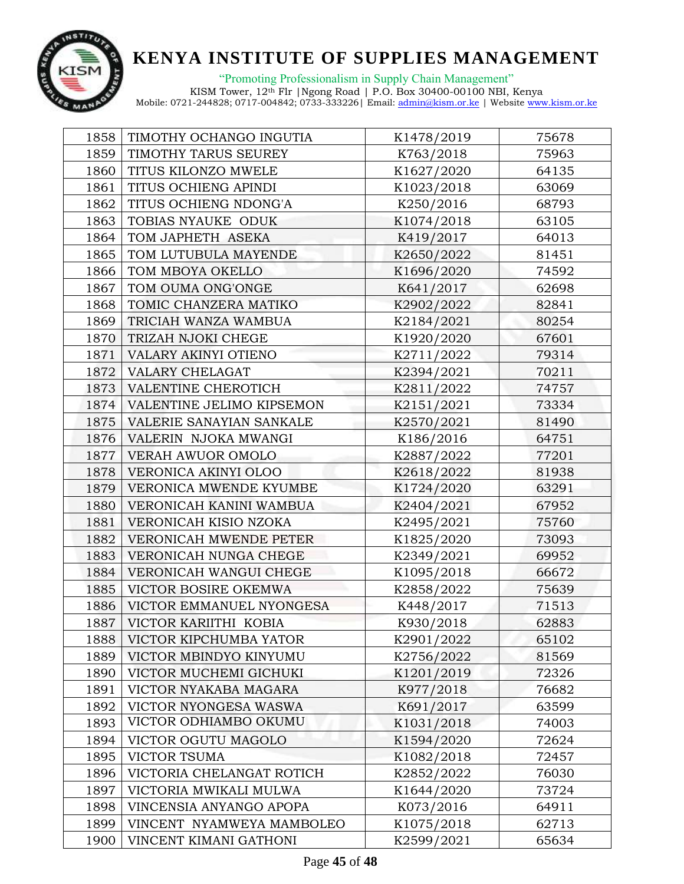# KENYA INSTITUTE OF SUPPLIES MANAGEMENT

"Promoting Professionalism in Supply Chain Management"

KISM Tower, 12th Flr |Ngong Road | P.O. Box 30400-00100 NBI, Kenya
Mobile: 0721-244828; 0717-004842; 0733-333226| Email: admin@kism.or.ke | Website www.kism.or.ke

| 1858 | TIMOTHY OCHANGO INGUTIA | K1478/2019 | 75678 |
|---|---|---|---|
| 1859 | TIMOTHY TARUS SEUREY | K763/2018 | 75963 |
| 1860 | TITUS KILONZO MWELE | K1627/2020 | 64135 |
| 1861 | TITUS OCHIENG APINDI | K1023/2018 | 63069 |
| 1862 | TITUS OCHIENG NDONG'A | K250/2016 | 68793 |
| 1863 | TOBIAS NYAUKE ODUK | K1074/2018 | 63105 |
| 1864 | TOM JAPHETH ASEKA | K419/2017 | 64013 |
| 1865 | TOM LUTUBULA MAYENDE | K2650/2022 | 81451 |
| 1866 | TOM MBOYA OKELLO | K1696/2020 | 74592 |
| 1867 | TOM OUMA ONG'ONGE | K641/2017 | 62698 |
| 1868 | TOMIC CHANZERA MATIKO | K2902/2022 | 82841 |
| 1869 | TRICIAH WANZA WAMBUA | K2184/2021 | 80254 |
| 1870 | TRIZAH NJOKI CHEGE | K1920/2020 | 67601 |
| 1871 | VALARY AKINYI OTIENO | K2711/2022 | 79314 |
| 1872 | VALARY CHELAGAT | K2394/2021 | 70211 |
| 1873 | VALENTINE CHEROTICH | K2811/2022 | 74757 |
| 1874 | VALENTINE JELIMO KIPSEMON | K2151/2021 | 73334 |
| 1875 | VALERIE SANAYIAN SANKALE | K2570/2021 | 81490 |
| 1876 | VALERIN NJOKA MWANGI | K186/2016 | 64751 |
| 1877 | VERAH AWUOR OMOLO | K2887/2022 | 77201 |
| 1878 | VERONICA AKINYI OLOO | K2618/2022 | 81938 |
| 1879 | VERONICA MWENDE KYUMBE | K1724/2020 | 63291 |
| 1880 | VERONICAH KANINI WAMBUA | K2404/2021 | 67952 |
| 1881 | VERONICAH KISIO NZOKA | K2495/2021 | 75760 |
| 1882 | VERONICAH MWENDE PETER | K1825/2020 | 73093 |
| 1883 | VERONICAH NUNGA CHEGE | K2349/2021 | 69952 |
| 1884 | VERONICAH WANGUI CHEGE | K1095/2018 | 66672 |
| 1885 | VICTOR BOSIRE OKEMWA | K2858/2022 | 75639 |
| 1886 | VICTOR EMMANUEL NYONGESA | K448/2017 | 71513 |
| 1887 | VICTOR KARIITHI KOBIA | K930/2018 | 62883 |
| 1888 | VICTOR KIPCHUMBA YATOR | K2901/2022 | 65102 |
| 1889 | VICTOR MBINDYO KINYUMU | K2756/2022 | 81569 |
| 1890 | VICTOR MUCHEMI GICHUKI | K1201/2019 | 72326 |
| 1891 | VICTOR NYAKABA MAGARA | K977/2018 | 76682 |
| 1892 | VICTOR NYONGESA WASWA | K691/2017 | 63599 |
| 1893 | VICTOR ODHIAMBO OKUMU | K1031/2018 | 74003 |
| 1894 | VICTOR OGUTU MAGOLO | K1594/2020 | 72624 |
| 1895 | VICTOR TSUMA | K1082/2018 | 72457 |
| 1896 | VICTORIA CHELANGAT ROTICH | K2852/2022 | 76030 |
| 1897 | VICTORIA MWIKALI MULWA | K1644/2020 | 73724 |
| 1898 | VINCENSIA ANYANGO APOPA | K073/2016 | 64911 |
| 1899 | VINCENT NYAMWEYA MAMBOLEO | K1075/2018 | 62713 |
| 1900 | VINCENT KIMANI GATHONI | K2599/2021 | 65634 |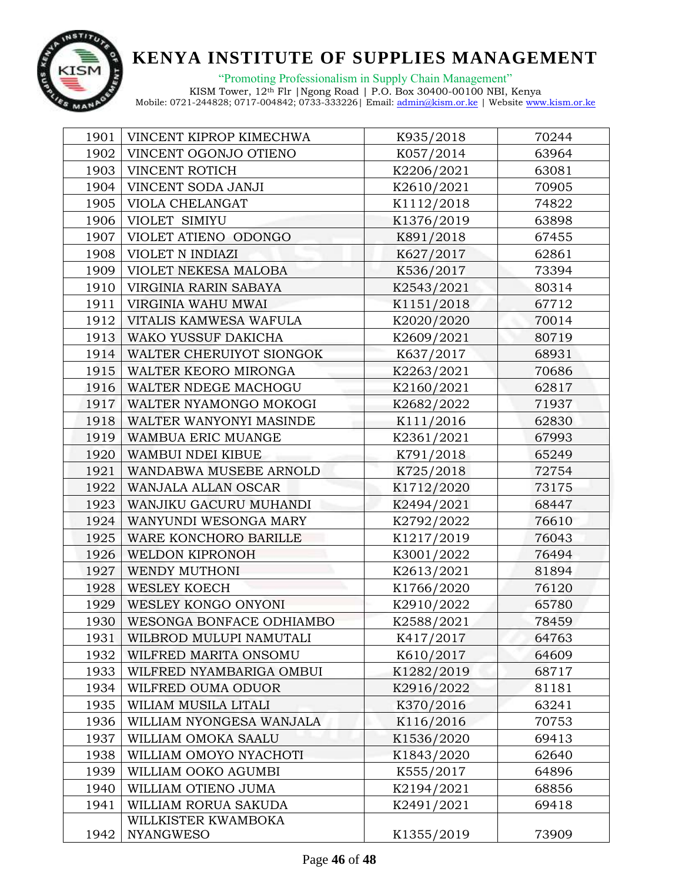| 1901 | VINCENT KIPROP KIMECHWA | K935/2018 | 70244 |
|---|---|---|---|
| 1902 | VINCENT OGONJO OTIENO | K057/2014 | 63964 |
| 1903 | VINCENT ROTICH | K2206/2021 | 63081 |
| 1904 | VINCENT SODA JANJI | K2610/2021 | 70905 |
| 1905 | VIOLA CHELANGAT | K1112/2018 | 74822 |
| 1906 | VIOLET SIMIYU | K1376/2019 | 63898 |
| 1907 | VIOLET ATIENO ODONGO | K891/2018 | 67455 |
| 1908 | VIOLET N INDIAZI | K627/2017 | 62861 |
| 1909 | VIOLET NEKESA MALOBA | K536/2017 | 73394 |
| 1910 | VIRGINIA RARIN SABAYA | K2543/2021 | 80314 |
| 1911 | VIRGINIA WAHU MWAI | K1151/2018 | 67712 |
| 1912 | VITALIS KAMWESA WAFULA | K2020/2020 | 70014 |
| 1913 | WAKO YUSSUF DAKICHA | K2609/2021 | 80719 |
| 1914 | WALTER CHERUIYOT SIONGOK | K637/2017 | 68931 |
| 1915 | WALTER KEORO MIRONGA | K2263/2021 | 70686 |
| 1916 | WALTER NDEGE MACHOGU | K2160/2021 | 62817 |
| 1917 | WALTER NYAMONGO MOKOGI | K2682/2022 | 71937 |
| 1918 | WALTER WANYONYI MASINDE | K111/2016 | 62830 |
| 1919 | WAMBUA ERIC MUANGE | K2361/2021 | 67993 |
| 1920 | WAMBUI NDEI KIBUE | K791/2018 | 65249 |
| 1921 | WANDABWA MUSEBE ARNOLD | K725/2018 | 72754 |
| 1922 | WANJALA ALLAN OSCAR | K1712/2020 | 73175 |
| 1923 | WANJIKU GACURU MUHANDI | K2494/2021 | 68447 |
| 1924 | WANYUNDI WESONGA MARY | K2792/2022 | 76610 |
| 1925 | WARE KONCHORO BARILLE | K1217/2019 | 76043 |
| 1926 | WELDON KIPRONOH | K3001/2022 | 76494 |
| 1927 | WENDY MUTHONI | K2613/2021 | 81894 |
| 1928 | WESLEY KOECH | K1766/2020 | 76120 |
| 1929 | WESLEY KONGO ONYONI | K2910/2022 | 65780 |
| 1930 | WESONGA BONFACE ODHIAMBO | K2588/2021 | 78459 |
| 1931 | WILBROD MULUPI NAMUTALI | K417/2017 | 64763 |
| 1932 | WILFRED MARITA ONSOMU | K610/2017 | 64609 |
| 1933 | WILFRED NYAMBARIGA OMBUI | K1282/2019 | 68717 |
| 1934 | WILFRED OUMA ODUOR | K2916/2022 | 81181 |
| 1935 | WILIAM MUSILA LITALI | K370/2016 | 63241 |
| 1936 | WILLIAM NYONGESA WANJALA | K116/2016 | 70753 |
| 1937 | WILLIAM OMOKA SAALU | K1536/2020 | 69413 |
| 1938 | WILLIAM OMOYO NYACHOTI | K1843/2020 | 62640 |
| 1939 | WILLIAM OOKO AGUMBI | K555/2017 | 64896 |
| 1940 | WILLIAM OTIENO JUMA | K2194/2021 | 68856 |
| 1941 | WILLIAM RORUA SAKUDA | K2491/2021 | 69418 |
| 1942 | WILLKISTER KWAMBOKA NYANGWESO | K1355/2019 | 73909 |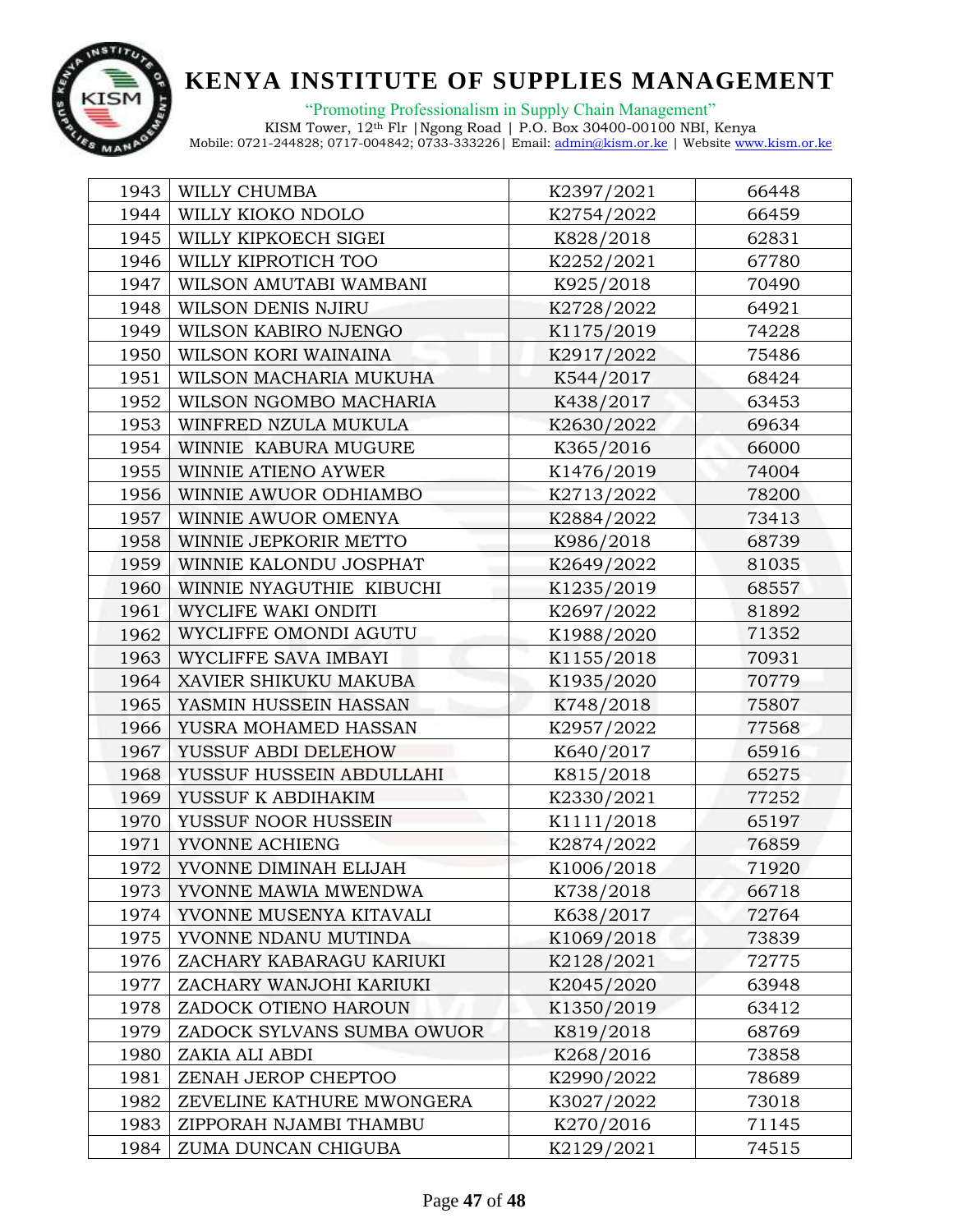# KENYA INSTITUTE OF SUPPLIES MANAGEMENT

"Promoting Professionalism in Supply Chain Management"

KISM Tower, 12th Flr |Ngong Road | P.O. Box 30400-00100 NBI, Kenya
Mobile: 0721-244828; 0717-004842; 0733-333226| Email: admin@kism.or.ke | Website www.kism.or.ke

| | | | |
|---|---|---|---|
| 1943 | WILLY CHUMBA | K2397/2021 | 66448 |
| 1944 | WILLY KIOKO NDOLO | K2754/2022 | 66459 |
| 1945 | WILLY KIPKOECH SIGEI | K828/2018 | 62831 |
| 1946 | WILLY KIPROTICH TOO | K2252/2021 | 67780 |
| 1947 | WILSON AMUTABI WAMBANI | K925/2018 | 70490 |
| 1948 | WILSON DENIS NJIRU | K2728/2022 | 64921 |
| 1949 | WILSON KABIRO NJENGO | K1175/2019 | 74228 |
| 1950 | WILSON KORI WAINAINA | K2917/2022 | 75486 |
| 1951 | WILSON MACHARIA MUKUHA | K544/2017 | 68424 |
| 1952 | WILSON NGOMBO MACHARIA | K438/2017 | 63453 |
| 1953 | WINFRED NZULA MUKULA | K2630/2022 | 69634 |
| 1954 | WINNIE KABURA MUGURE | K365/2016 | 66000 |
| 1955 | WINNIE ATIENO AYWER | K1476/2019 | 74004 |
| 1956 | WINNIE AWUOR ODHIAMBO | K2713/2022 | 78200 |
| 1957 | WINNIE AWUOR OMENYA | K2884/2022 | 73413 |
| 1958 | WINNIE JEPKORIR METTO | K986/2018 | 68739 |
| 1959 | WINNIE KALONDU JOSPHAT | K2649/2022 | 81035 |
| 1960 | WINNIE NYAGUTHIE KIBUCHI | K1235/2019 | 68557 |
| 1961 | WYCLIFE WAKI ONDITI | K2697/2022 | 81892 |
| 1962 | WYCLIFFE OMONDI AGUTU | K1988/2020 | 71352 |
| 1963 | WYCLIFFE SAVA IMBAYI | K1155/2018 | 70931 |
| 1964 | XAVIER SHIKUKU MAKUBA | K1935/2020 | 70779 |
| 1965 | YASMIN HUSSEIN HASSAN | K748/2018 | 75807 |
| 1966 | YUSRA MOHAMED HASSAN | K2957/2022 | 77568 |
| 1967 | YUSSUF ABDI DELEHOW | K640/2017 | 65916 |
| 1968 | YUSSUF HUSSEIN ABDULLAHI | K815/2018 | 65275 |
| 1969 | YUSSUF K ABDIHAKIM | K2330/2021 | 77252 |
| 1970 | YUSSUF NOOR HUSSEIN | K1111/2018 | 65197 |
| 1971 | YVONNE ACHIENG | K2874/2022 | 76859 |
| 1972 | YVONNE DIMINAH ELIJAH | K1006/2018 | 71920 |
| 1973 | YVONNE MAWIA MWENDWA | K738/2018 | 66718 |
| 1974 | YVONNE MUSENYA KITAVALI | K638/2017 | 72764 |
| 1975 | YVONNE NDANU MUTINDA | K1069/2018 | 73839 |
| 1976 | ZACHARY KABARAGU KARIUKI | K2128/2021 | 72775 |
| 1977 | ZACHARY WANJOHI KARIUKI | K2045/2020 | 63948 |
| 1978 | ZADOCK OTIENO HAROUN | K1350/2019 | 63412 |
| 1979 | ZADOCK SYLVANS SUMBA OWUOR | K819/2018 | 68769 |
| 1980 | ZAKIA ALI ABDI | K268/2016 | 73858 |
| 1981 | ZENAH JEROP CHEPTOO | K2990/2022 | 78689 |
| 1982 | ZEVELINE KATHURE MWONGERA | K3027/2022 | 73018 |
| 1983 | ZIPPORAH NJAMBI THAMBU | K270/2016 | 71145 |
| 1984 | ZUMA DUNCAN CHIGUBA | K2129/2021 | 74515 |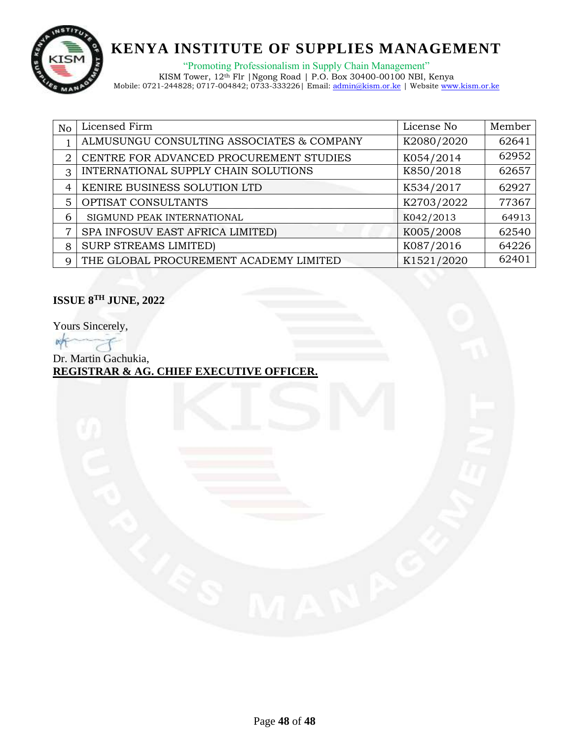# KENYA INSTITUTE OF SUPPLIES MANAGEMENT

"Promoting Professionalism in Supply Chain Management"
KISM Tower, 12th Flr |Ngong Road | P.O. Box 30400-00100 NBI, Kenya
Mobile: 0721-244828; 0717-004842; 0733-333226| Email: admin@kism.or.ke | Website www.kism.or.ke

| No | Licensed Firm | License No | Member |
|---|---|---|---|
| 1 | ALMUSUNGU CONSULTING ASSOCIATES & COMPANY | K2080/2020 | 62641 |
| 2 | CENTRE FOR ADVANCED PROCUREMENT STUDIES | K054/2014 | 62952 |
| 3 | INTERNATIONAL SUPPLY CHAIN SOLUTIONS | K850/2018 | 62657 |
| 4 | KENIRE BUSINESS SOLUTION LTD | K534/2017 | 62927 |
| 5 | OPTISAT CONSULTANTS | K2703/2022 | 77367 |
| 6 | SIGMUND PEAK INTERNATIONAL | K042/2013 | 64913 |
| 7 | SPA INFOSUV EAST AFRICA LIMITED) | K005/2008 | 62540 |
| 8 | SURP STREAMS LIMITED) | K087/2016 | 64226 |
| 9 | THE GLOBAL PROCUREMENT ACADEMY LIMITED | K1521/2020 | 62401 |

**ISSUE 8TH JUNE, 2022**

Yours Sincerely,

Dr. Martin Gachukia,
**REGISTRAR & AG. CHIEF EXECUTIVE OFFICER.**